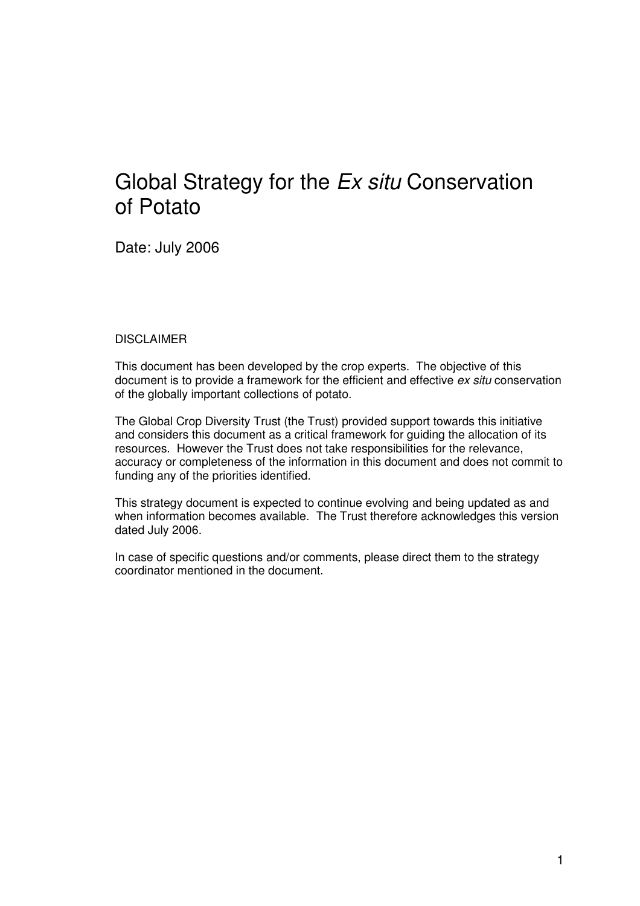# Global Strategy for the *Ex situ* Conservation of Potato

Date: July 2006

DISCLAIMER

This document has been developed by the crop experts. The objective of this document is to provide a framework for the efficient and effective *ex situ* conservation of the globally important collections of potato.

The Global Crop Diversity Trust (the Trust) provided support towards this initiative and considers this document as a critical framework for guiding the allocation of its resources. However the Trust does not take responsibilities for the relevance, accuracy or completeness of the information in this document and does not commit to funding any of the priorities identified.

This strategy document is expected to continue evolving and being updated as and when information becomes available. The Trust therefore acknowledges this version dated July 2006.

In case of specific questions and/or comments, please direct them to the strategy coordinator mentioned in the document.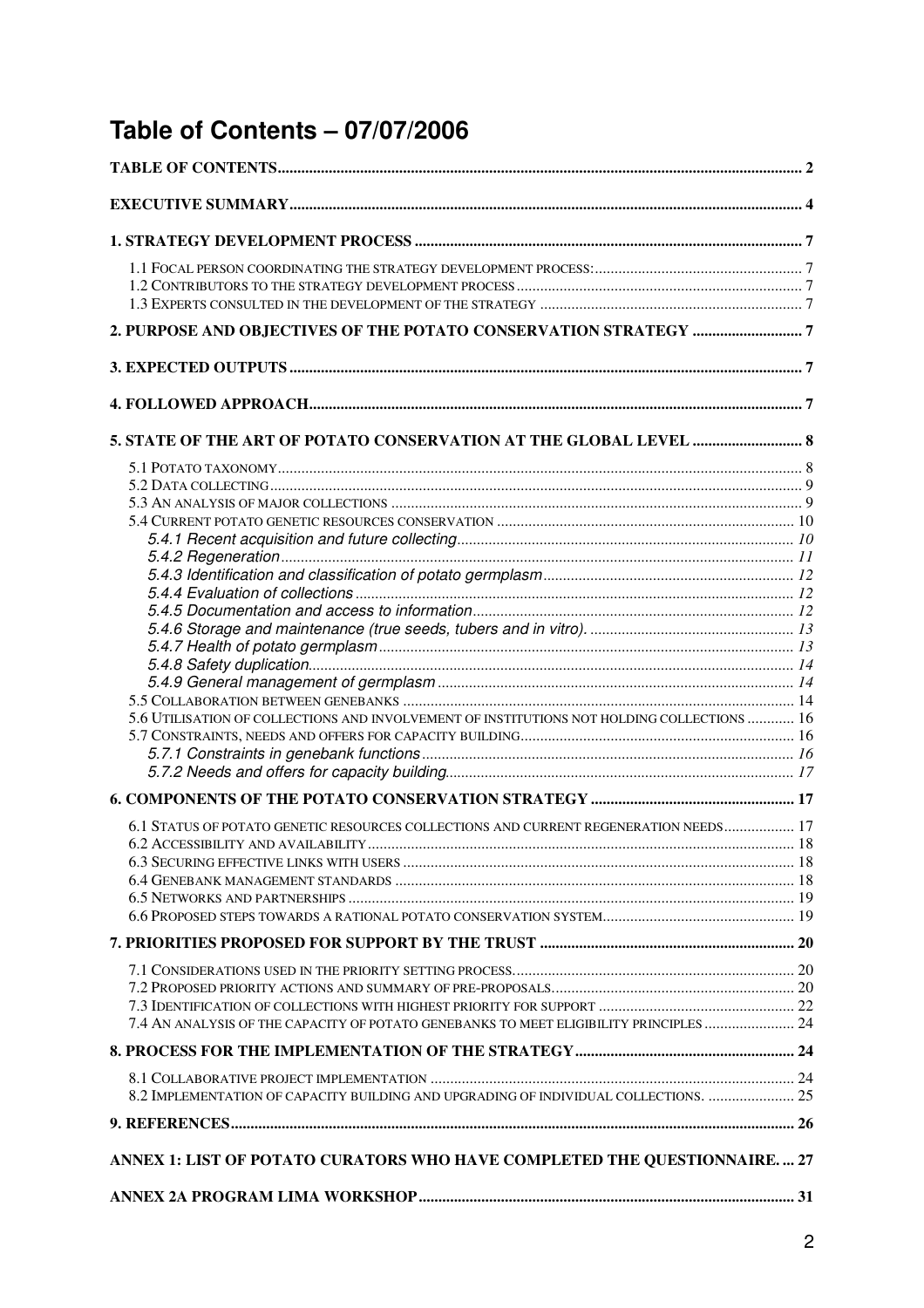# Table of Contents – 07/07/2006

TABLE OF CONTENTS ........ 2

EXECUTIVE SUMMARY ........ 4

1. STRATEGY DEVELOPMENT PROCESS ........ 7

- 1.1 Focal person coordinating the strategy development process: ........ 7
- 1.2 Contributors to the strategy development process ........ 7
- 1.3 Experts consulted in the development of the strategy ........ 7

2. PURPOSE AND OBJECTIVES OF THE POTATO CONSERVATION STRATEGY ........ 7

3. EXPECTED OUTPUTS ........ 7

4. FOLLOWED APPROACH ........ 7

5. STATE OF THE ART OF POTATO CONSERVATION AT THE GLOBAL LEVEL ........ 8

- 5.1 Potato taxonomy ........ 8
- 5.2 Data collecting ........ 9
- 5.3 An analysis of major collections ........ 9
- 5.4 Current potato genetic resources conservation ........ 10
  - *5.4.1 Recent acquisition and future collecting* ........ *10*
  - *5.4.2 Regeneration* ........ *11*
  - *5.4.3 Identification and classification of potato germplasm* ........ *12*
  - *5.4.4 Evaluation of collections* ........ *12*
  - *5.4.5 Documentation and access to information* ........ *12*
  - *5.4.6 Storage and maintenance (true seeds, tubers and in vitro).* ........ *13*
  - *5.4.7 Health of potato germplasm* ........ *13*
  - *5.4.8 Safety duplication* ........ *14*
  - *5.4.9 General management of germplasm* ........ *14*
- 5.5 Collaboration between genebanks ........ 14
- 5.6 Utilisation of collections and involvement of institutions not holding collections ........ 16
- 5.7 Constraints, needs and offers for capacity building ........ 16
  - *5.7.1 Constraints in genebank functions* ........ *16*
  - *5.7.2 Needs and offers for capacity building* ........ *17*

6. COMPONENTS OF THE POTATO CONSERVATION STRATEGY ........ 17

- 6.1 Status of potato genetic resources collections and current regeneration needs ........ 17
- 6.2 Accessibility and availability ........ 18
- 6.3 Securing effective links with users ........ 18
- 6.4 Genebank management standards ........ 18
- 6.5 Networks and partnerships ........ 19
- 6.6 Proposed steps towards a rational potato conservation system ........ 19

7. PRIORITIES PROPOSED FOR SUPPORT BY THE TRUST ........ 20

- 7.1 Considerations used in the priority setting process ........ 20
- 7.2 Proposed priority actions and summary of pre-proposals ........ 20
- 7.3 Identification of collections with highest priority for support ........ 22
- 7.4 An analysis of the capacity of potato genebanks to meet eligibility principles ........ 24

8. PROCESS FOR THE IMPLEMENTATION OF THE STRATEGY ........ 24

- 8.1 Collaborative project implementation ........ 24
- 8.2 Implementation of capacity building and upgrading of individual collections. ........ 25

9. REFERENCES ........ 26

ANNEX 1: LIST OF POTATO CURATORS WHO HAVE COMPLETED THE QUESTIONNAIRE. ... 27

ANNEX 2A PROGRAM LIMA WORKSHOP ........ 31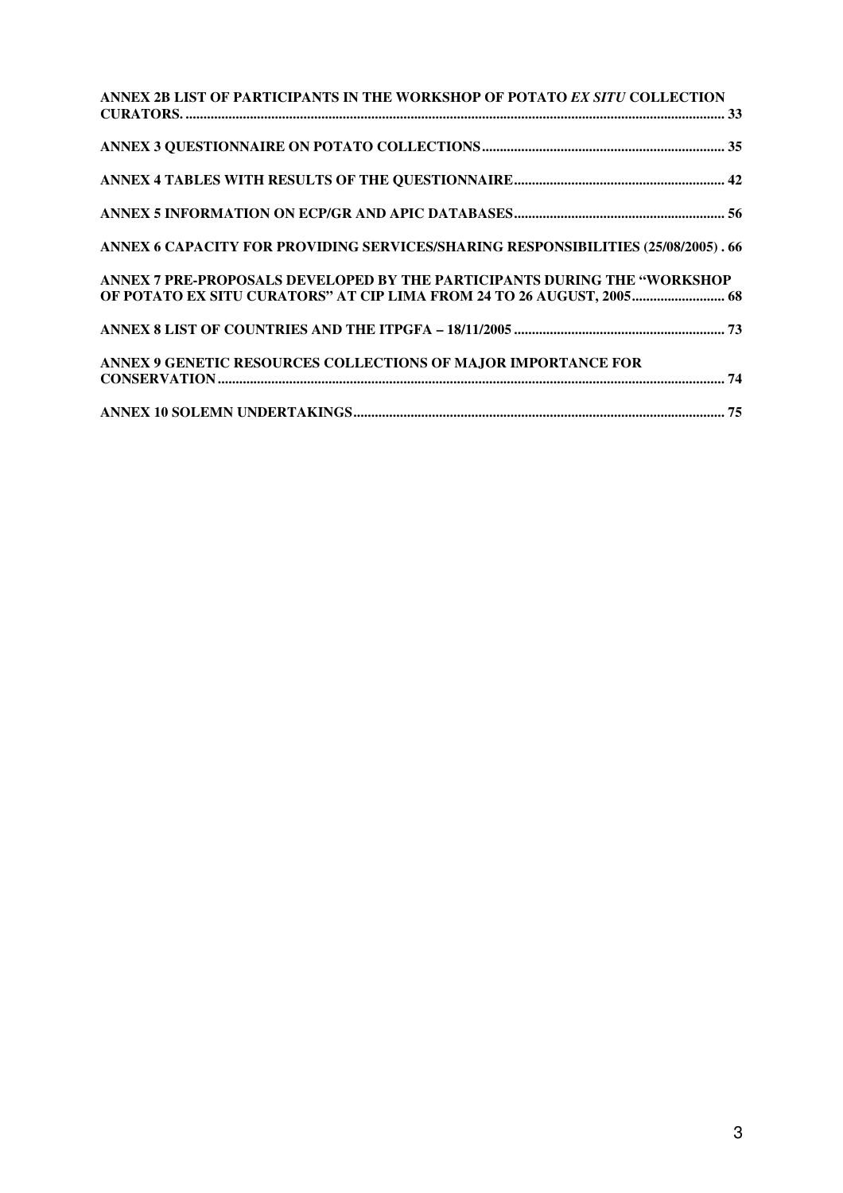**ANNEX 2B LIST OF PARTICIPANTS IN THE WORKSHOP OF POTATO *EX SITU* COLLECTION CURATORS.** ........................................................................................................ 33

**ANNEX 3 QUESTIONNAIRE ON POTATO COLLECTIONS** ........................................................ 35

**ANNEX 4 TABLES WITH RESULTS OF THE QUESTIONNAIRE** ................................................ 42

**ANNEX 5 INFORMATION ON ECP/GR AND APIC DATABASES** ............................................... 56

**ANNEX 6 CAPACITY FOR PROVIDING SERVICES/SHARING RESPONSIBILITIES (25/08/2005)** . 66

**ANNEX 7 PRE-PROPOSALS DEVELOPED BY THE PARTICIPANTS DURING THE "WORKSHOP OF POTATO EX SITU CURATORS" AT CIP LIMA FROM 24 TO 26 AUGUST, 2005** .......................... 68

**ANNEX 8 LIST OF COUNTRIES AND THE ITPGFA – 18/11/2005** ............................................... 73

**ANNEX 9 GENETIC RESOURCES COLLECTIONS OF MAJOR IMPORTANCE FOR CONSERVATION** ............................................................................................................... 74

**ANNEX 10 SOLEMN UNDERTAKINGS** ........................................................................... 75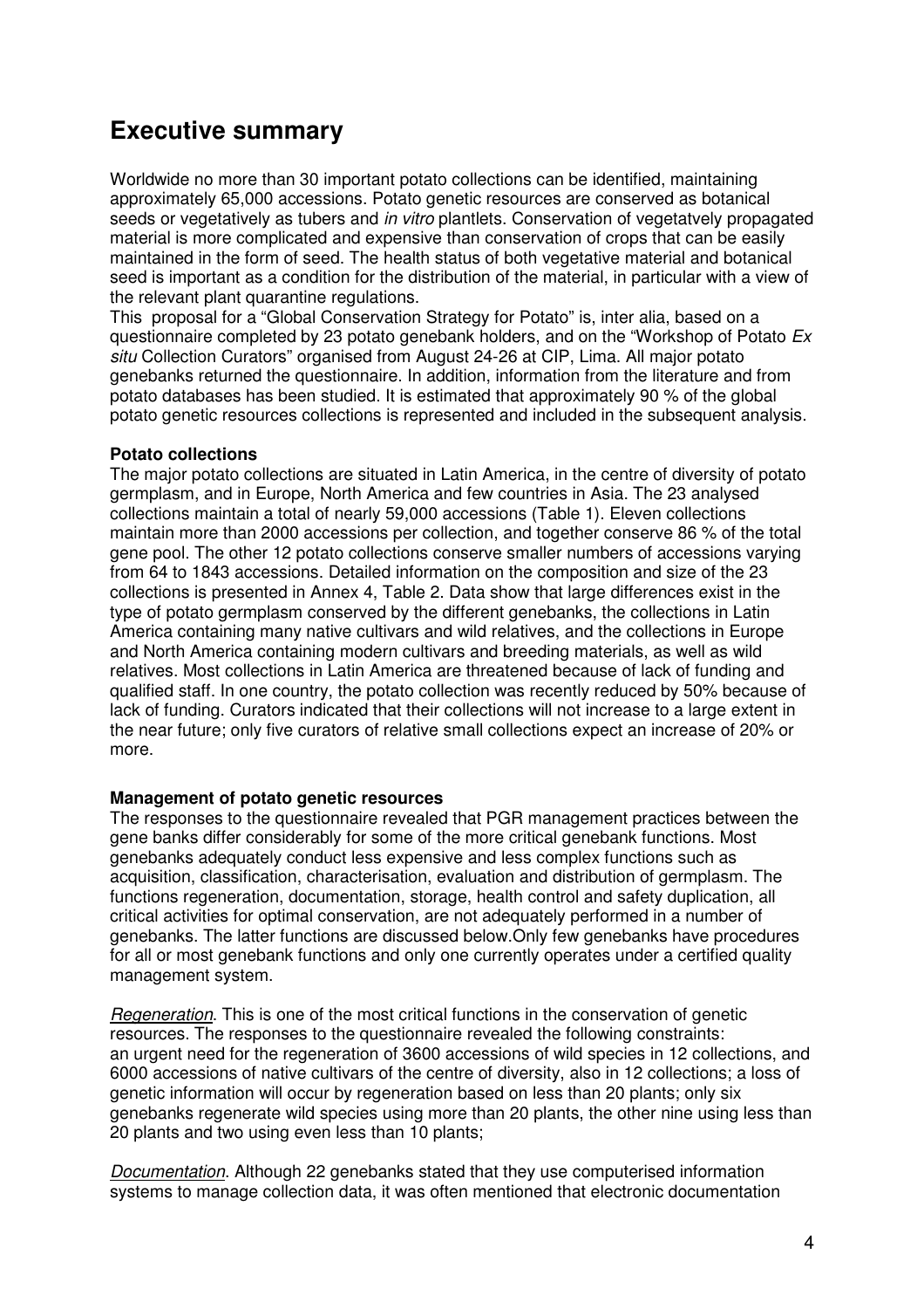## Executive summary

Worldwide no more than 30 important potato collections can be identified, maintaining approximately 65,000 accessions. Potato genetic resources are conserved as botanical seeds or vegetatively as tubers and *in vitro* plantlets. Conservation of vegetatvely propagated material is more complicated and expensive than conservation of crops that can be easily maintained in the form of seed. The health status of both vegetative material and botanical seed is important as a condition for the distribution of the material, in particular with a view of the relevant plant quarantine regulations.

This proposal for a "Global Conservation Strategy for Potato" is, inter alia, based on a questionnaire completed by 23 potato genebank holders, and on the "Workshop of Potato *Ex situ* Collection Curators" organised from August 24-26 at CIP, Lima. All major potato genebanks returned the questionnaire. In addition, information from the literature and from potato databases has been studied. It is estimated that approximately 90 % of the global potato genetic resources collections is represented and included in the subsequent analysis.

**Potato collections**

The major potato collections are situated in Latin America, in the centre of diversity of potato germplasm, and in Europe, North America and few countries in Asia. The 23 analysed collections maintain a total of nearly 59,000 accessions (Table 1). Eleven collections maintain more than 2000 accessions per collection, and together conserve 86 % of the total gene pool. The other 12 potato collections conserve smaller numbers of accessions varying from 64 to 1843 accessions. Detailed information on the composition and size of the 23 collections is presented in Annex 4, Table 2. Data show that large differences exist in the type of potato germplasm conserved by the different genebanks, the collections in Latin America containing many native cultivars and wild relatives, and the collections in Europe and North America containing modern cultivars and breeding materials, as well as wild relatives. Most collections in Latin America are threatened because of lack of funding and qualified staff. In one country, the potato collection was recently reduced by 50% because of lack of funding. Curators indicated that their collections will not increase to a large extent in the near future; only five curators of relative small collections expect an increase of 20% or more.

**Management of potato genetic resources**

The responses to the questionnaire revealed that PGR management practices between the gene banks differ considerably for some of the more critical genebank functions. Most genebanks adequately conduct less expensive and less complex functions such as acquisition, classification, characterisation, evaluation and distribution of germplasm. The functions regeneration, documentation, storage, health control and safety duplication, all critical activities for optimal conservation, are not adequately performed in a number of genebanks. The latter functions are discussed below.Only few genebanks have procedures for all or most genebank functions and only one currently operates under a certified quality management system.

*Regeneration*. This is one of the most critical functions in the conservation of genetic resources. The responses to the questionnaire revealed the following constraints: an urgent need for the regeneration of 3600 accessions of wild species in 12 collections, and 6000 accessions of native cultivars of the centre of diversity, also in 12 collections; a loss of genetic information will occur by regeneration based on less than 20 plants; only six genebanks regenerate wild species using more than 20 plants, the other nine using less than 20 plants and two using even less than 10 plants;

*Documentation*. Although 22 genebanks stated that they use computerised information systems to manage collection data, it was often mentioned that electronic documentation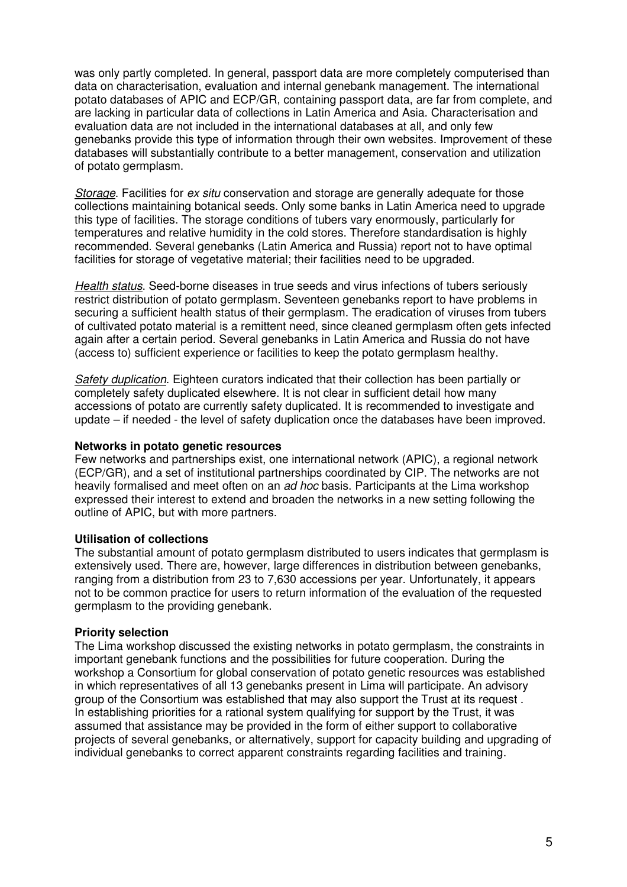was only partly completed. In general, passport data are more completely computerised than data on characterisation, evaluation and internal genebank management. The international potato databases of APIC and ECP/GR, containing passport data, are far from complete, and are lacking in particular data of collections in Latin America and Asia. Characterisation and evaluation data are not included in the international databases at all, and only few genebanks provide this type of information through their own websites. Improvement of these databases will substantially contribute to a better management, conservation and utilization of potato germplasm.

*Storage*. Facilities for *ex situ* conservation and storage are generally adequate for those collections maintaining botanical seeds. Only some banks in Latin America need to upgrade this type of facilities. The storage conditions of tubers vary enormously, particularly for temperatures and relative humidity in the cold stores. Therefore standardisation is highly recommended. Several genebanks (Latin America and Russia) report not to have optimal facilities for storage of vegetative material; their facilities need to be upgraded.

*Health status*. Seed-borne diseases in true seeds and virus infections of tubers seriously restrict distribution of potato germplasm. Seventeen genebanks report to have problems in securing a sufficient health status of their germplasm. The eradication of viruses from tubers of cultivated potato material is a remittent need, since cleaned germplasm often gets infected again after a certain period. Several genebanks in Latin America and Russia do not have (access to) sufficient experience or facilities to keep the potato germplasm healthy.

*Safety duplication*. Eighteen curators indicated that their collection has been partially or completely safety duplicated elsewhere. It is not clear in sufficient detail how many accessions of potato are currently safety duplicated. It is recommended to investigate and update – if needed - the level of safety duplication once the databases have been improved.

**Networks in potato genetic resources**

Few networks and partnerships exist, one international network (APIC), a regional network (ECP/GR), and a set of institutional partnerships coordinated by CIP. The networks are not heavily formalised and meet often on an *ad hoc* basis. Participants at the Lima workshop expressed their interest to extend and broaden the networks in a new setting following the outline of APIC, but with more partners.

**Utilisation of collections**

The substantial amount of potato germplasm distributed to users indicates that germplasm is extensively used. There are, however, large differences in distribution between genebanks, ranging from a distribution from 23 to 7,630 accessions per year. Unfortunately, it appears not to be common practice for users to return information of the evaluation of the requested germplasm to the providing genebank.

**Priority selection**

The Lima workshop discussed the existing networks in potato germplasm, the constraints in important genebank functions and the possibilities for future cooperation. During the workshop a Consortium for global conservation of potato genetic resources was established in which representatives of all 13 genebanks present in Lima will participate. An advisory group of the Consortium was established that may also support the Trust at its request .
In establishing priorities for a rational system qualifying for support by the Trust, it was assumed that assistance may be provided in the form of either support to collaborative projects of several genebanks, or alternatively, support for capacity building and upgrading of individual genebanks to correct apparent constraints regarding facilities and training.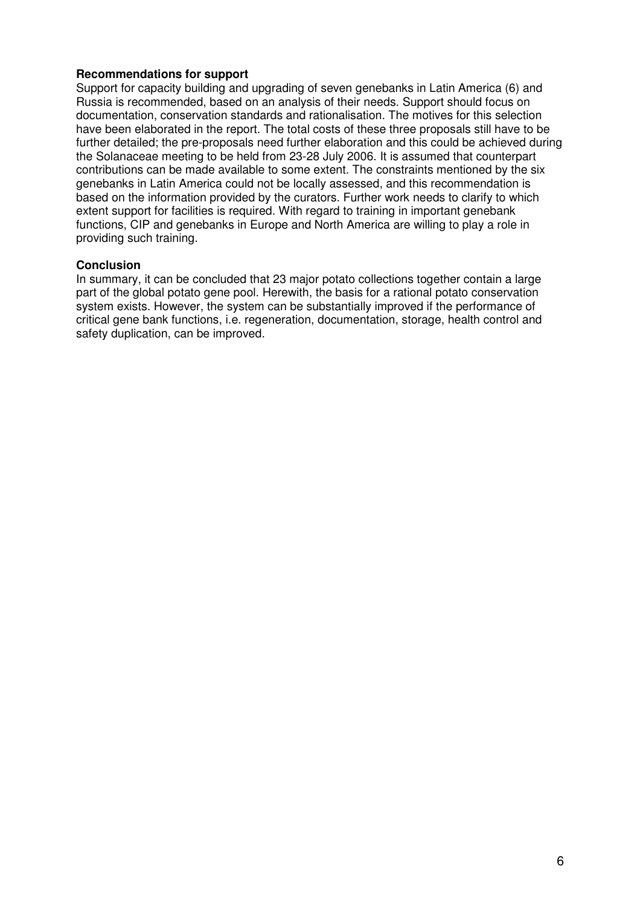**Recommendations for support**

Support for capacity building and upgrading of seven genebanks in Latin America (6) and Russia is recommended, based on an analysis of their needs. Support should focus on documentation, conservation standards and rationalisation. The motives for this selection have been elaborated in the report. The total costs of these three proposals still have to be further detailed; the pre-proposals need further elaboration and this could be achieved during the Solanaceae meeting to be held from 23-28 July 2006. It is assumed that counterpart contributions can be made available to some extent. The constraints mentioned by the six genebanks in Latin America could not be locally assessed, and this recommendation is based on the information provided by the curators. Further work needs to clarify to which extent support for facilities is required. With regard to training in important genebank functions, CIP and genebanks in Europe and North America are willing to play a role in providing such training.

**Conclusion**

In summary, it can be concluded that 23 major potato collections together contain a large part of the global potato gene pool. Herewith, the basis for a rational potato conservation system exists. However, the system can be substantially improved if the performance of critical gene bank functions, i.e. regeneration, documentation, storage, health control and safety duplication, can be improved.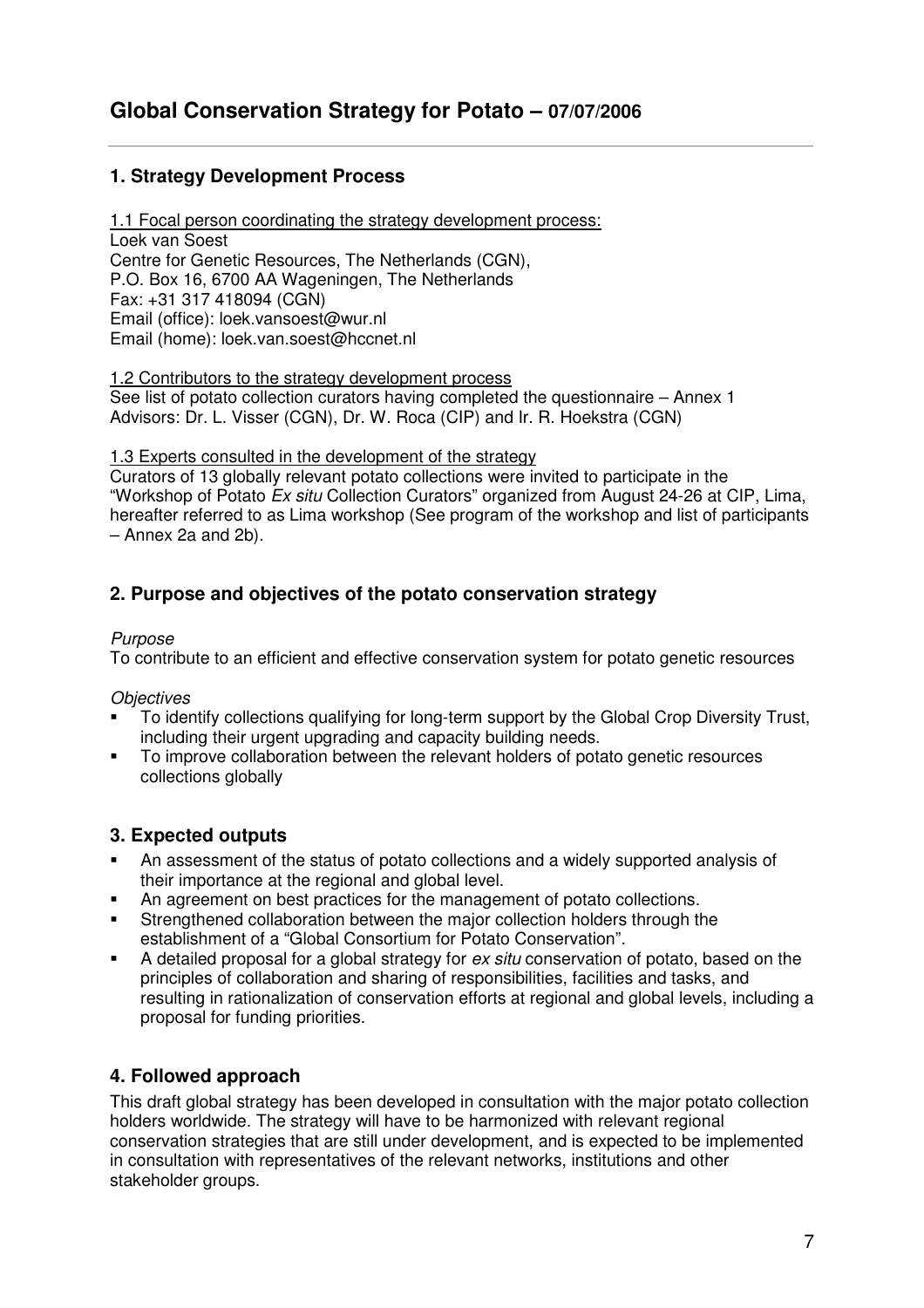# Global Conservation Strategy for Potato – 07/07/2006

## 1. Strategy Development Process

1.1 Focal person coordinating the strategy development process:
Loek van Soest
Centre for Genetic Resources, The Netherlands (CGN),
P.O. Box 16, 6700 AA Wageningen, The Netherlands
Fax: +31 317 418094 (CGN)
Email (office): loek.vansoest@wur.nl
Email (home): loek.van.soest@hccnet.nl

1.2 Contributors to the strategy development process
See list of potato collection curators having completed the questionnaire – Annex 1
Advisors: Dr. L. Visser (CGN), Dr. W. Roca (CIP) and Ir. R. Hoekstra (CGN)

1.3 Experts consulted in the development of the strategy
Curators of 13 globally relevant potato collections were invited to participate in the "Workshop of Potato *Ex situ* Collection Curators" organized from August 24-26 at CIP, Lima, hereafter referred to as Lima workshop (See program of the workshop and list of participants – Annex 2a and 2b).

## 2. Purpose and objectives of the potato conservation strategy

*Purpose*
To contribute to an efficient and effective conservation system for potato genetic resources

*Objectives*

- To identify collections qualifying for long-term support by the Global Crop Diversity Trust, including their urgent upgrading and capacity building needs.
- To improve collaboration between the relevant holders of potato genetic resources collections globally

## 3. Expected outputs

- An assessment of the status of potato collections and a widely supported analysis of their importance at the regional and global level.
- An agreement on best practices for the management of potato collections.
- Strengthened collaboration between the major collection holders through the establishment of a "Global Consortium for Potato Conservation".
- A detailed proposal for a global strategy for *ex situ* conservation of potato, based on the principles of collaboration and sharing of responsibilities, facilities and tasks, and resulting in rationalization of conservation efforts at regional and global levels, including a proposal for funding priorities.

## 4. Followed approach

This draft global strategy has been developed in consultation with the major potato collection holders worldwide. The strategy will have to be harmonized with relevant regional conservation strategies that are still under development, and is expected to be implemented in consultation with representatives of the relevant networks, institutions and other stakeholder groups.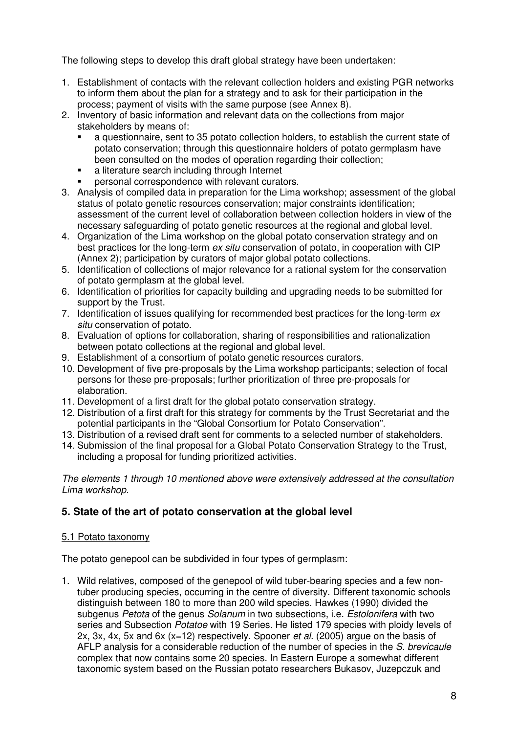The following steps to develop this draft global strategy have been undertaken:

1. Establishment of contacts with the relevant collection holders and existing PGR networks to inform them about the plan for a strategy and to ask for their participation in the process; payment of visits with the same purpose (see Annex 8).
2. Inventory of basic information and relevant data on the collections from major stakeholders by means of:
   - a questionnaire, sent to 35 potato collection holders, to establish the current state of potato conservation; through this questionnaire holders of potato germplasm have been consulted on the modes of operation regarding their collection;
   - a literature search including through Internet
   - personal correspondence with relevant curators.
3. Analysis of compiled data in preparation for the Lima workshop; assessment of the global status of potato genetic resources conservation; major constraints identification; assessment of the current level of collaboration between collection holders in view of the necessary safeguarding of potato genetic resources at the regional and global level.
4. Organization of the Lima workshop on the global potato conservation strategy and on best practices for the long-term *ex situ* conservation of potato, in cooperation with CIP (Annex 2); participation by curators of major global potato collections.
5. Identification of collections of major relevance for a rational system for the conservation of potato germplasm at the global level.
6. Identification of priorities for capacity building and upgrading needs to be submitted for support by the Trust.
7. Identification of issues qualifying for recommended best practices for the long-term *ex situ* conservation of potato.
8. Evaluation of options for collaboration, sharing of responsibilities and rationalization between potato collections at the regional and global level.
9. Establishment of a consortium of potato genetic resources curators.
10. Development of five pre-proposals by the Lima workshop participants; selection of focal persons for these pre-proposals; further prioritization of three pre-proposals for elaboration.
11. Development of a first draft for the global potato conservation strategy.
12. Distribution of a first draft for this strategy for comments by the Trust Secretariat and the potential participants in the "Global Consortium for Potato Conservation".
13. Distribution of a revised draft sent for comments to a selected number of stakeholders.
14. Submission of the final proposal for a Global Potato Conservation Strategy to the Trust, including a proposal for funding prioritized activities.

*The elements 1 through 10 mentioned above were extensively addressed at the consultation Lima workshop.*

## 5. State of the art of potato conservation at the global level

### 5.1 Potato taxonomy

The potato genepool can be subdivided in four types of germplasm:

1. Wild relatives, composed of the genepool of wild tuber-bearing species and a few non-tuber producing species, occurring in the centre of diversity. Different taxonomic schools distinguish between 180 to more than 200 wild species. Hawkes (1990) divided the subgenus *Petota* of the genus *Solanum* in two subsections, i.e. *Estolonifera* with two series and Subsection *Potatoe* with 19 Series. He listed 179 species with ploidy levels of 2x, 3x, 4x, 5x and 6x (x=12) respectively. Spooner *et al.* (2005) argue on the basis of AFLP analysis for a considerable reduction of the number of species in the *S. brevicaule* complex that now contains some 20 species. In Eastern Europe a somewhat different taxonomic system based on the Russian potato researchers Bukasov, Juzepczuk and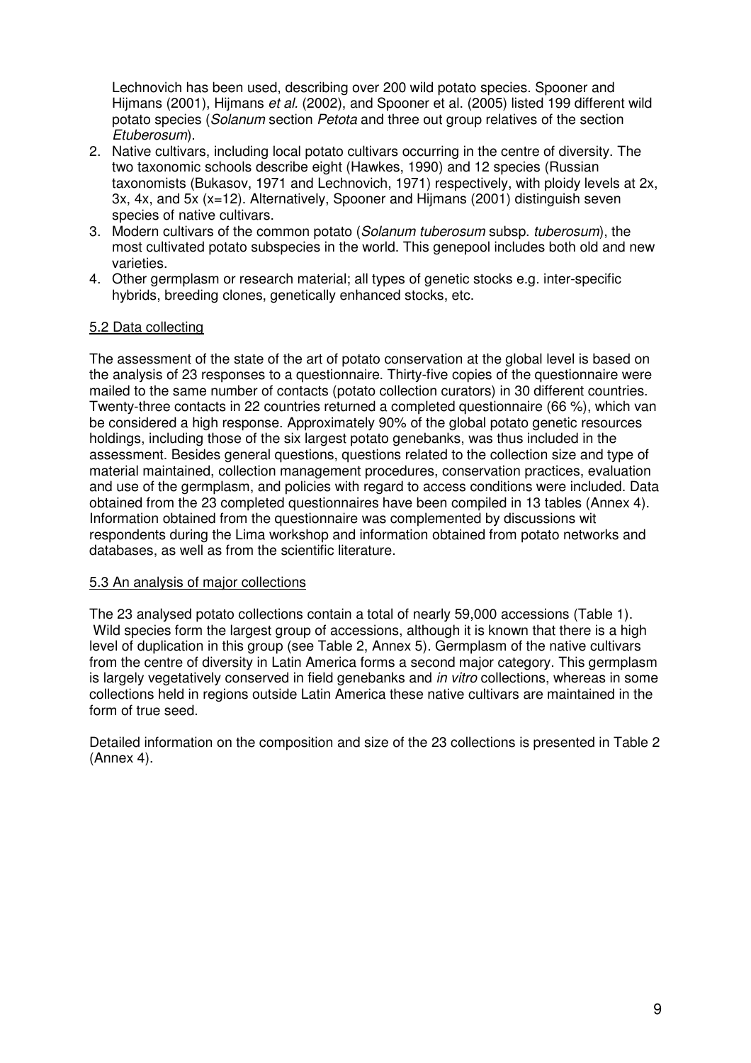Lechnovich has been used, describing over 200 wild potato species. Spooner and Hijmans (2001), Hijmans *et al.* (2002), and Spooner et al. (2005) listed 199 different wild potato species (*Solanum* section *Petota* and three out group relatives of the section *Etuberosum*).

2. Native cultivars, including local potato cultivars occurring in the centre of diversity. The two taxonomic schools describe eight (Hawkes, 1990) and 12 species (Russian taxonomists (Bukasov, 1971 and Lechnovich, 1971) respectively, with ploidy levels at 2x, 3x, 4x, and 5x (x=12). Alternatively, Spooner and Hijmans (2001) distinguish seven species of native cultivars.
3. Modern cultivars of the common potato (*Solanum tuberosum* subsp. *tuberosum*), the most cultivated potato subspecies in the world. This genepool includes both old and new varieties.
4. Other germplasm or research material; all types of genetic stocks e.g. inter-specific hybrids, breeding clones, genetically enhanced stocks, etc.

## 5.2 Data collecting

The assessment of the state of the art of potato conservation at the global level is based on the analysis of 23 responses to a questionnaire. Thirty-five copies of the questionnaire were mailed to the same number of contacts (potato collection curators) in 30 different countries. Twenty-three contacts in 22 countries returned a completed questionnaire (66 %), which van be considered a high response. Approximately 90% of the global potato genetic resources holdings, including those of the six largest potato genebanks, was thus included in the assessment. Besides general questions, questions related to the collection size and type of material maintained, collection management procedures, conservation practices, evaluation and use of the germplasm, and policies with regard to access conditions were included. Data obtained from the 23 completed questionnaires have been compiled in 13 tables (Annex 4). Information obtained from the questionnaire was complemented by discussions wit respondents during the Lima workshop and information obtained from potato networks and databases, as well as from the scientific literature.

## 5.3 An analysis of major collections

The 23 analysed potato collections contain a total of nearly 59,000 accessions (Table 1). Wild species form the largest group of accessions, although it is known that there is a high level of duplication in this group (see Table 2, Annex 5). Germplasm of the native cultivars from the centre of diversity in Latin America forms a second major category. This germplasm is largely vegetatively conserved in field genebanks and *in vitro* collections, whereas in some collections held in regions outside Latin America these native cultivars are maintained in the form of true seed.

Detailed information on the composition and size of the 23 collections is presented in Table 2 (Annex 4).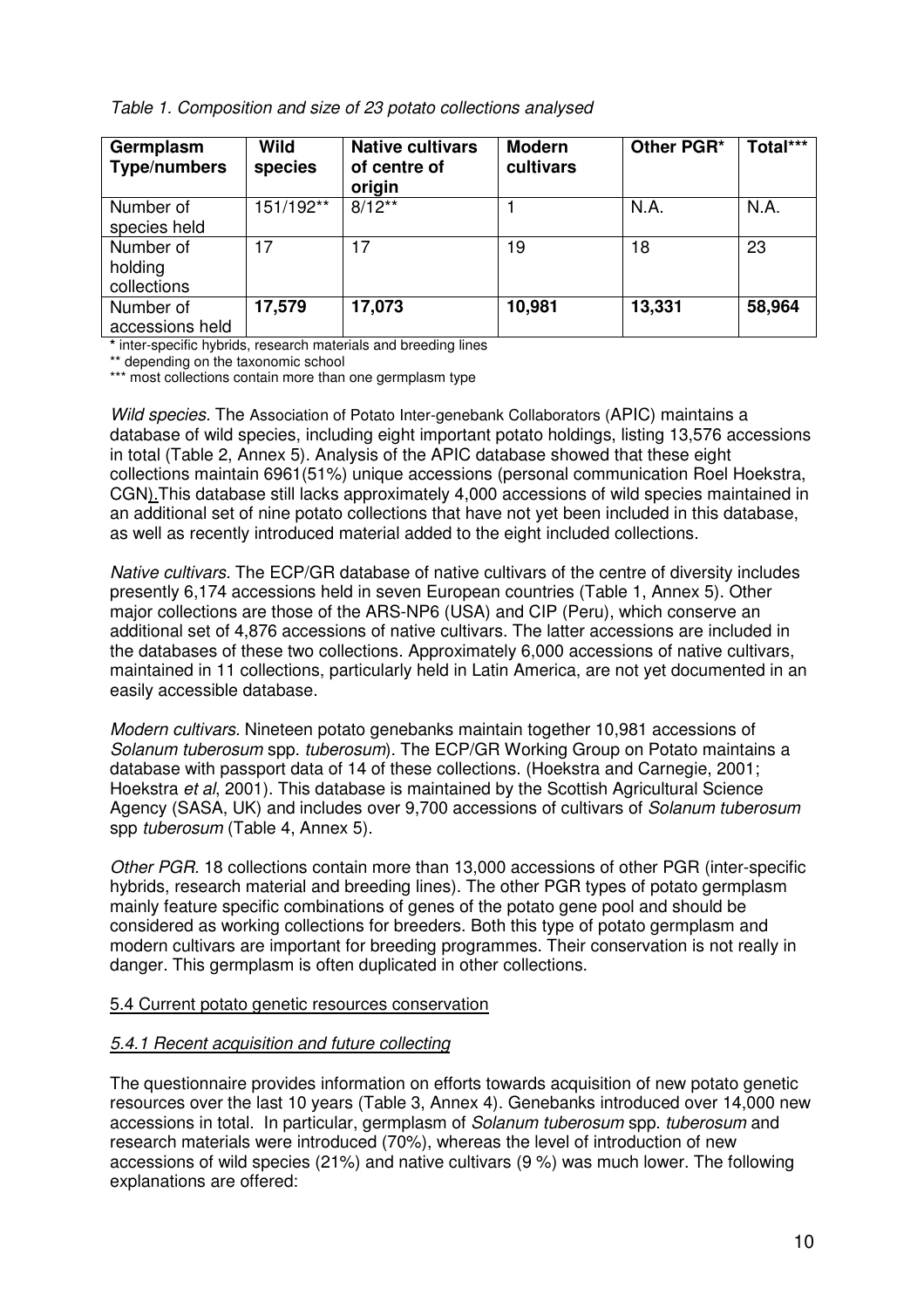*Table 1. Composition and size of 23 potato collections analysed*

| Germplasm Type/numbers | Wild species | Native cultivars of centre of origin | Modern cultivars | Other PGR* | Total*** |
|---|---|---|---|---|---|
| Number of species held | 151/192** | 8/12** | 1 | N.A. | N.A. |
| Number of holding collections | 17 | 17 | 19 | 18 | 23 |
| Number of accessions held | **17,579** | **17,073** | **10,981** | **13,331** | **58,964** |

\* inter-specific hybrids, research materials and breeding lines
\** depending on the taxonomic school
\*** most collections contain more than one germplasm type

*Wild species.* The Association of Potato Inter-genebank Collaborators (APIC) maintains a database of wild species, including eight important potato holdings, listing 13,576 accessions in total (Table 2, Annex 5). Analysis of the APIC database showed that these eight collections maintain 6961(51%) unique accessions (personal communication Roel Hoekstra, CGN).This database still lacks approximately 4,000 accessions of wild species maintained in an additional set of nine potato collections that have not yet been included in this database, as well as recently introduced material added to the eight included collections.

*Native cultivars.* The ECP/GR database of native cultivars of the centre of diversity includes presently 6,174 accessions held in seven European countries (Table 1, Annex 5). Other major collections are those of the ARS-NP6 (USA) and CIP (Peru), which conserve an additional set of 4,876 accessions of native cultivars. The latter accessions are included in the databases of these two collections. Approximately 6,000 accessions of native cultivars, maintained in 11 collections, particularly held in Latin America, are not yet documented in an easily accessible database.

*Modern cultivars.* Nineteen potato genebanks maintain together 10,981 accessions of *Solanum tuberosum* spp. *tuberosum*). The ECP/GR Working Group on Potato maintains a database with passport data of 14 of these collections. (Hoekstra and Carnegie, 2001; Hoekstra *et al*, 2001). This database is maintained by the Scottish Agricultural Science Agency (SASA, UK) and includes over 9,700 accessions of cultivars of *Solanum tuberosum* spp *tuberosum* (Table 4, Annex 5).

*Other PGR.* 18 collections contain more than 13,000 accessions of other PGR (inter-specific hybrids, research material and breeding lines). The other PGR types of potato germplasm mainly feature specific combinations of genes of the potato gene pool and should be considered as working collections for breeders. Both this type of potato germplasm and modern cultivars are important for breeding programmes. Their conservation is not really in danger. This germplasm is often duplicated in other collections.

## 5.4 Current potato genetic resources conservation

### *5.4.1 Recent acquisition and future collecting*

The questionnaire provides information on efforts towards acquisition of new potato genetic resources over the last 10 years (Table 3, Annex 4). Genebanks introduced over 14,000 new accessions in total. In particular, germplasm of *Solanum tuberosum* spp. *tuberosum* and research materials were introduced (70%), whereas the level of introduction of new accessions of wild species (21%) and native cultivars (9 %) was much lower. The following explanations are offered: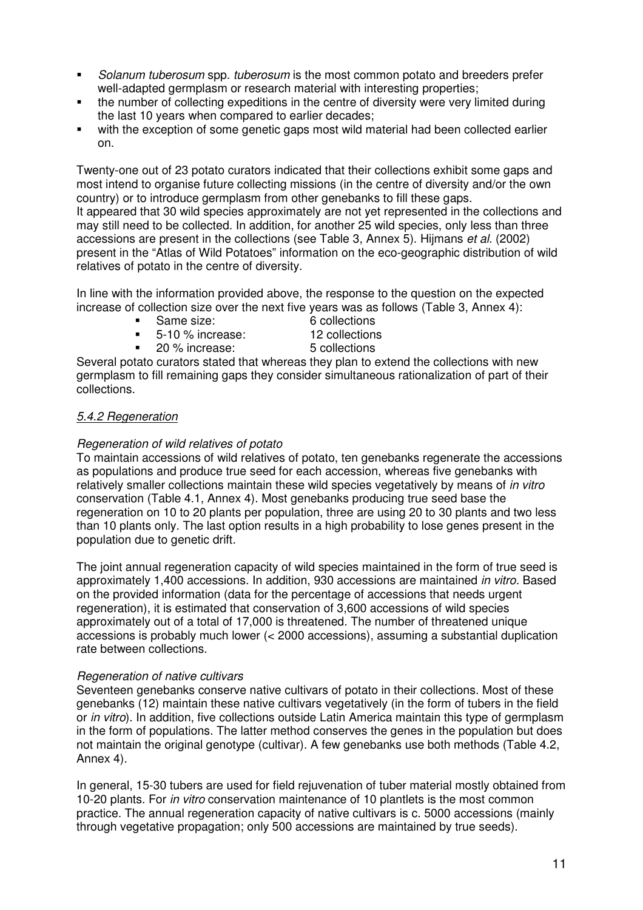- *Solanum tuberosum* spp. *tuberosum* is the most common potato and breeders prefer well-adapted germplasm or research material with interesting properties;
- the number of collecting expeditions in the centre of diversity were very limited during the last 10 years when compared to earlier decades;
- with the exception of some genetic gaps most wild material had been collected earlier on.

Twenty-one out of 23 potato curators indicated that their collections exhibit some gaps and most intend to organise future collecting missions (in the centre of diversity and/or the own country) or to introduce germplasm from other genebanks to fill these gaps.
It appeared that 30 wild species approximately are not yet represented in the collections and may still need to be collected. In addition, for another 25 wild species, only less than three accessions are present in the collections (see Table 3, Annex 5). Hijmans *et al.* (2002) present in the "Atlas of Wild Potatoes" information on the eco-geographic distribution of wild relatives of potato in the centre of diversity.

In line with the information provided above, the response to the question on the expected increase of collection size over the next five years was as follows (Table 3, Annex 4):

- Same size: 6 collections
- 5-10 % increase: 12 collections
- 20 % increase: 5 collections

Several potato curators stated that whereas they plan to extend the collections with new germplasm to fill remaining gaps they consider simultaneous rationalization of part of their collections.

### *5.4.2 Regeneration*

*Regeneration of wild relatives of potato*

To maintain accessions of wild relatives of potato, ten genebanks regenerate the accessions as populations and produce true seed for each accession, whereas five genebanks with relatively smaller collections maintain these wild species vegetatively by means of *in vitro* conservation (Table 4.1, Annex 4). Most genebanks producing true seed base the regeneration on 10 to 20 plants per population, three are using 20 to 30 plants and two less than 10 plants only. The last option results in a high probability to lose genes present in the population due to genetic drift.

The joint annual regeneration capacity of wild species maintained in the form of true seed is approximately 1,400 accessions. In addition, 930 accessions are maintained *in vitro.* Based on the provided information (data for the percentage of accessions that needs urgent regeneration), it is estimated that conservation of 3,600 accessions of wild species approximately out of a total of 17,000 is threatened. The number of threatened unique accessions is probably much lower (< 2000 accessions), assuming a substantial duplication rate between collections.

*Regeneration of native cultivars*

Seventeen genebanks conserve native cultivars of potato in their collections. Most of these genebanks (12) maintain these native cultivars vegetatively (in the form of tubers in the field or *in vitro*). In addition, five collections outside Latin America maintain this type of germplasm in the form of populations. The latter method conserves the genes in the population but does not maintain the original genotype (cultivar). A few genebanks use both methods (Table 4.2, Annex 4).

In general, 15-30 tubers are used for field rejuvenation of tuber material mostly obtained from 10-20 plants. For *in vitro* conservation maintenance of 10 plantlets is the most common practice. The annual regeneration capacity of native cultivars is c. 5000 accessions (mainly through vegetative propagation; only 500 accessions are maintained by true seeds).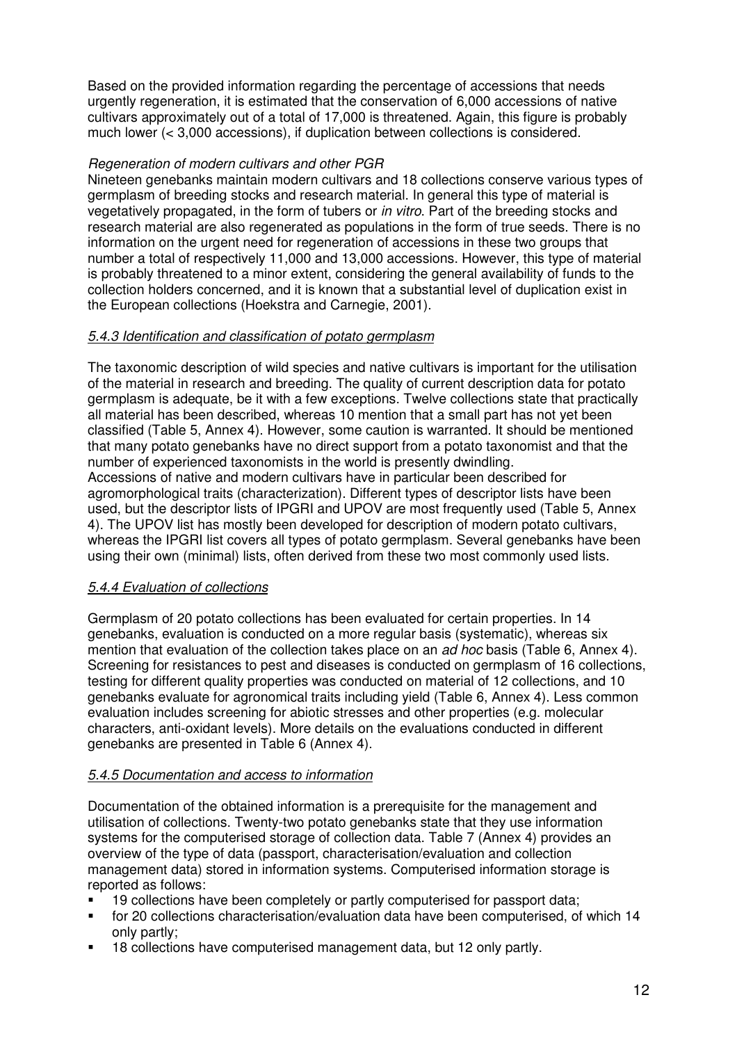Based on the provided information regarding the percentage of accessions that needs urgently regeneration, it is estimated that the conservation of 6,000 accessions of native cultivars approximately out of a total of 17,000 is threatened. Again, this figure is probably much lower (< 3,000 accessions), if duplication between collections is considered.

*Regeneration of modern cultivars and other PGR*

Nineteen genebanks maintain modern cultivars and 18 collections conserve various types of germplasm of breeding stocks and research material. In general this type of material is vegetatively propagated, in the form of tubers or *in vitro*. Part of the breeding stocks and research material are also regenerated as populations in the form of true seeds. There is no information on the urgent need for regeneration of accessions in these two groups that number a total of respectively 11,000 and 13,000 accessions. However, this type of material is probably threatened to a minor extent, considering the general availability of funds to the collection holders concerned, and it is known that a substantial level of duplication exist in the European collections (Hoekstra and Carnegie, 2001).

### *5.4.3 Identification and classification of potato germplasm*

The taxonomic description of wild species and native cultivars is important for the utilisation of the material in research and breeding. The quality of current description data for potato germplasm is adequate, be it with a few exceptions. Twelve collections state that practically all material has been described, whereas 10 mention that a small part has not yet been classified (Table 5, Annex 4). However, some caution is warranted. It should be mentioned that many potato genebanks have no direct support from a potato taxonomist and that the number of experienced taxonomists in the world is presently dwindling.
Accessions of native and modern cultivars have in particular been described for agromorphological traits (characterization). Different types of descriptor lists have been used, but the descriptor lists of IPGRI and UPOV are most frequently used (Table 5, Annex 4). The UPOV list has mostly been developed for description of modern potato cultivars, whereas the IPGRI list covers all types of potato germplasm. Several genebanks have been using their own (minimal) lists, often derived from these two most commonly used lists.

### *5.4.4 Evaluation of collections*

Germplasm of 20 potato collections has been evaluated for certain properties. In 14 genebanks, evaluation is conducted on a more regular basis (systematic), whereas six mention that evaluation of the collection takes place on an *ad hoc* basis (Table 6, Annex 4). Screening for resistances to pest and diseases is conducted on germplasm of 16 collections, testing for different quality properties was conducted on material of 12 collections, and 10 genebanks evaluate for agronomical traits including yield (Table 6, Annex 4). Less common evaluation includes screening for abiotic stresses and other properties (e.g. molecular characters, anti-oxidant levels). More details on the evaluations conducted in different genebanks are presented in Table 6 (Annex 4).

### *5.4.5 Documentation and access to information*

Documentation of the obtained information is a prerequisite for the management and utilisation of collections. Twenty-two potato genebanks state that they use information systems for the computerised storage of collection data. Table 7 (Annex 4) provides an overview of the type of data (passport, characterisation/evaluation and collection management data) stored in information systems. Computerised information storage is reported as follows:

- 19 collections have been completely or partly computerised for passport data;
- for 20 collections characterisation/evaluation data have been computerised, of which 14 only partly;
- 18 collections have computerised management data, but 12 only partly.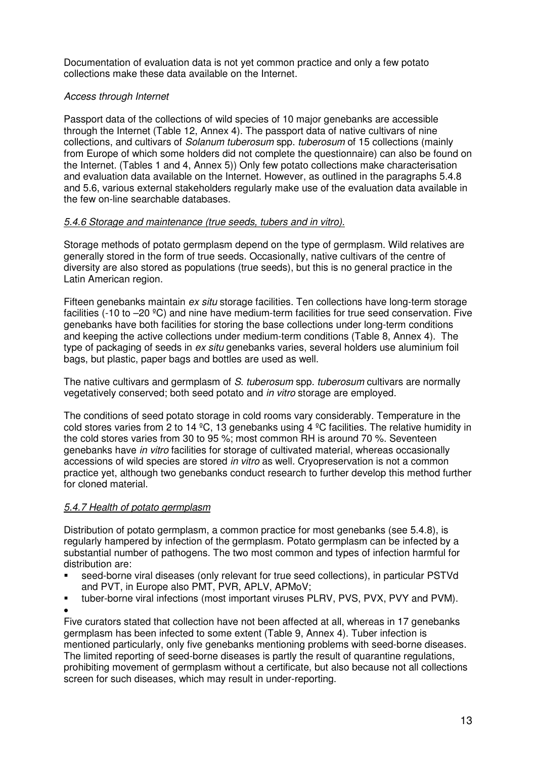Documentation of evaluation data is not yet common practice and only a few potato collections make these data available on the Internet.

*Access through Internet*

Passport data of the collections of wild species of 10 major genebanks are accessible through the Internet (Table 12, Annex 4). The passport data of native cultivars of nine collections, and cultivars of *Solanum tuberosum* spp. *tuberosum* of 15 collections (mainly from Europe of which some holders did not complete the questionnaire) can also be found on the Internet. (Tables 1 and 4, Annex 5)) Only few potato collections make characterisation and evaluation data available on the Internet. However, as outlined in the paragraphs 5.4.8 and 5.6, various external stakeholders regularly make use of the evaluation data available in the few on-line searchable databases.

5.4.6 Storage and maintenance (true seeds, tubers and in vitro).

Storage methods of potato germplasm depend on the type of germplasm. Wild relatives are generally stored in the form of true seeds. Occasionally, native cultivars of the centre of diversity are also stored as populations (true seeds), but this is no general practice in the Latin American region.

Fifteen genebanks maintain *ex situ* storage facilities. Ten collections have long-term storage facilities (-10 to –20 ºC) and nine have medium-term facilities for true seed conservation. Five genebanks have both facilities for storing the base collections under long-term conditions and keeping the active collections under medium-term conditions (Table 8, Annex 4). The type of packaging of seeds in *ex situ* genebanks varies, several holders use aluminium foil bags, but plastic, paper bags and bottles are used as well.

The native cultivars and germplasm of *S. tuberosum* spp. *tuberosum* cultivars are normally vegetatively conserved; both seed potato and *in vitro* storage are employed.

The conditions of seed potato storage in cold rooms vary considerably. Temperature in the cold stores varies from 2 to 14 ºC, 13 genebanks using 4 ºC facilities. The relative humidity in the cold stores varies from 30 to 95 %; most common RH is around 70 %. Seventeen genebanks have *in vitro* facilities for storage of cultivated material, whereas occasionally accessions of wild species are stored *in vitro* as well. Cryopreservation is not a common practice yet, although two genebanks conduct research to further develop this method further for cloned material.

5.4.7 Health of potato germplasm

Distribution of potato germplasm, a common practice for most genebanks (see 5.4.8), is regularly hampered by infection of the germplasm. Potato germplasm can be infected by a substantial number of pathogens. The two most common and types of infection harmful for distribution are:

- seed-borne viral diseases (only relevant for true seed collections), in particular PSTVd and PVT, in Europe also PMT, PVR, APLV, APMoV;
- tuber-borne viral infections (most important viruses PLRV, PVS, PVX, PVY and PVM).

Five curators stated that collection have not been affected at all, whereas in 17 genebanks germplasm has been infected to some extent (Table 9, Annex 4). Tuber infection is mentioned particularly, only five genebanks mentioning problems with seed-borne diseases. The limited reporting of seed-borne diseases is partly the result of quarantine regulations, prohibiting movement of germplasm without a certificate, but also because not all collections screen for such diseases, which may result in under-reporting.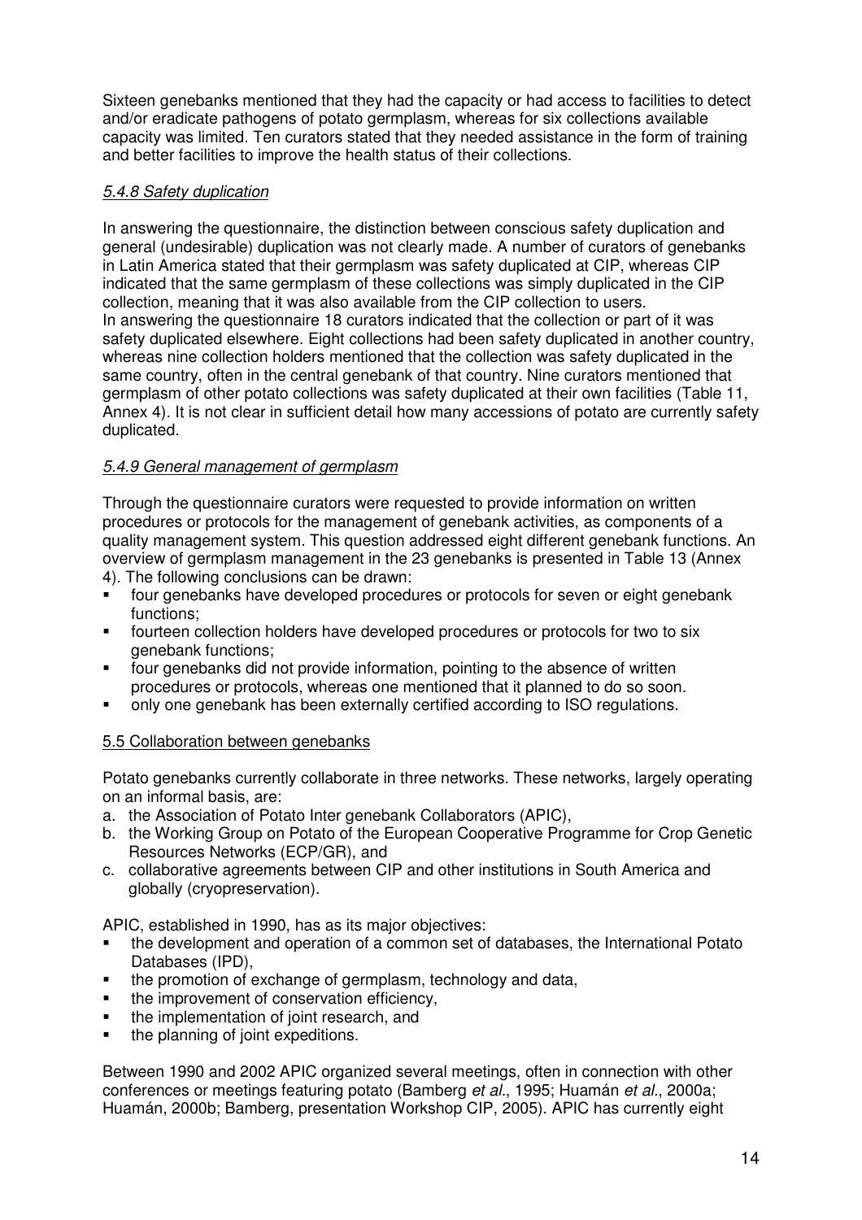Sixteen genebanks mentioned that they had the capacity or had access to facilities to detect and/or eradicate pathogens of potato germplasm, whereas for six collections available capacity was limited. Ten curators stated that they needed assistance in the form of training and better facilities to improve the health status of their collections.

#### *5.4.8 Safety duplication*

In answering the questionnaire, the distinction between conscious safety duplication and general (undesirable) duplication was not clearly made. A number of curators of genebanks in Latin America stated that their germplasm was safety duplicated at CIP, whereas CIP indicated that the same germplasm of these collections was simply duplicated in the CIP collection, meaning that it was also available from the CIP collection to users.
In answering the questionnaire 18 curators indicated that the collection or part of it was safety duplicated elsewhere. Eight collections had been safety duplicated in another country, whereas nine collection holders mentioned that the collection was safety duplicated in the same country, often in the central genebank of that country. Nine curators mentioned that germplasm of other potato collections was safety duplicated at their own facilities (Table 11, Annex 4). It is not clear in sufficient detail how many accessions of potato are currently safety duplicated.

#### *5.4.9 General management of germplasm*

Through the questionnaire curators were requested to provide information on written procedures or protocols for the management of genebank activities, as components of a quality management system. This question addressed eight different genebank functions. An overview of germplasm management in the 23 genebanks is presented in Table 13 (Annex 4). The following conclusions can be drawn:

- four genebanks have developed procedures or protocols for seven or eight genebank functions;
- fourteen collection holders have developed procedures or protocols for two to six genebank functions;
- four genebanks did not provide information, pointing to the absence of written procedures or protocols, whereas one mentioned that it planned to do so soon.
- only one genebank has been externally certified according to ISO regulations.

### 5.5 Collaboration between genebanks

Potato genebanks currently collaborate in three networks. These networks, largely operating on an informal basis, are:

a. the Association of Potato Inter genebank Collaborators (APIC),
b. the Working Group on Potato of the European Cooperative Programme for Crop Genetic Resources Networks (ECP/GR), and
c. collaborative agreements between CIP and other institutions in South America and globally (cryopreservation).

APIC, established in 1990, has as its major objectives:

- the development and operation of a common set of databases, the International Potato Databases (IPD),
- the promotion of exchange of germplasm, technology and data,
- the improvement of conservation efficiency,
- the implementation of joint research, and
- the planning of joint expeditions.

Between 1990 and 2002 APIC organized several meetings, often in connection with other conferences or meetings featuring potato (Bamberg *et al.*, 1995; Huamán *et al.*, 2000a; Huamán, 2000b; Bamberg, presentation Workshop CIP, 2005). APIC has currently eight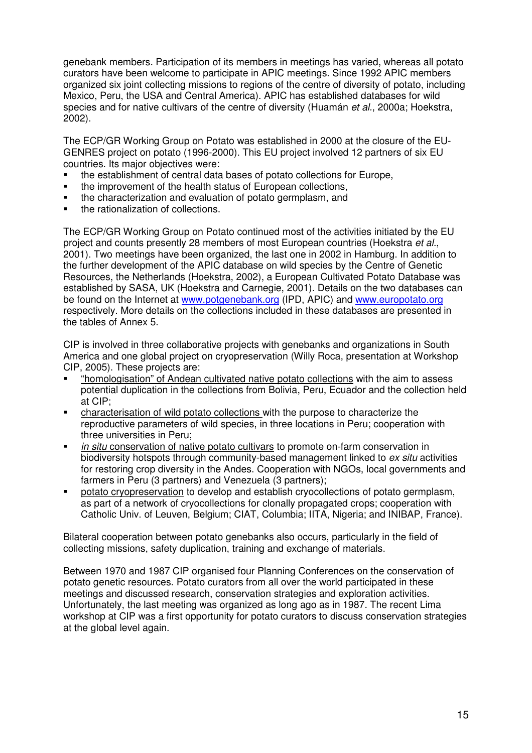genebank members. Participation of its members in meetings has varied, whereas all potato curators have been welcome to participate in APIC meetings. Since 1992 APIC members organized six joint collecting missions to regions of the centre of diversity of potato, including Mexico, Peru, the USA and Central America). APIC has established databases for wild species and for native cultivars of the centre of diversity (Huamán *et al.*, 2000a; Hoekstra, 2002).

The ECP/GR Working Group on Potato was established in 2000 at the closure of the EU-GENRES project on potato (1996-2000). This EU project involved 12 partners of six EU countries. Its major objectives were:

- the establishment of central data bases of potato collections for Europe,
- the improvement of the health status of European collections,
- the characterization and evaluation of potato germplasm, and
- the rationalization of collections.

The ECP/GR Working Group on Potato continued most of the activities initiated by the EU project and counts presently 28 members of most European countries (Hoekstra *et al.*, 2001). Two meetings have been organized, the last one in 2002 in Hamburg. In addition to the further development of the APIC database on wild species by the Centre of Genetic Resources, the Netherlands (Hoekstra, 2002), a European Cultivated Potato Database was established by SASA, UK (Hoekstra and Carnegie, 2001). Details on the two databases can be found on the Internet at www.potgenebank.org (IPD, APIC) and www.europotato.org respectively. More details on the collections included in these databases are presented in the tables of Annex 5.

CIP is involved in three collaborative projects with genebanks and organizations in South America and one global project on cryopreservation (Willy Roca, presentation at Workshop CIP, 2005). These projects are:

- "homologisation" of Andean cultivated native potato collections with the aim to assess potential duplication in the collections from Bolivia, Peru, Ecuador and the collection held at CIP;
- characterisation of wild potato collections with the purpose to characterize the reproductive parameters of wild species, in three locations in Peru; cooperation with three universities in Peru;
- *in situ* conservation of native potato cultivars to promote on-farm conservation in biodiversity hotspots through community-based management linked to *ex situ* activities for restoring crop diversity in the Andes. Cooperation with NGOs, local governments and farmers in Peru (3 partners) and Venezuela (3 partners);
- potato cryopreservation to develop and establish cryocollections of potato germplasm, as part of a network of cryocollections for clonally propagated crops; cooperation with Catholic Univ. of Leuven, Belgium; CIAT, Columbia; IITA, Nigeria; and INIBAP, France).

Bilateral cooperation between potato genebanks also occurs, particularly in the field of collecting missions, safety duplication, training and exchange of materials.

Between 1970 and 1987 CIP organised four Planning Conferences on the conservation of potato genetic resources. Potato curators from all over the world participated in these meetings and discussed research, conservation strategies and exploration activities. Unfortunately, the last meeting was organized as long ago as in 1987. The recent Lima workshop at CIP was a first opportunity for potato curators to discuss conservation strategies at the global level again.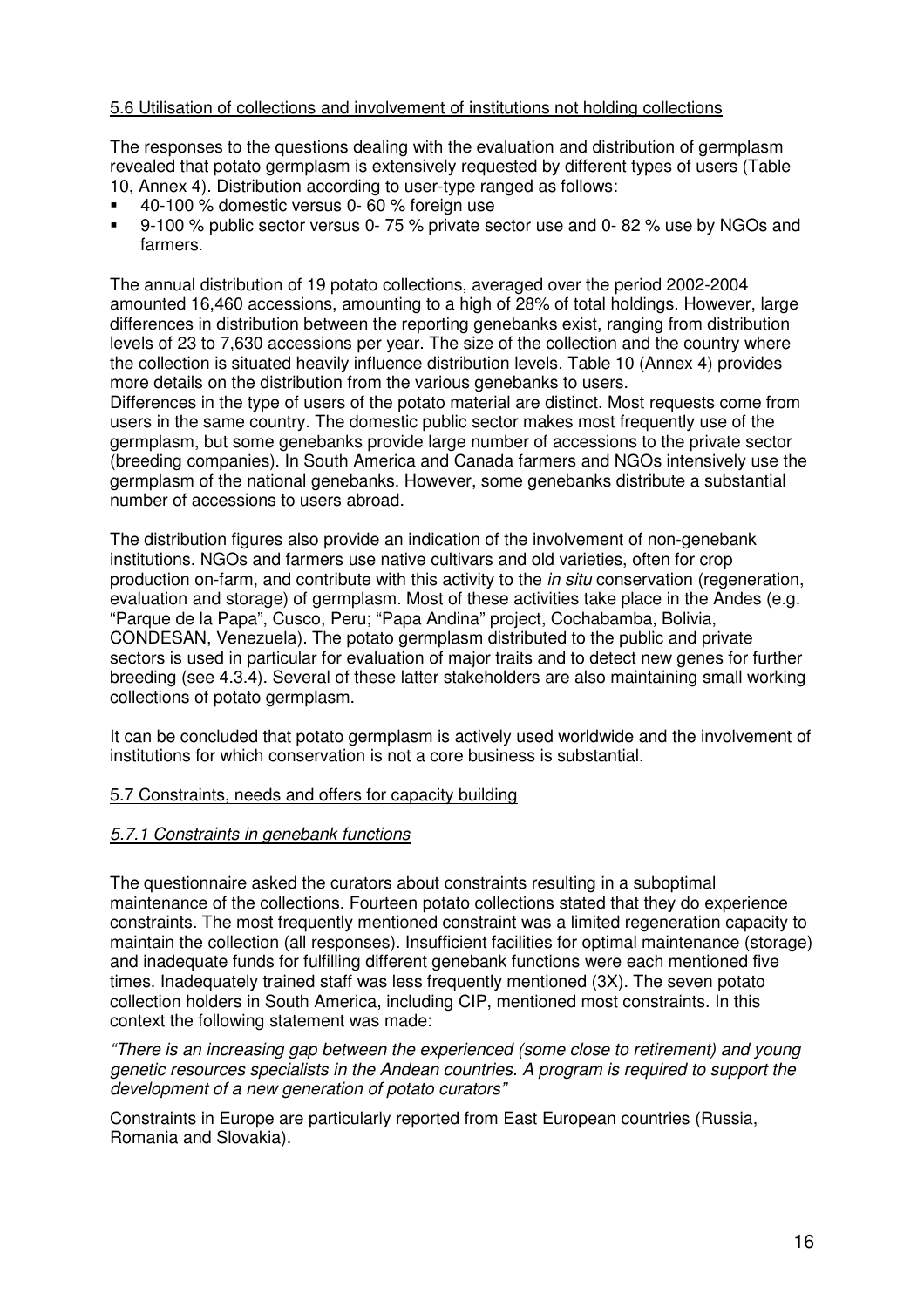## 5.6 Utilisation of collections and involvement of institutions not holding collections

The responses to the questions dealing with the evaluation and distribution of germplasm revealed that potato germplasm is extensively requested by different types of users (Table 10, Annex 4). Distribution according to user-type ranged as follows:

- 40-100 % domestic versus 0- 60 % foreign use
- 9-100 % public sector versus 0- 75 % private sector use and 0- 82 % use by NGOs and farmers.

The annual distribution of 19 potato collections, averaged over the period 2002-2004 amounted 16,460 accessions, amounting to a high of 28% of total holdings. However, large differences in distribution between the reporting genebanks exist, ranging from distribution levels of 23 to 7,630 accessions per year. The size of the collection and the country where the collection is situated heavily influence distribution levels. Table 10 (Annex 4) provides more details on the distribution from the various genebanks to users.
Differences in the type of users of the potato material are distinct. Most requests come from users in the same country. The domestic public sector makes most frequently use of the germplasm, but some genebanks provide large number of accessions to the private sector (breeding companies). In South America and Canada farmers and NGOs intensively use the germplasm of the national genebanks. However, some genebanks distribute a substantial number of accessions to users abroad.

The distribution figures also provide an indication of the involvement of non-genebank institutions. NGOs and farmers use native cultivars and old varieties, often for crop production on-farm, and contribute with this activity to the *in situ* conservation (regeneration, evaluation and storage) of germplasm. Most of these activities take place in the Andes (e.g. "Parque de la Papa", Cusco, Peru; "Papa Andina" project, Cochabamba, Bolivia, CONDESAN, Venezuela). The potato germplasm distributed to the public and private sectors is used in particular for evaluation of major traits and to detect new genes for further breeding (see 4.3.4). Several of these latter stakeholders are also maintaining small working collections of potato germplasm.

It can be concluded that potato germplasm is actively used worldwide and the involvement of institutions for which conservation is not a core business is substantial.

## 5.7 Constraints, needs and offers for capacity building

### *5.7.1 Constraints in genebank functions*

The questionnaire asked the curators about constraints resulting in a suboptimal maintenance of the collections. Fourteen potato collections stated that they do experience constraints. The most frequently mentioned constraint was a limited regeneration capacity to maintain the collection (all responses). Insufficient facilities for optimal maintenance (storage) and inadequate funds for fulfilling different genebank functions were each mentioned five times. Inadequately trained staff was less frequently mentioned (3X). The seven potato collection holders in South America, including CIP, mentioned most constraints. In this context the following statement was made:

*"There is an increasing gap between the experienced (some close to retirement) and young genetic resources specialists in the Andean countries. A program is required to support the development of a new generation of potato curators"*

Constraints in Europe are particularly reported from East European countries (Russia, Romania and Slovakia).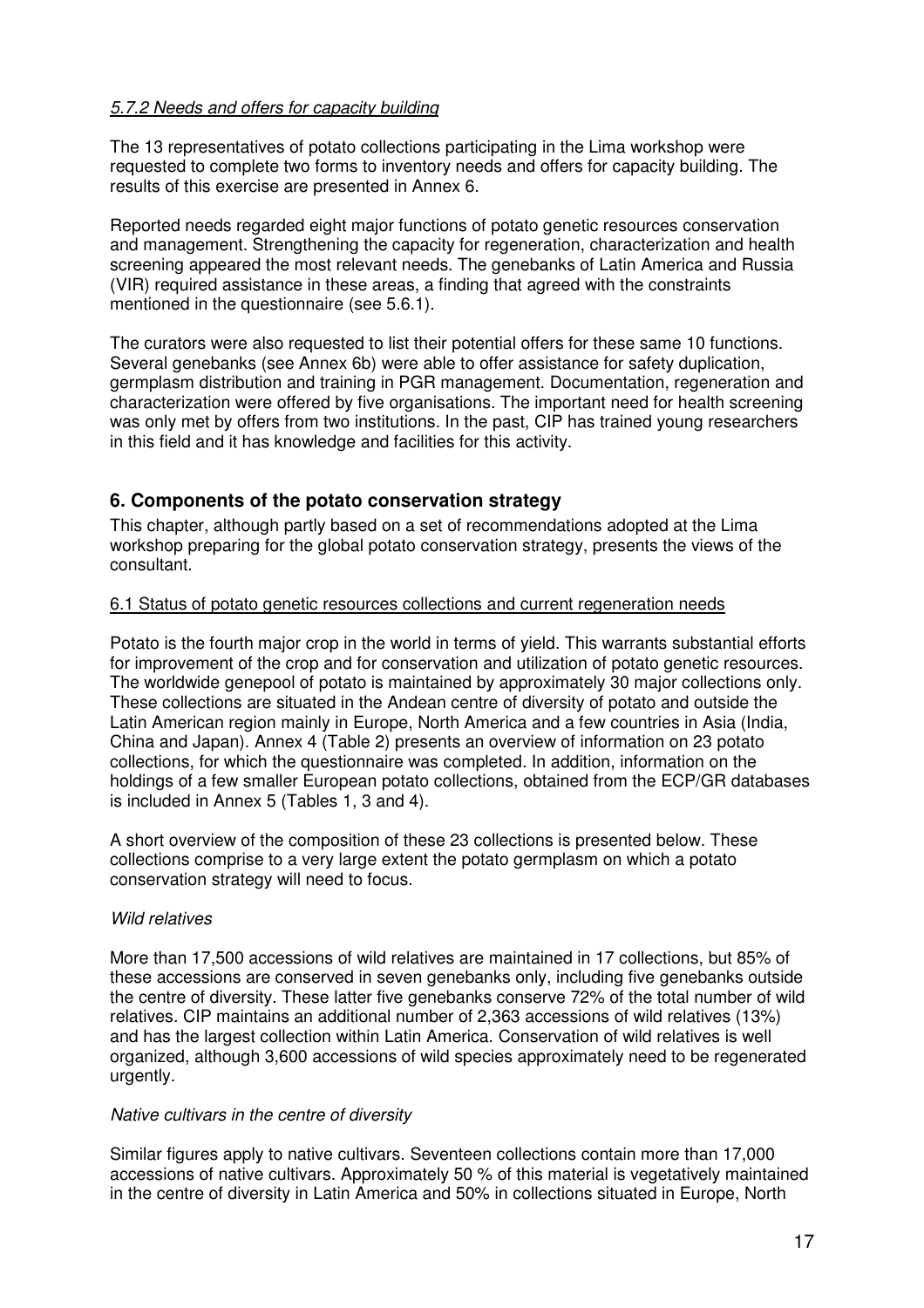*5.7.2 Needs and offers for capacity building*

The 13 representatives of potato collections participating in the Lima workshop were requested to complete two forms to inventory needs and offers for capacity building. The results of this exercise are presented in Annex 6.

Reported needs regarded eight major functions of potato genetic resources conservation and management. Strengthening the capacity for regeneration, characterization and health screening appeared the most relevant needs. The genebanks of Latin America and Russia (VIR) required assistance in these areas, a finding that agreed with the constraints mentioned in the questionnaire (see 5.6.1).

The curators were also requested to list their potential offers for these same 10 functions. Several genebanks (see Annex 6b) were able to offer assistance for safety duplication, germplasm distribution and training in PGR management. Documentation, regeneration and characterization were offered by five organisations. The important need for health screening was only met by offers from two institutions. In the past, CIP has trained young researchers in this field and it has knowledge and facilities for this activity.

## 6. Components of the potato conservation strategy

This chapter, although partly based on a set of recommendations adopted at the Lima workshop preparing for the global potato conservation strategy, presents the views of the consultant.

### 6.1 Status of potato genetic resources collections and current regeneration needs

Potato is the fourth major crop in the world in terms of yield. This warrants substantial efforts for improvement of the crop and for conservation and utilization of potato genetic resources. The worldwide genepool of potato is maintained by approximately 30 major collections only. These collections are situated in the Andean centre of diversity of potato and outside the Latin American region mainly in Europe, North America and a few countries in Asia (India, China and Japan). Annex 4 (Table 2) presents an overview of information on 23 potato collections, for which the questionnaire was completed. In addition, information on the holdings of a few smaller European potato collections, obtained from the ECP/GR databases is included in Annex 5 (Tables 1, 3 and 4).

A short overview of the composition of these 23 collections is presented below. These collections comprise to a very large extent the potato germplasm on which a potato conservation strategy will need to focus.

*Wild relatives*

More than 17,500 accessions of wild relatives are maintained in 17 collections, but 85% of these accessions are conserved in seven genebanks only, including five genebanks outside the centre of diversity. These latter five genebanks conserve 72% of the total number of wild relatives. CIP maintains an additional number of 2,363 accessions of wild relatives (13%) and has the largest collection within Latin America. Conservation of wild relatives is well organized, although 3,600 accessions of wild species approximately need to be regenerated urgently.

*Native cultivars in the centre of diversity*

Similar figures apply to native cultivars. Seventeen collections contain more than 17,000 accessions of native cultivars. Approximately 50 % of this material is vegetatively maintained in the centre of diversity in Latin America and 50% in collections situated in Europe, North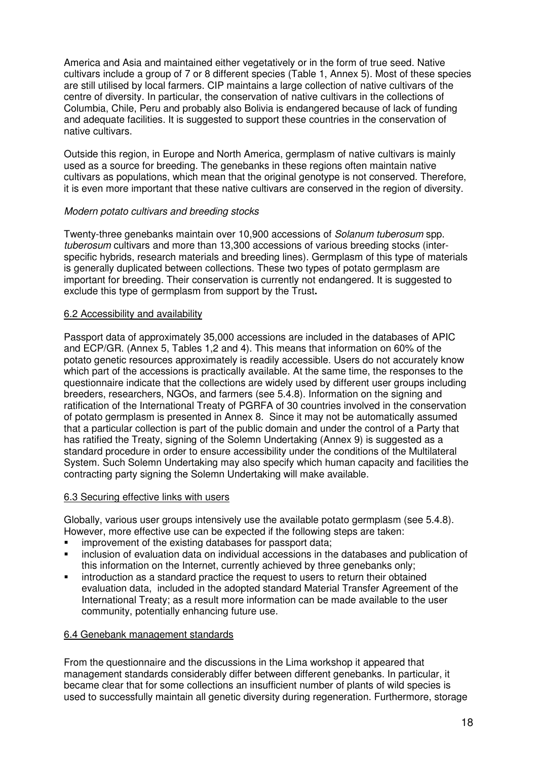America and Asia and maintained either vegetatively or in the form of true seed. Native cultivars include a group of 7 or 8 different species (Table 1, Annex 5). Most of these species are still utilised by local farmers. CIP maintains a large collection of native cultivars of the centre of diversity. In particular, the conservation of native cultivars in the collections of Columbia, Chile, Peru and probably also Bolivia is endangered because of lack of funding and adequate facilities. It is suggested to support these countries in the conservation of native cultivars.

Outside this region, in Europe and North America, germplasm of native cultivars is mainly used as a source for breeding. The genebanks in these regions often maintain native cultivars as populations, which mean that the original genotype is not conserved. Therefore, it is even more important that these native cultivars are conserved in the region of diversity.

*Modern potato cultivars and breeding stocks*

Twenty-three genebanks maintain over 10,900 accessions of *Solanum tuberosum* spp. *tuberosum* cultivars and more than 13,300 accessions of various breeding stocks (inter-specific hybrids, research materials and breeding lines). Germplasm of this type of materials is generally duplicated between collections. These two types of potato germplasm are important for breeding. Their conservation is currently not endangered. It is suggested to exclude this type of germplasm from support by the Trust**.**

6.2 Accessibility and availability

Passport data of approximately 35,000 accessions are included in the databases of APIC and ECP/GR. (Annex 5, Tables 1,2 and 4). This means that information on 60% of the potato genetic resources approximately is readily accessible. Users do not accurately know which part of the accessions is practically available. At the same time, the responses to the questionnaire indicate that the collections are widely used by different user groups including breeders, researchers, NGOs, and farmers (see 5.4.8). Information on the signing and ratification of the International Treaty of PGRFA of 30 countries involved in the conservation of potato germplasm is presented in Annex 8. Since it may not be automatically assumed that a particular collection is part of the public domain and under the control of a Party that has ratified the Treaty, signing of the Solemn Undertaking (Annex 9) is suggested as a standard procedure in order to ensure accessibility under the conditions of the Multilateral System. Such Solemn Undertaking may also specify which human capacity and facilities the contracting party signing the Solemn Undertaking will make available.

6.3 Securing effective links with users

Globally, various user groups intensively use the available potato germplasm (see 5.4.8). However, more effective use can be expected if the following steps are taken:

- improvement of the existing databases for passport data;
- inclusion of evaluation data on individual accessions in the databases and publication of this information on the Internet, currently achieved by three genebanks only;
- introduction as a standard practice the request to users to return their obtained evaluation data, included in the adopted standard Material Transfer Agreement of the International Treaty; as a result more information can be made available to the user community, potentially enhancing future use.

6.4 Genebank management standards

From the questionnaire and the discussions in the Lima workshop it appeared that management standards considerably differ between different genebanks. In particular, it became clear that for some collections an insufficient number of plants of wild species is used to successfully maintain all genetic diversity during regeneration. Furthermore, storage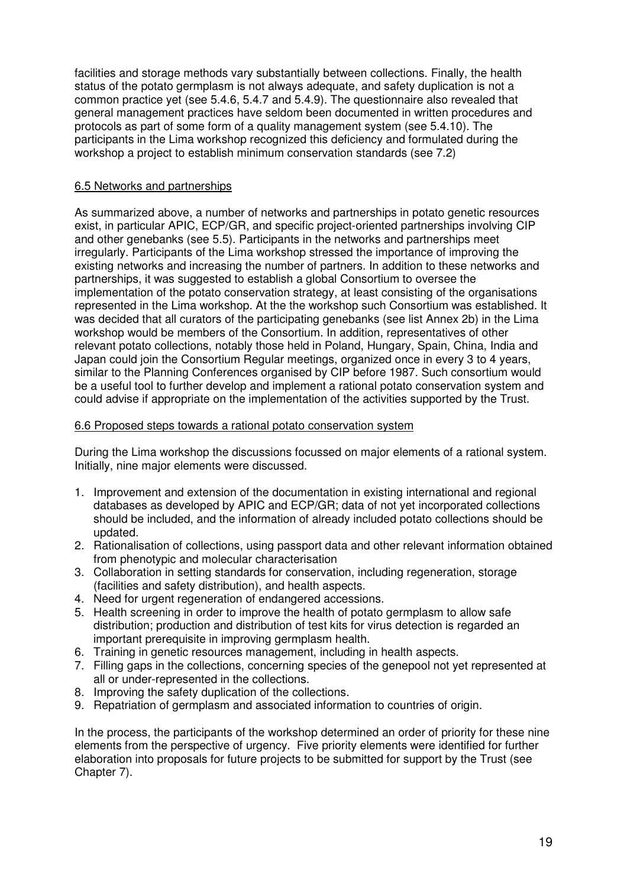facilities and storage methods vary substantially between collections. Finally, the health status of the potato germplasm is not always adequate, and safety duplication is not a common practice yet (see 5.4.6, 5.4.7 and 5.4.9). The questionnaire also revealed that general management practices have seldom been documented in written procedures and protocols as part of some form of a quality management system (see 5.4.10). The participants in the Lima workshop recognized this deficiency and formulated during the workshop a project to establish minimum conservation standards (see 7.2)

## 6.5 Networks and partnerships

As summarized above, a number of networks and partnerships in potato genetic resources exist, in particular APIC, ECP/GR, and specific project-oriented partnerships involving CIP and other genebanks (see 5.5). Participants in the networks and partnerships meet irregularly. Participants of the Lima workshop stressed the importance of improving the existing networks and increasing the number of partners. In addition to these networks and partnerships, it was suggested to establish a global Consortium to oversee the implementation of the potato conservation strategy, at least consisting of the organisations represented in the Lima workshop. At the the workshop such Consortium was established. It was decided that all curators of the participating genebanks (see list Annex 2b) in the Lima workshop would be members of the Consortium. In addition, representatives of other relevant potato collections, notably those held in Poland, Hungary, Spain, China, India and Japan could join the Consortium Regular meetings, organized once in every 3 to 4 years, similar to the Planning Conferences organised by CIP before 1987. Such consortium would be a useful tool to further develop and implement a rational potato conservation system and could advise if appropriate on the implementation of the activities supported by the Trust.

## 6.6 Proposed steps towards a rational potato conservation system

During the Lima workshop the discussions focussed on major elements of a rational system. Initially, nine major elements were discussed.

1. Improvement and extension of the documentation in existing international and regional databases as developed by APIC and ECP/GR; data of not yet incorporated collections should be included, and the information of already included potato collections should be updated.
2. Rationalisation of collections, using passport data and other relevant information obtained from phenotypic and molecular characterisation
3. Collaboration in setting standards for conservation, including regeneration, storage (facilities and safety distribution), and health aspects.
4. Need for urgent regeneration of endangered accessions.
5. Health screening in order to improve the health of potato germplasm to allow safe distribution; production and distribution of test kits for virus detection is regarded an important prerequisite in improving germplasm health.
6. Training in genetic resources management, including in health aspects.
7. Filling gaps in the collections, concerning species of the genepool not yet represented at all or under-represented in the collections.
8. Improving the safety duplication of the collections.
9. Repatriation of germplasm and associated information to countries of origin.

In the process, the participants of the workshop determined an order of priority for these nine elements from the perspective of urgency. Five priority elements were identified for further elaboration into proposals for future projects to be submitted for support by the Trust (see Chapter 7).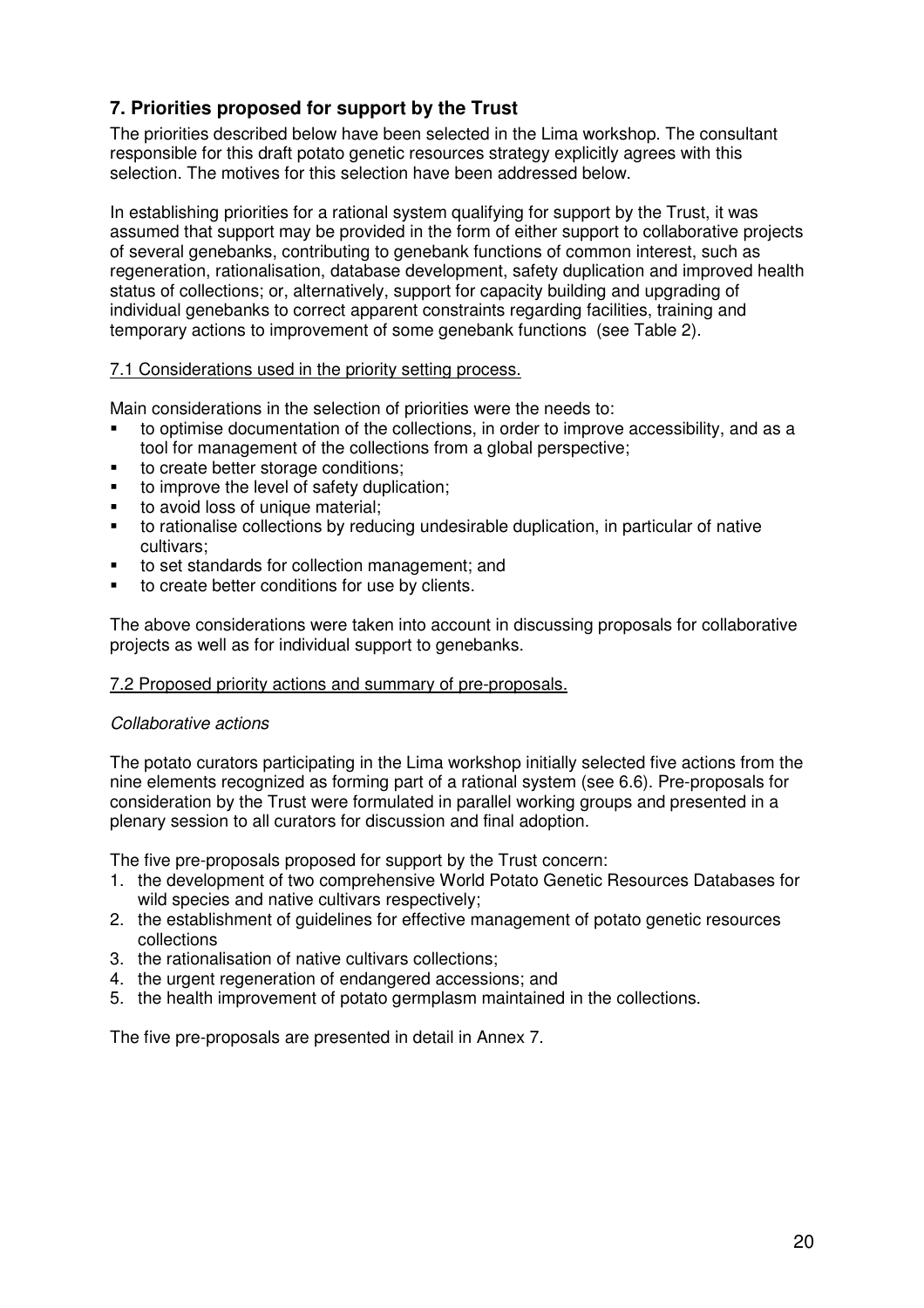## 7. Priorities proposed for support by the Trust

The priorities described below have been selected in the Lima workshop. The consultant responsible for this draft potato genetic resources strategy explicitly agrees with this selection. The motives for this selection have been addressed below.

In establishing priorities for a rational system qualifying for support by the Trust, it was assumed that support may be provided in the form of either support to collaborative projects of several genebanks, contributing to genebank functions of common interest, such as regeneration, rationalisation, database development, safety duplication and improved health status of collections; or, alternatively, support for capacity building and upgrading of individual genebanks to correct apparent constraints regarding facilities, training and temporary actions to improvement of some genebank functions (see Table 2).

### 7.1 Considerations used in the priority setting process.

Main considerations in the selection of priorities were the needs to:

- to optimise documentation of the collections, in order to improve accessibility, and as a tool for management of the collections from a global perspective;
- to create better storage conditions;
- to improve the level of safety duplication;
- to avoid loss of unique material;
- to rationalise collections by reducing undesirable duplication, in particular of native cultivars;
- to set standards for collection management; and
- to create better conditions for use by clients.

The above considerations were taken into account in discussing proposals for collaborative projects as well as for individual support to genebanks.

### 7.2 Proposed priority actions and summary of pre-proposals.

*Collaborative actions*

The potato curators participating in the Lima workshop initially selected five actions from the nine elements recognized as forming part of a rational system (see 6.6). Pre-proposals for consideration by the Trust were formulated in parallel working groups and presented in a plenary session to all curators for discussion and final adoption.

The five pre-proposals proposed for support by the Trust concern:

1. the development of two comprehensive World Potato Genetic Resources Databases for wild species and native cultivars respectively;
2. the establishment of guidelines for effective management of potato genetic resources collections
3. the rationalisation of native cultivars collections;
4. the urgent regeneration of endangered accessions; and
5. the health improvement of potato germplasm maintained in the collections.

The five pre-proposals are presented in detail in Annex 7.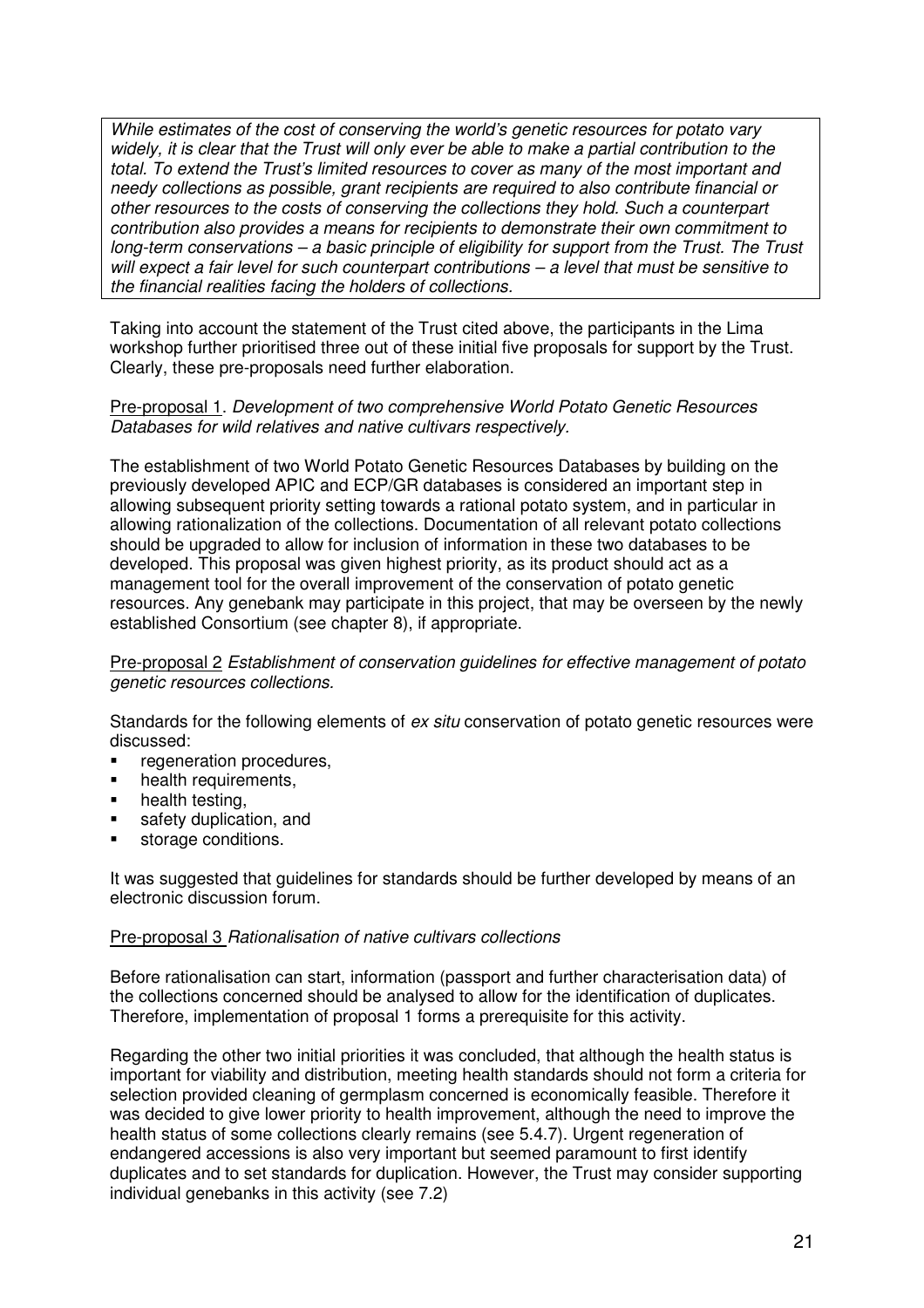*While estimates of the cost of conserving the world's genetic resources for potato vary widely, it is clear that the Trust will only ever be able to make a partial contribution to the total. To extend the Trust's limited resources to cover as many of the most important and needy collections as possible, grant recipients are required to also contribute financial or other resources to the costs of conserving the collections they hold. Such a counterpart contribution also provides a means for recipients to demonstrate their own commitment to long-term conservations – a basic principle of eligibility for support from the Trust. The Trust will expect a fair level for such counterpart contributions – a level that must be sensitive to the financial realities facing the holders of collections.*

Taking into account the statement of the Trust cited above, the participants in the Lima workshop further prioritised three out of these initial five proposals for support by the Trust. Clearly, these pre-proposals need further elaboration.

Pre-proposal 1. *Development of two comprehensive World Potato Genetic Resources Databases for wild relatives and native cultivars respectively.*

The establishment of two World Potato Genetic Resources Databases by building on the previously developed APIC and ECP/GR databases is considered an important step in allowing subsequent priority setting towards a rational potato system, and in particular in allowing rationalization of the collections. Documentation of all relevant potato collections should be upgraded to allow for inclusion of information in these two databases to be developed. This proposal was given highest priority, as its product should act as a management tool for the overall improvement of the conservation of potato genetic resources. Any genebank may participate in this project, that may be overseen by the newly established Consortium (see chapter 8), if appropriate.

Pre-proposal 2 *Establishment of conservation guidelines for effective management of potato genetic resources collections.*

Standards for the following elements of *ex situ* conservation of potato genetic resources were discussed:

- regeneration procedures,
- health requirements,
- health testing,
- safety duplication, and
- storage conditions.

It was suggested that guidelines for standards should be further developed by means of an electronic discussion forum.

Pre-proposal 3 *Rationalisation of native cultivars collections*

Before rationalisation can start, information (passport and further characterisation data) of the collections concerned should be analysed to allow for the identification of duplicates. Therefore, implementation of proposal 1 forms a prerequisite for this activity.

Regarding the other two initial priorities it was concluded, that although the health status is important for viability and distribution, meeting health standards should not form a criteria for selection provided cleaning of germplasm concerned is economically feasible. Therefore it was decided to give lower priority to health improvement, although the need to improve the health status of some collections clearly remains (see 5.4.7). Urgent regeneration of endangered accessions is also very important but seemed paramount to first identify duplicates and to set standards for duplication. However, the Trust may consider supporting individual genebanks in this activity (see 7.2)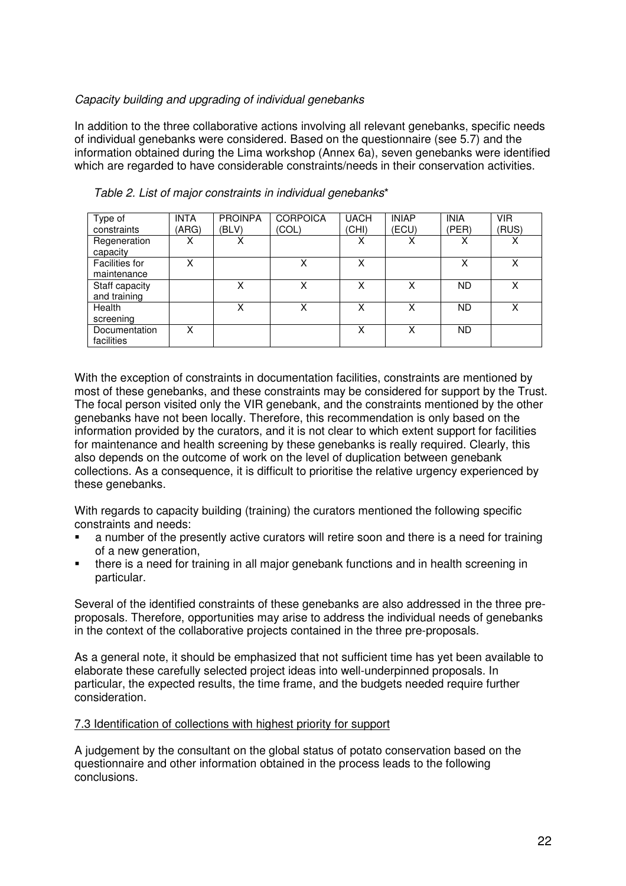*Capacity building and upgrading of individual genebanks*

In addition to the three collaborative actions involving all relevant genebanks, specific needs of individual genebanks were considered. Based on the questionnaire (see 5.7) and the information obtained during the Lima workshop (Annex 6a), seven genebanks were identified which are regarded to have considerable constraints/needs in their conservation activities.

*Table 2. List of major constraints in individual genebanks**

| Type of constraints | INTA (ARG) | PROINPA (BLV) | CORPOICA (COL) | UACH (CHI) | INIAP (ECU) | INIA (PER) | VIR (RUS) |
|---|---|---|---|---|---|---|---|
| Regeneration capacity | X | X | | X | X | X | X |
| Facilities for maintenance | X | | X | X | | X | X |
| Staff capacity and training | | X | X | X | X | ND | X |
| Health screening | | X | X | X | X | ND | X |
| Documentation facilities | X | | | X | X | ND | |

With the exception of constraints in documentation facilities, constraints are mentioned by most of these genebanks, and these constraints may be considered for support by the Trust. The focal person visited only the VIR genebank, and the constraints mentioned by the other genebanks have not been locally. Therefore, this recommendation is only based on the information provided by the curators, and it is not clear to which extent support for facilities for maintenance and health screening by these genebanks is really required. Clearly, this also depends on the outcome of work on the level of duplication between genebank collections. As a consequence, it is difficult to prioritise the relative urgency experienced by these genebanks.

With regards to capacity building (training) the curators mentioned the following specific constraints and needs:

- a number of the presently active curators will retire soon and there is a need for training of a new generation,
- there is a need for training in all major genebank functions and in health screening in particular.

Several of the identified constraints of these genebanks are also addressed in the three pre-proposals. Therefore, opportunities may arise to address the individual needs of genebanks in the context of the collaborative projects contained in the three pre-proposals.

As a general note, it should be emphasized that not sufficient time has yet been available to elaborate these carefully selected project ideas into well-underpinned proposals. In particular, the expected results, the time frame, and the budgets needed require further consideration.

### 7.3 Identification of collections with highest priority for support

A judgement by the consultant on the global status of potato conservation based on the questionnaire and other information obtained in the process leads to the following conclusions.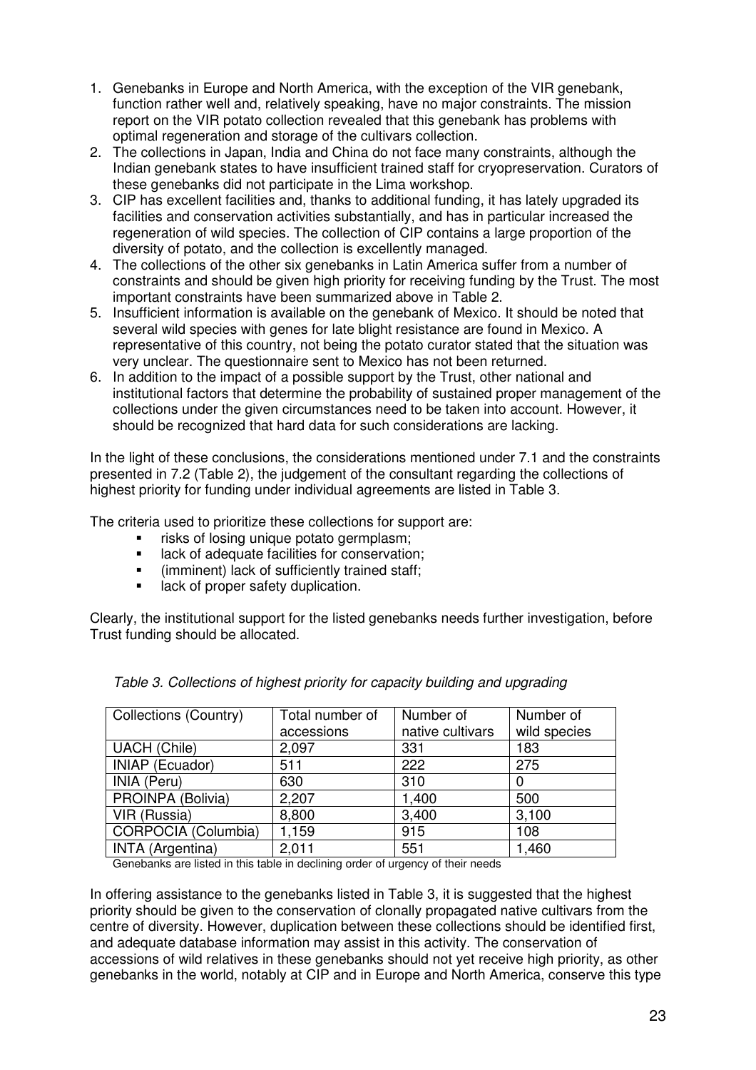1. Genebanks in Europe and North America, with the exception of the VIR genebank, function rather well and, relatively speaking, have no major constraints. The mission report on the VIR potato collection revealed that this genebank has problems with optimal regeneration and storage of the cultivars collection.
2. The collections in Japan, India and China do not face many constraints, although the Indian genebank states to have insufficient trained staff for cryopreservation. Curators of these genebanks did not participate in the Lima workshop.
3. CIP has excellent facilities and, thanks to additional funding, it has lately upgraded its facilities and conservation activities substantially, and has in particular increased the regeneration of wild species. The collection of CIP contains a large proportion of the diversity of potato, and the collection is excellently managed.
4. The collections of the other six genebanks in Latin America suffer from a number of constraints and should be given high priority for receiving funding by the Trust. The most important constraints have been summarized above in Table 2.
5. Insufficient information is available on the genebank of Mexico. It should be noted that several wild species with genes for late blight resistance are found in Mexico. A representative of this country, not being the potato curator stated that the situation was very unclear. The questionnaire sent to Mexico has not been returned.
6. In addition to the impact of a possible support by the Trust, other national and institutional factors that determine the probability of sustained proper management of the collections under the given circumstances need to be taken into account. However, it should be recognized that hard data for such considerations are lacking.

In the light of these conclusions, the considerations mentioned under 7.1 and the constraints presented in 7.2 (Table 2), the judgement of the consultant regarding the collections of highest priority for funding under individual agreements are listed in Table 3.

The criteria used to prioritize these collections for support are:

- risks of losing unique potato germplasm;
- lack of adequate facilities for conservation;
- (imminent) lack of sufficiently trained staff;
- lack of proper safety duplication.

Clearly, the institutional support for the listed genebanks needs further investigation, before Trust funding should be allocated.

*Table 3. Collections of highest priority for capacity building and upgrading*

| Collections (Country) | Total number of accessions | Number of native cultivars | Number of wild species |
|---|---|---|---|
| UACH (Chile) | 2,097 | 331 | 183 |
| INIAP (Ecuador) | 511 | 222 | 275 |
| INIA (Peru) | 630 | 310 | 0 |
| PROINPA (Bolivia) | 2,207 | 1,400 | 500 |
| VIR (Russia) | 8,800 | 3,400 | 3,100 |
| CORPOCIA (Columbia) | 1,159 | 915 | 108 |
| INTA (Argentina) | 2,011 | 551 | 1,460 |

Genebanks are listed in this table in declining order of urgency of their needs

In offering assistance to the genebanks listed in Table 3, it is suggested that the highest priority should be given to the conservation of clonally propagated native cultivars from the centre of diversity. However, duplication between these collections should be identified first, and adequate database information may assist in this activity. The conservation of accessions of wild relatives in these genebanks should not yet receive high priority, as other genebanks in the world, notably at CIP and in Europe and North America, conserve this type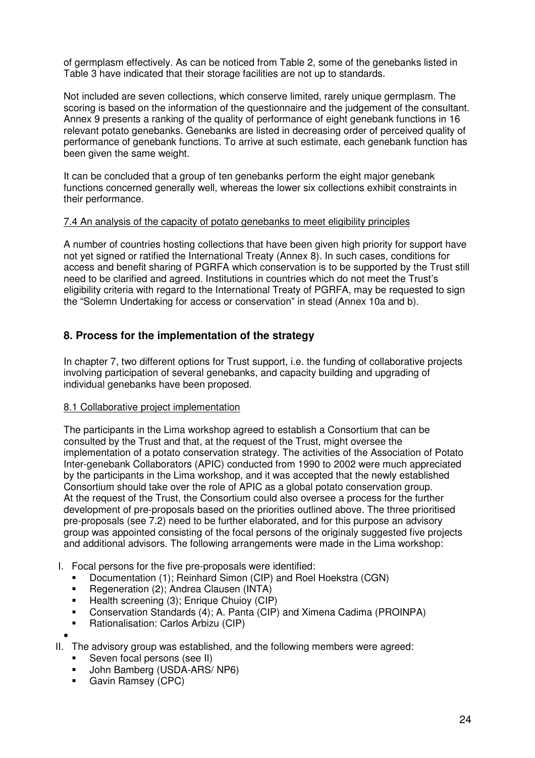of germplasm effectively. As can be noticed from Table 2, some of the genebanks listed in Table 3 have indicated that their storage facilities are not up to standards.

Not included are seven collections, which conserve limited, rarely unique germplasm. The scoring is based on the information of the questionnaire and the judgement of the consultant. Annex 9 presents a ranking of the quality of performance of eight genebank functions in 16 relevant potato genebanks. Genebanks are listed in decreasing order of perceived quality of performance of genebank functions. To arrive at such estimate, each genebank function has been given the same weight.

It can be concluded that a group of ten genebanks perform the eight major genebank functions concerned generally well, whereas the lower six collections exhibit constraints in their performance.

### 7.4 An analysis of the capacity of potato genebanks to meet eligibility principles

A number of countries hosting collections that have been given high priority for support have not yet signed or ratified the International Treaty (Annex 8). In such cases, conditions for access and benefit sharing of PGRFA which conservation is to be supported by the Trust still need to be clarified and agreed. Institutions in countries which do not meet the Trust's eligibility criteria with regard to the International Treaty of PGRFA, may be requested to sign the "Solemn Undertaking for access or conservation" in stead (Annex 10a and b).

## 8. Process for the implementation of the strategy

In chapter 7, two different options for Trust support, i.e. the funding of collaborative projects involving participation of several genebanks, and capacity building and upgrading of individual genebanks have been proposed.

### 8.1 Collaborative project implementation

The participants in the Lima workshop agreed to establish a Consortium that can be consulted by the Trust and that, at the request of the Trust, might oversee the implementation of a potato conservation strategy. The activities of the Association of Potato Inter-genebank Collaborators (APIC) conducted from 1990 to 2002 were much appreciated by the participants in the Lima workshop, and it was accepted that the newly established Consortium should take over the role of APIC as a global potato conservation group. At the request of the Trust, the Consortium could also oversee a process for the further development of pre-proposals based on the priorities outlined above. The three prioritised pre-proposals (see 7.2) need to be further elaborated, and for this purpose an advisory group was appointed consisting of the focal persons of the originaly suggested five projects and additional advisors. The following arrangements were made in the Lima workshop:

I. Focal persons for the five pre-proposals were identified:
   - Documentation (1); Reinhard Simon (CIP) and Roel Hoekstra (CGN)
   - Regeneration (2); Andrea Clausen (INTA)
   - Health screening (3); Enrique Chuioy (CIP)
   - Conservation Standards (4); A. Panta (CIP) and Ximena Cadima (PROINPA)
   - Rationalisation: Carlos Arbizu (CIP)

II. The advisory group was established, and the following members were agreed:
   - Seven focal persons (see II)
   - John Bamberg (USDA-ARS/ NP6)
   - Gavin Ramsey (CPC)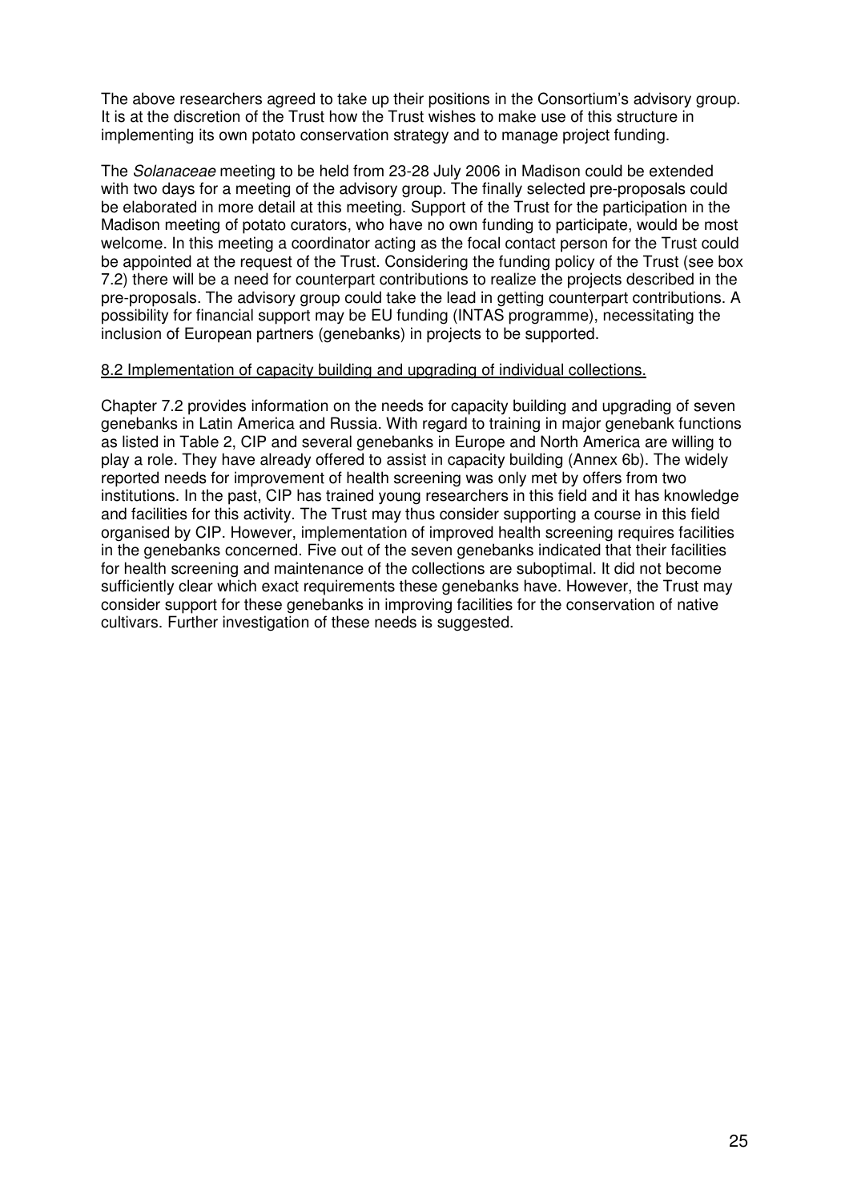The above researchers agreed to take up their positions in the Consortium's advisory group. It is at the discretion of the Trust how the Trust wishes to make use of this structure in implementing its own potato conservation strategy and to manage project funding.

The *Solanaceae* meeting to be held from 23-28 July 2006 in Madison could be extended with two days for a meeting of the advisory group. The finally selected pre-proposals could be elaborated in more detail at this meeting. Support of the Trust for the participation in the Madison meeting of potato curators, who have no own funding to participate, would be most welcome. In this meeting a coordinator acting as the focal contact person for the Trust could be appointed at the request of the Trust. Considering the funding policy of the Trust (see box 7.2) there will be a need for counterpart contributions to realize the projects described in the pre-proposals. The advisory group could take the lead in getting counterpart contributions. A possibility for financial support may be EU funding (INTAS programme), necessitating the inclusion of European partners (genebanks) in projects to be supported.

## 8.2 Implementation of capacity building and upgrading of individual collections.

Chapter 7.2 provides information on the needs for capacity building and upgrading of seven genebanks in Latin America and Russia. With regard to training in major genebank functions as listed in Table 2, CIP and several genebanks in Europe and North America are willing to play a role. They have already offered to assist in capacity building (Annex 6b). The widely reported needs for improvement of health screening was only met by offers from two institutions. In the past, CIP has trained young researchers in this field and it has knowledge and facilities for this activity. The Trust may thus consider supporting a course in this field organised by CIP. However, implementation of improved health screening requires facilities in the genebanks concerned. Five out of the seven genebanks indicated that their facilities for health screening and maintenance of the collections are suboptimal. It did not become sufficiently clear which exact requirements these genebanks have. However, the Trust may consider support for these genebanks in improving facilities for the conservation of native cultivars. Further investigation of these needs is suggested.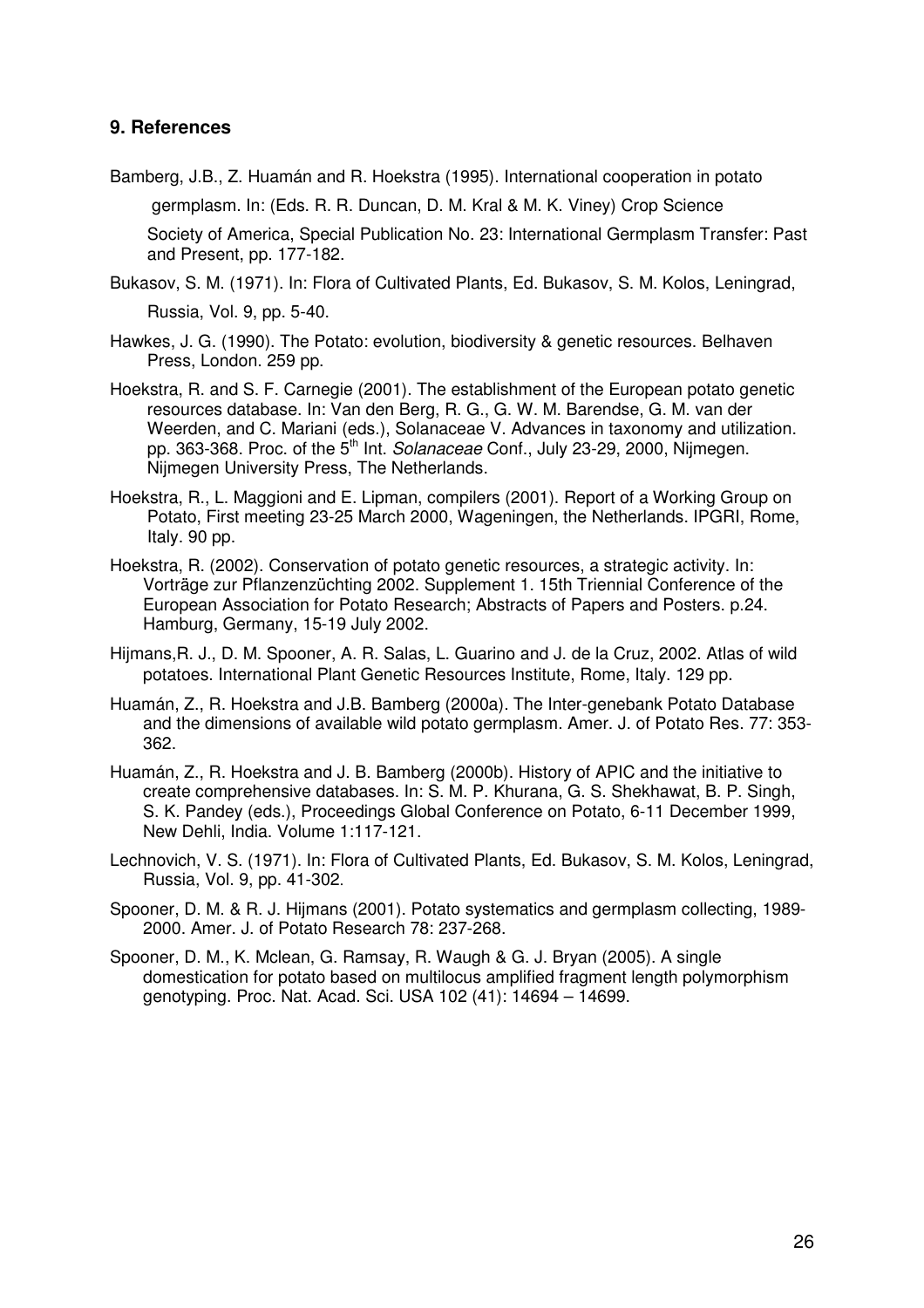## 9. References

Bamberg, J.B., Z. Huamán and R. Hoekstra (1995). International cooperation in potato germplasm. In: (Eds. R. R. Duncan, D. M. Kral & M. K. Viney) Crop Science Society of America, Special Publication No. 23: International Germplasm Transfer: Past and Present, pp. 177-182.

Bukasov, S. M. (1971). In: Flora of Cultivated Plants, Ed. Bukasov, S. M. Kolos, Leningrad, Russia, Vol. 9, pp. 5-40.

Hawkes, J. G. (1990). The Potato: evolution, biodiversity & genetic resources. Belhaven Press, London. 259 pp.

Hoekstra, R. and S. F. Carnegie (2001). The establishment of the European potato genetic resources database. In: Van den Berg, R. G., G. W. M. Barendse, G. M. van der Weerden, and C. Mariani (eds.), Solanaceae V. Advances in taxonomy and utilization. pp. 363-368. Proc. of the 5th Int. *Solanaceae* Conf., July 23-29, 2000, Nijmegen. Nijmegen University Press, The Netherlands.

Hoekstra, R., L. Maggioni and E. Lipman, compilers (2001). Report of a Working Group on Potato, First meeting 23-25 March 2000, Wageningen, the Netherlands. IPGRI, Rome, Italy. 90 pp.

Hoekstra, R. (2002). Conservation of potato genetic resources, a strategic activity. In: Vorträge zur Pflanzenzüchting 2002. Supplement 1. 15th Triennial Conference of the European Association for Potato Research; Abstracts of Papers and Posters. p.24. Hamburg, Germany, 15-19 July 2002.

Hijmans,R. J., D. M. Spooner, A. R. Salas, L. Guarino and J. de la Cruz, 2002. Atlas of wild potatoes. International Plant Genetic Resources Institute, Rome, Italy. 129 pp.

Huamán, Z., R. Hoekstra and J.B. Bamberg (2000a). The Inter-genebank Potato Database and the dimensions of available wild potato germplasm. Amer. J. of Potato Res. 77: 353-362.

Huamán, Z., R. Hoekstra and J. B. Bamberg (2000b). History of APIC and the initiative to create comprehensive databases. In: S. M. P. Khurana, G. S. Shekhawat, B. P. Singh, S. K. Pandey (eds.), Proceedings Global Conference on Potato, 6-11 December 1999, New Dehli, India. Volume 1:117-121.

Lechnovich, V. S. (1971). In: Flora of Cultivated Plants, Ed. Bukasov, S. M. Kolos, Leningrad, Russia, Vol. 9, pp. 41-302.

Spooner, D. M. & R. J. Hijmans (2001). Potato systematics and germplasm collecting, 1989-2000. Amer. J. of Potato Research 78: 237-268.

Spooner, D. M., K. Mclean, G. Ramsay, R. Waugh & G. J. Bryan (2005). A single domestication for potato based on multilocus amplified fragment length polymorphism genotyping. Proc. Nat. Acad. Sci. USA 102 (41): 14694 – 14699.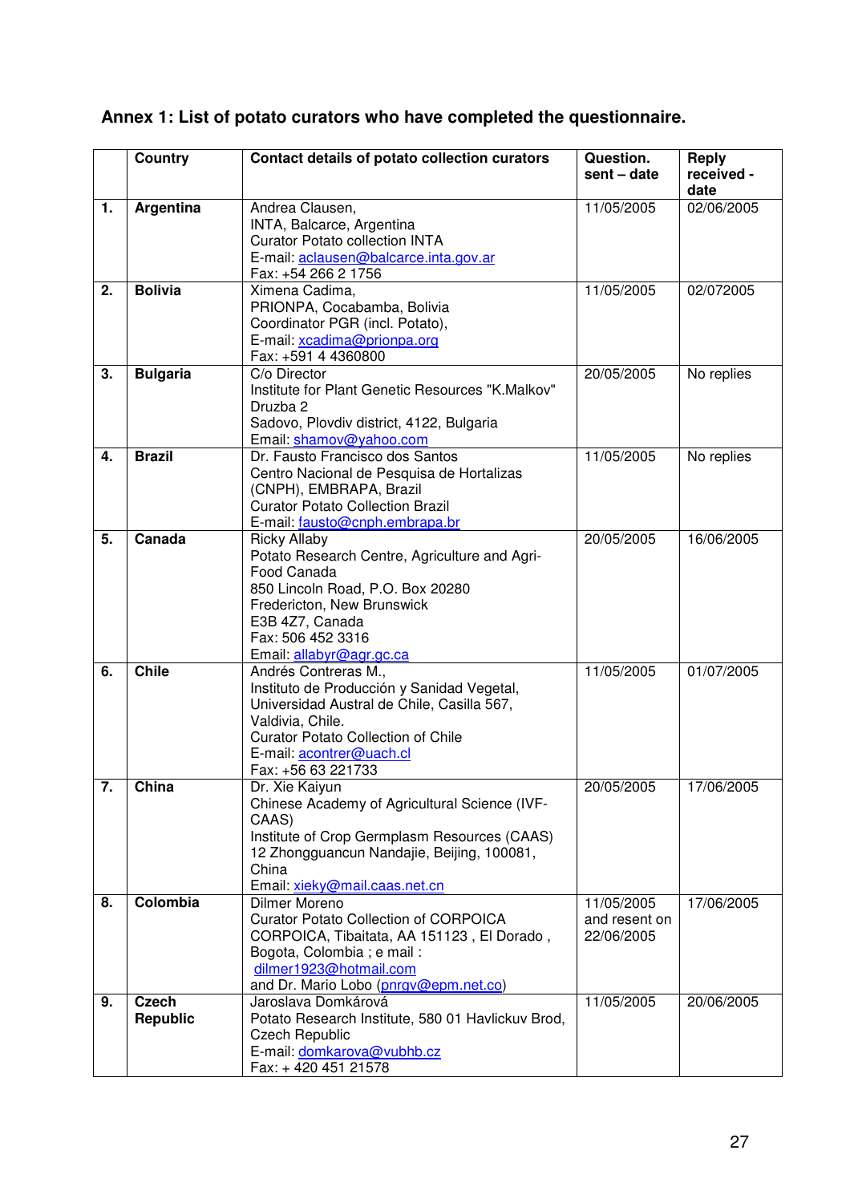**Annex 1: List of potato curators who have completed the questionnaire.**

| | Country | Contact details of potato collection curators | Question. sent – date | Reply received - date |
|---|---|---|---|---|
| 1. | **Argentina** | Andrea Clausen,<br>INTA, Balcarce, Argentina<br>Curator Potato collection INTA<br>E-mail: aclausen@balcarce.inta.gov.ar<br>Fax: +54 266 2 1756 | 11/05/2005 | 02/06/2005 |
| 2. | **Bolivia** | Ximena Cadima,<br>PRIONPA, Cocabamba, Bolivia<br>Coordinator PGR (incl. Potato),<br>E-mail: xcadima@prionpa.org<br>Fax: +591 4 4360800 | 11/05/2005 | 02/072005 |
| 3. | **Bulgaria** | C/o Director<br>Institute for Plant Genetic Resources "K.Malkov"<br>Druzba 2<br>Sadovo, Plovdiv district, 4122, Bulgaria<br>Email: shamov@yahoo.com | 20/05/2005 | No replies |
| 4. | **Brazil** | Dr. Fausto Francisco dos Santos<br>Centro Nacional de Pesquisa de Hortalizas (CNPH), EMBRAPA, Brazil<br>Curator Potato Collection Brazil<br>E-mail: fausto@cnph.embrapa.br | 11/05/2005 | No replies |
| 5. | **Canada** | Ricky Allaby<br>Potato Research Centre, Agriculture and Agri-Food Canada<br>850 Lincoln Road, P.O. Box 20280<br>Fredericton, New Brunswick<br>E3B 4Z7, Canada<br>Fax: 506 452 3316<br>Email: allabyr@agr.gc.ca | 20/05/2005 | 16/06/2005 |
| 6. | **Chile** | Andrés Contreras M.,<br>Instituto de Producción y Sanidad Vegetal, Universidad Austral de Chile, Casilla 567, Valdivia, Chile.<br>Curator Potato Collection of Chile<br>E-mail: acontrer@uach.cl<br>Fax: +56 63 221733 | 11/05/2005 | 01/07/2005 |
| 7. | **China** | Dr. Xie Kaiyun<br>Chinese Academy of Agricultural Science (IVF-CAAS)<br>Institute of Crop Germplasm Resources (CAAS)<br>12 Zhongguancun Nandajie, Beijing, 100081, China<br>Email: xieky@mail.caas.net.cn | 20/05/2005 | 17/06/2005 |
| 8. | **Colombia** | Dilmer Moreno<br>Curator Potato Collection of CORPOICA<br>CORPOICA, Tibaitata, AA 151123 , El Dorado , Bogota, Colombia ; e mail :<br>dilmer1923@hotmail.com<br>and Dr. Mario Lobo (pnrgv@epm.net.co) | 11/05/2005 and resent on 22/06/2005 | 17/06/2005 |
| 9. | **Czech Republic** | Jaroslava Domkárová<br>Potato Research Institute, 580 01 Havlickuv Brod, Czech Republic<br>E-mail: domkarova@vubhb.cz<br>Fax: + 420 451 21578 | 11/05/2005 | 20/06/2005 |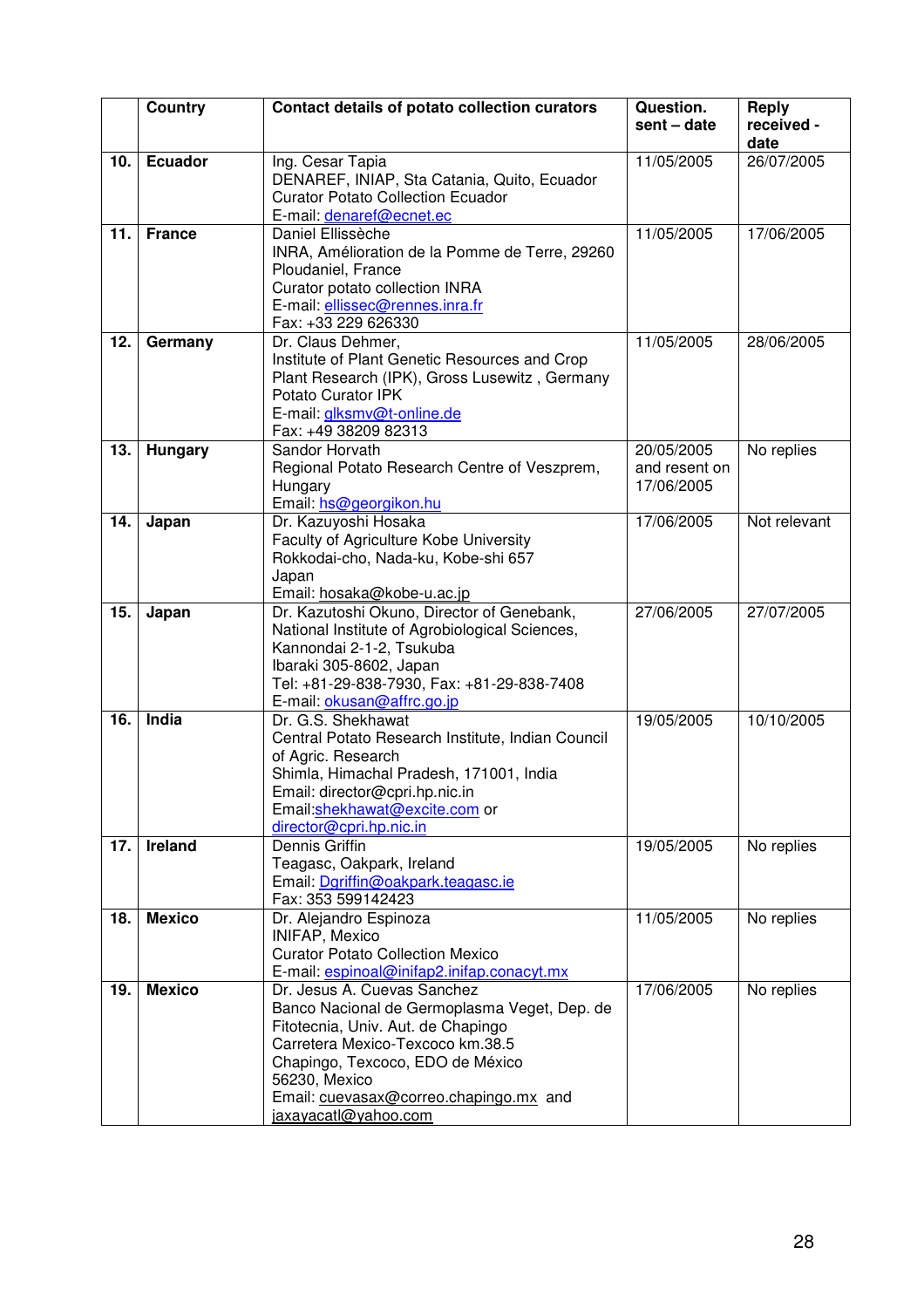|  | Country | Contact details of potato collection curators | Question. sent – date | Reply received - date |
|---|---|---|---|---|
| 10. | **Ecuador** | Ing. Cesar Tapia<br>DENAREF, INIAP, Sta Catania, Quito, Ecuador<br>Curator Potato Collection Ecuador<br>E-mail: denaref@ecnet.ec | 11/05/2005 | 26/07/2005 |
| 11. | **France** | Daniel Ellissèche<br>INRA, Amélioration de la Pomme de Terre, 29260 Ploudaniel, France<br>Curator potato collection INRA<br>E-mail: ellissec@rennes.inra.fr<br>Fax: +33 229 626330 | 11/05/2005 | 17/06/2005 |
| 12. | **Germany** | Dr. Claus Dehmer,<br>Institute of Plant Genetic Resources and Crop Plant Research (IPK), Gross Lusewitz , Germany<br>Potato Curator IPK<br>E-mail: glksmv@t-online.de<br>Fax: +49 38209 82313 | 11/05/2005 | 28/06/2005 |
| 13. | **Hungary** | Sandor Horvath<br>Regional Potato Research Centre of Veszprem, Hungary<br>Email: hs@georgikon.hu | 20/05/2005 and resent on 17/06/2005 | No replies |
| 14. | **Japan** | Dr. Kazuyoshi Hosaka<br>Faculty of Agriculture Kobe University<br>Rokkodai-cho, Nada-ku, Kobe-shi 657<br>Japan<br>Email: hosaka@kobe-u.ac.jp | 17/06/2005 | Not relevant |
| 15. | **Japan** | Dr. Kazutoshi Okuno, Director of Genebank, National Institute of Agrobiological Sciences, Kannondai 2-1-2, Tsukuba<br>Ibaraki 305-8602, Japan<br>Tel: +81-29-838-7930, Fax: +81-29-838-7408<br>E-mail: okusan@affrc.go.jp | 27/06/2005 | 27/07/2005 |
| 16. | **India** | Dr. G.S. Shekhawat<br>Central Potato Research Institute, Indian Council of Agric. Research<br>Shimla, Himachal Pradesh, 171001, India<br>Email: director@cpri.hp.nic.in<br>Email:shekhawat@excite.com or director@cpri.hp.nic.in | 19/05/2005 | 10/10/2005 |
| 17. | **Ireland** | Dennis Griffin<br>Teagasc, Oakpark, Ireland<br>Email: Dgriffin@oakpark.teagasc.ie<br>Fax: 353 599142423 | 19/05/2005 | No replies |
| 18. | **Mexico** | Dr. Alejandro Espinoza<br>INIFAP, Mexico<br>Curator Potato Collection Mexico<br>E-mail: espinoal@inifap2.inifap.conacyt.mx | 11/05/2005 | No replies |
| 19. | **Mexico** | Dr. Jesus A. Cuevas Sanchez<br>Banco Nacional de Germoplasma Veget, Dep. de Fitotecnia, Univ. Aut. de Chapingo<br>Carretera Mexico-Texcoco km.38.5<br>Chapingo, Texcoco, EDO de México<br>56230, Mexico<br>Email: cuevasax@correo.chapingo.mx and jaxayacatl@yahoo.com | 17/06/2005 | No replies |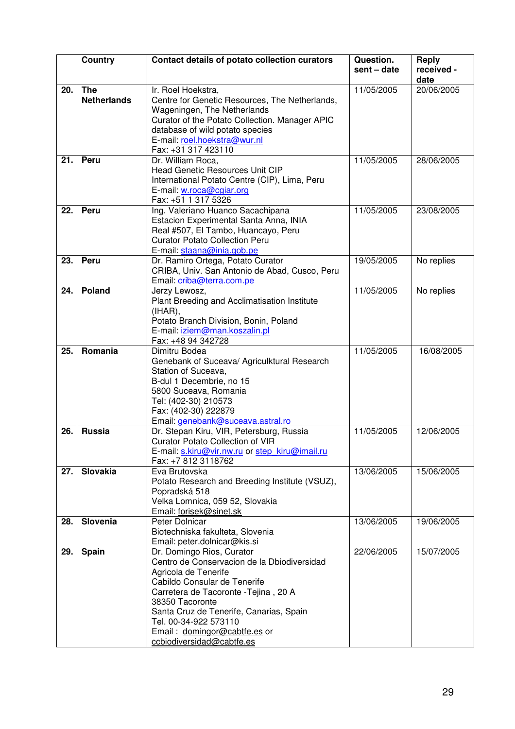|  | Country | Contact details of potato collection curators | Question. sent – date | Reply received - date |
|---|---|---|---|---|
| **20.** | **The Netherlands** | Ir. Roel Hoekstra,<br>Centre for Genetic Resources, The Netherlands, Wageningen, The Netherlands<br>Curator of the Potato Collection. Manager APIC database of wild potato species<br>E-mail: roel.hoekstra@wur.nl<br>Fax: +31 317 423110 | 11/05/2005 | 20/06/2005 |
| **21.** | **Peru** | Dr. William Roca,<br>Head Genetic Resources Unit CIP<br>International Potato Centre (CIP), Lima, Peru<br>E-mail: w.roca@cgiar.org<br>Fax: +51 1 317 5326 | 11/05/2005 | 28/06/2005 |
| **22.** | **Peru** | Ing. Valeriano Huanco Sacachipana<br>Estacion Experimental Santa Anna, INIA<br>Real #507, El Tambo, Huancayo, Peru<br>Curator Potato Collection Peru<br>E-mail: staana@inia.gob.pe | 11/05/2005 | 23/08/2005 |
| **23.** | **Peru** | Dr. Ramiro Ortega, Potato Curator<br>CRIBA, Univ. San Antonio de Abad, Cusco, Peru<br>Email: criba@terra.com.pe | 19/05/2005 | No replies |
| **24.** | **Poland** | Jerzy Lewosz,<br>Plant Breeding and Acclimatisation Institute (IHAR),<br>Potato Branch Division, Bonin, Poland<br>E-mail: iziem@man.koszalin.pl<br>Fax: +48 94 342728 | 11/05/2005 | No replies |
| **25.** | **Romania** | Dimitru Bodea<br>Genebank of Suceava/ Agriculktural Research Station of Suceava,<br>B-dul 1 Decembrie, no 15<br>5800 Suceava, Romania<br>Tel: (402-30) 210573<br>Fax: (402-30) 222879<br>Email: genebank@suceava.astral.ro | 11/05/2005 | 16/08/2005 |
| **26.** | **Russia** | Dr. Stepan Kiru, VIR, Petersburg, Russia<br>Curator Potato Collection of VIR<br>E-mail: s.kiru@vir.nw.ru or step_kiru@imail.ru<br>Fax: +7 812 3118762 | 11/05/2005 | 12/06/2005 |
| **27.** | **Slovakia** | Eva Brutovska<br>Potato Research and Breeding Institute (VSUZ), Popradská 518<br>Velka Lomnica, 059 52, Slovakia<br>Email: forisek@sinet.sk | 13/06/2005 | 15/06/2005 |
| **28.** | **Slovenia** | Peter Dolnicar<br>Biotechniska fakulteta, Slovenia<br>Email: peter.dolnicar@kis.si | 13/06/2005 | 19/06/2005 |
| **29.** | **Spain** | Dr. Domingo Rios, Curator<br>Centro de Conservacion de la Dbiodiversidad Agricola de Tenerife<br>Cabildo Consular de Tenerife<br>Carretera de Tacoronte -Tejina , 20 A<br>38350 Tacoronte<br>Santa Cruz de Tenerife, Canarias, Spain<br>Tel. 00-34-922 573110<br>Email : domingor@cabtfe.es or ccbiodiversidad@cabtfe.es | 22/06/2005 | 15/07/2005 |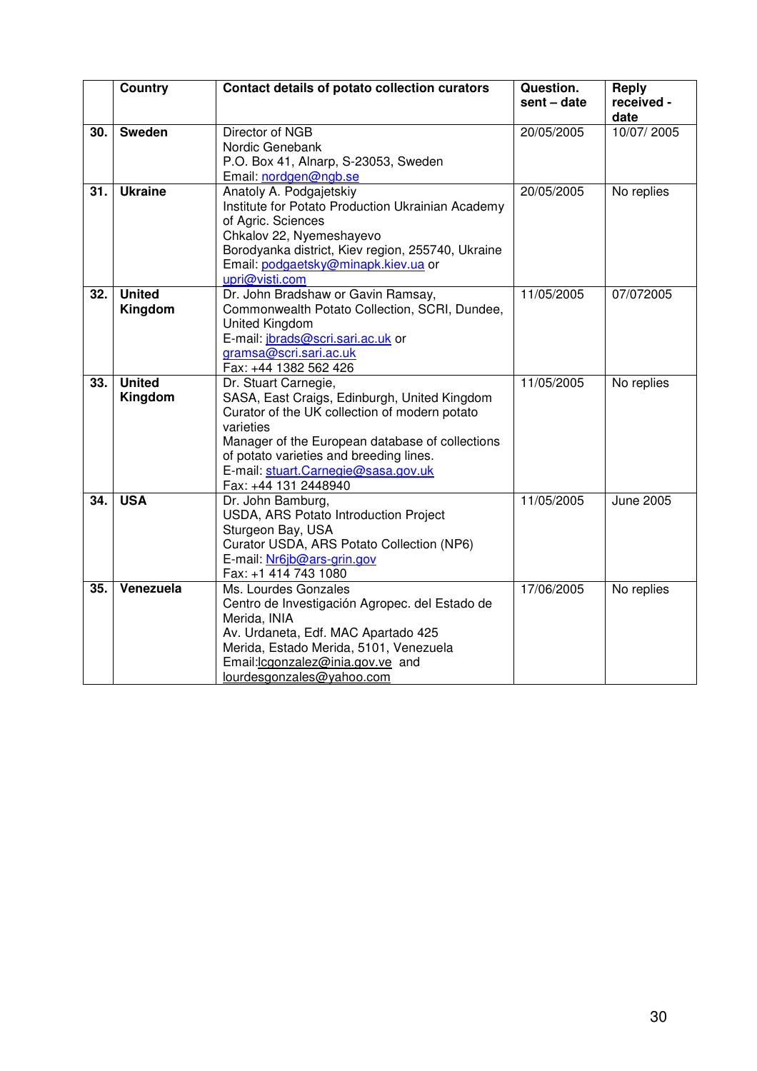| | Country | Contact details of potato collection curators | Question. sent – date | Reply received - date |
|---|---|---|---|---|
| **30.** | **Sweden** | Director of NGB<br>Nordic Genebank<br>P.O. Box 41, Alnarp, S-23053, Sweden<br>Email: nordgen@ngb.se | 20/05/2005 | 10/07/ 2005 |
| **31.** | **Ukraine** | Anatoly A. Podgajetskiy<br>Institute for Potato Production Ukrainian Academy of Agric. Sciences<br>Chkalov 22, Nyemeshayevo<br>Borodyanka district, Kiev region, 255740, Ukraine<br>Email: podgaetsky@minapk.kiev.ua or upri@visti.com | 20/05/2005 | No replies |
| **32.** | **United Kingdom** | Dr. John Bradshaw or Gavin Ramsay,<br>Commonwealth Potato Collection, SCRI, Dundee, United Kingdom<br>E-mail: jbrads@scri.sari.ac.uk or gramsa@scri.sari.ac.uk<br>Fax: +44 1382 562 426 | 11/05/2005 | 07/072005 |
| **33.** | **United Kingdom** | Dr. Stuart Carnegie,<br>SASA, East Craigs, Edinburgh, United Kingdom<br>Curator of the UK collection of modern potato varieties<br>Manager of the European database of collections of potato varieties and breeding lines.<br>E-mail: stuart.Carnegie@sasa.gov.uk<br>Fax: +44 131 2448940 | 11/05/2005 | No replies |
| **34.** | **USA** | Dr. John Bamburg,<br>USDA, ARS Potato Introduction Project<br>Sturgeon Bay, USA<br>Curator USDA, ARS Potato Collection (NP6)<br>E-mail: Nr6jb@ars-grin.gov<br>Fax: +1 414 743 1080 | 11/05/2005 | June 2005 |
| **35.** | **Venezuela** | Ms. Lourdes Gonzales<br>Centro de Investigación Agropec. del Estado de Merida, INIA<br>Av. Urdaneta, Edf. MAC Apartado 425<br>Merida, Estado Merida, 5101, Venezuela<br>Email:lcgonzalez@inia.gov.ve and lourdesgonzales@yahoo.com | 17/06/2005 | No replies |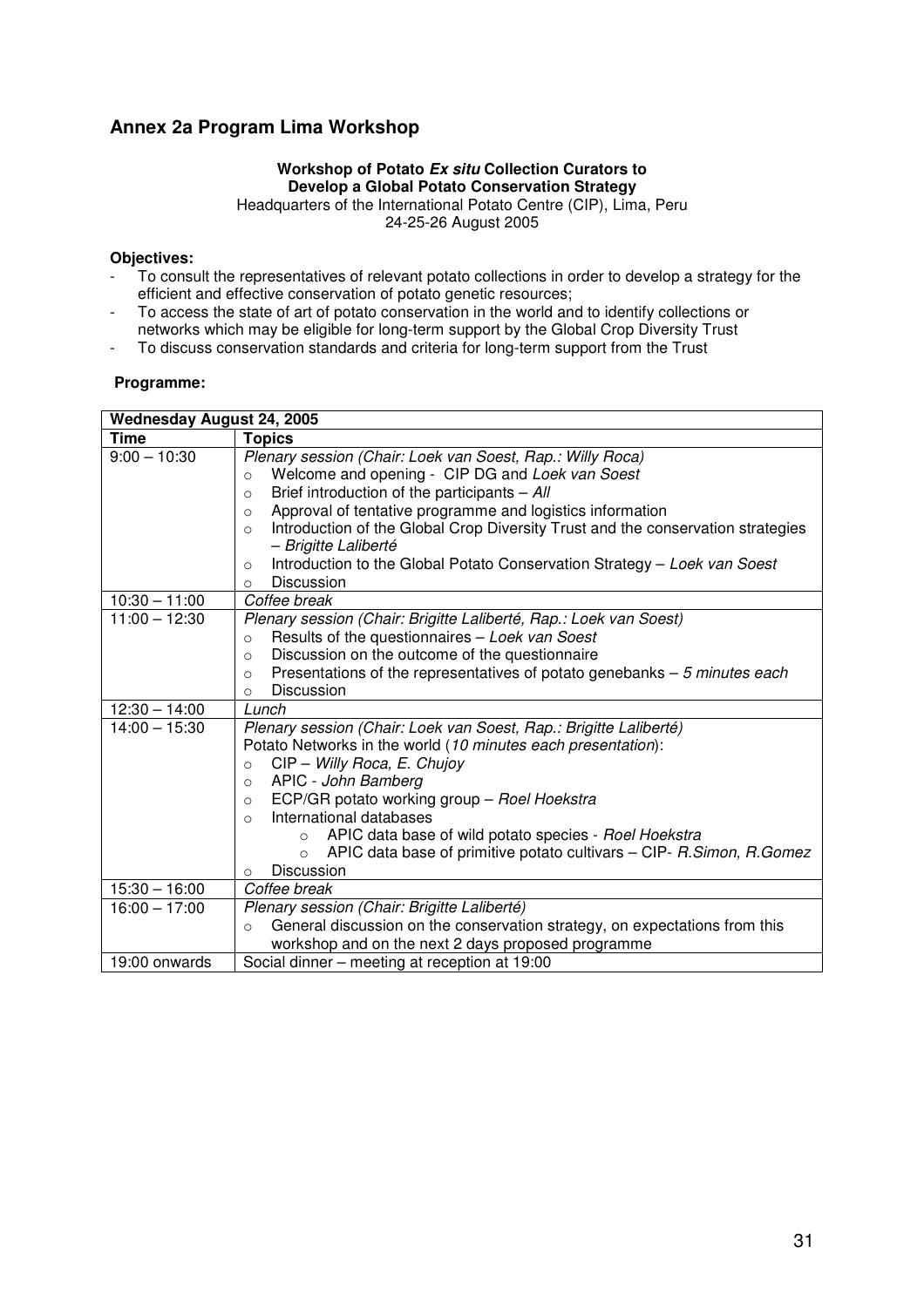## Annex 2a Program Lima Workshop

**Workshop of Potato *Ex situ* Collection Curators to Develop a Global Potato Conservation Strategy**

Headquarters of the International Potato Centre (CIP), Lima, Peru
24-25-26 August 2005

**Objectives:**

- To consult the representatives of relevant potato collections in order to develop a strategy for the efficient and effective conservation of potato genetic resources;
- To access the state of art of potato conservation in the world and to identify collections or networks which may be eligible for long-term support by the Global Crop Diversity Trust
- To discuss conservation standards and criteria for long-term support from the Trust

**Programme:**

| **Wednesday August 24, 2005** | |
|---|---|
| **Time** | **Topics** |
| 9:00 – 10:30 | *Plenary session (Chair: Loek van Soest, Rap.: Willy Roca)*<br>○ Welcome and opening - CIP DG and *Loek van Soest*<br>○ Brief introduction of the participants – *All*<br>○ Approval of tentative programme and logistics information<br>○ Introduction of the Global Crop Diversity Trust and the conservation strategies – *Brigitte Laliberté*<br>○ Introduction to the Global Potato Conservation Strategy – *Loek van Soest*<br>○ Discussion |
| 10:30 – 11:00 | *Coffee break* |
| 11:00 – 12:30 | *Plenary session (Chair: Brigitte Laliberté, Rap.: Loek van Soest)*<br>○ Results of the questionnaires – *Loek van Soest*<br>○ Discussion on the outcome of the questionnaire<br>○ Presentations of the representatives of potato genebanks – *5 minutes each*<br>○ Discussion |
| 12:30 – 14:00 | *Lunch* |
| 14:00 – 15:30 | *Plenary session (Chair: Loek van Soest, Rap.: Brigitte Laliberté)*<br>Potato Networks in the world (*10 minutes each presentation*):<br>○ CIP – *Willy Roca, E. Chujoy*<br>○ APIC - *John Bamberg*<br>○ ECP/GR potato working group – *Roel Hoekstra*<br>○ International databases<br>&nbsp;&nbsp;&nbsp;&nbsp;○ APIC data base of wild potato species - *Roel Hoekstra*<br>&nbsp;&nbsp;&nbsp;&nbsp;○ APIC data base of primitive potato cultivars – CIP- *R.Simon, R.Gomez*<br>○ Discussion |
| 15:30 – 16:00 | *Coffee break* |
| 16:00 – 17:00 | *Plenary session (Chair: Brigitte Laliberté)*<br>○ General discussion on the conservation strategy, on expectations from this workshop and on the next 2 days proposed programme |
| 19:00 onwards | Social dinner – meeting at reception at 19:00 |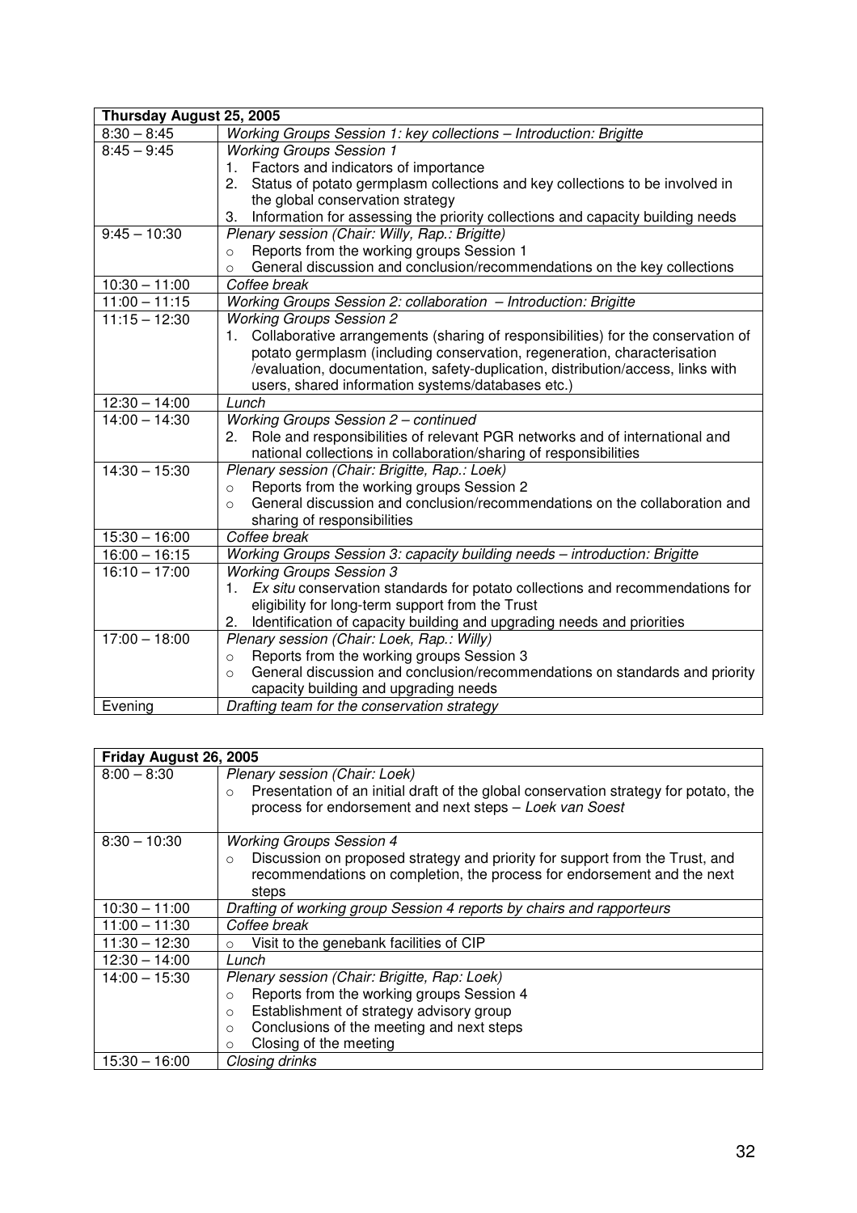| Thursday August 25, 2005 | |
|---|---|
| 8:30 – 8:45 | *Working Groups Session 1: key collections – Introduction: Brigitte* |
| 8:45 – 9:45 | *Working Groups Session 1*<br>1. Factors and indicators of importance<br>2. Status of potato germplasm collections and key collections to be involved in the global conservation strategy<br>3. Information for assessing the priority collections and capacity building needs |
| 9:45 – 10:30 | *Plenary session (Chair: Willy, Rap.: Brigitte)*<br>○ Reports from the working groups Session 1<br>○ General discussion and conclusion/recommendations on the key collections |
| 10:30 – 11:00 | *Coffee break* |
| 11:00 – 11:15 | *Working Groups Session 2: collaboration – Introduction: Brigitte* |
| 11:15 – 12:30 | *Working Groups Session 2*<br>1. Collaborative arrangements (sharing of responsibilities) for the conservation of potato germplasm (including conservation, regeneration, characterisation /evaluation, documentation, safety-duplication, distribution/access, links with users, shared information systems/databases etc.) |
| 12:30 – 14:00 | *Lunch* |
| 14:00 – 14:30 | *Working Groups Session 2 – continued*<br>2. Role and responsibilities of relevant PGR networks and of international and national collections in collaboration/sharing of responsibilities |
| 14:30 – 15:30 | *Plenary session (Chair: Brigitte, Rap.: Loek)*<br>○ Reports from the working groups Session 2<br>○ General discussion and conclusion/recommendations on the collaboration and sharing of responsibilities |
| 15:30 – 16:00 | *Coffee break* |
| 16:00 – 16:15 | *Working Groups Session 3: capacity building needs – introduction: Brigitte* |
| 16:10 – 17:00 | *Working Groups Session 3*<br>1. *Ex situ* conservation standards for potato collections and recommendations for eligibility for long-term support from the Trust<br>2. Identification of capacity building and upgrading needs and priorities |
| 17:00 – 18:00 | *Plenary session (Chair: Loek, Rap.: Willy)*<br>○ Reports from the working groups Session 3<br>○ General discussion and conclusion/recommendations on standards and priority capacity building and upgrading needs |
| Evening | *Drafting team for the conservation strategy* |

| Friday August 26, 2005 | |
|---|---|
| 8:00 – 8:30 | *Plenary session (Chair: Loek)*<br>○ Presentation of an initial draft of the global conservation strategy for potato, the process for endorsement and next steps – *Loek van Soest* |
| 8:30 – 10:30 | *Working Groups Session 4*<br>○ Discussion on proposed strategy and priority for support from the Trust, and recommendations on completion, the process for endorsement and the next steps |
| 10:30 – 11:00 | *Drafting of working group Session 4 reports by chairs and rapporteurs* |
| 11:00 – 11:30 | *Coffee break* |
| 11:30 – 12:30 | ○ Visit to the genebank facilities of CIP |
| 12:30 – 14:00 | *Lunch* |
| 14:00 – 15:30 | *Plenary session (Chair: Brigitte, Rap: Loek)*<br>○ Reports from the working groups Session 4<br>○ Establishment of strategy advisory group<br>○ Conclusions of the meeting and next steps<br>○ Closing of the meeting |
| 15:30 – 16:00 | *Closing drinks* |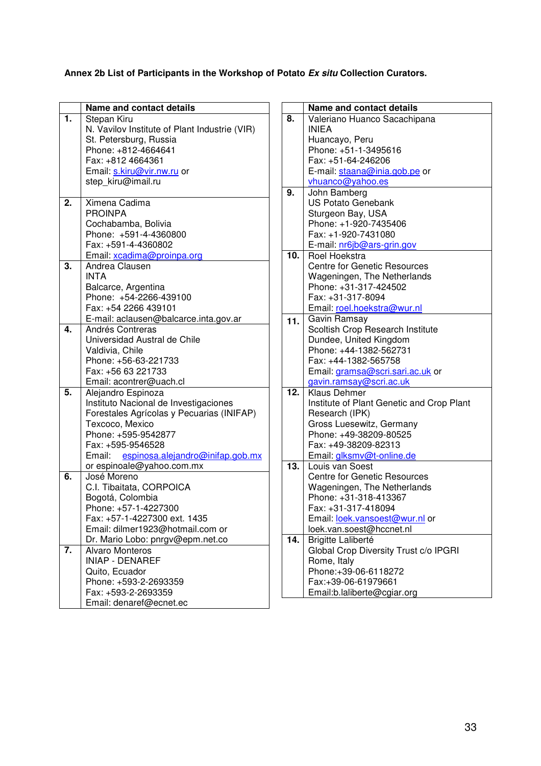**Annex 2b List of Participants in the Workshop of Potato *Ex situ* Collection Curators.**

| | Name and contact details |
|---|---|
| **1.** | Stepan Kiru<br>N. Vavilov Institute of Plant Industrie (VIR)<br>St. Petersburg, Russia<br>Phone: +812-4664641<br>Fax: +812 4664361<br>Email: s.kiru@vir.nw.ru or<br>step_kiru@imail.ru |
| **2.** | Ximena Cadima<br>PROINPA<br>Cochabamba, Bolivia<br>Phone: +591-4-4360800<br>Fax: +591-4-4360802<br>Email: xcadima@proinpa.org |
| **3.** | Andrea Clausen<br>INTA<br>Balcarce, Argentina<br>Phone: +54-2266-439100<br>Fax: +54 2266 439101<br>E-mail: aclausen@balcarce.inta.gov.ar |
| **4.** | Andrés Contreras<br>Universidad Austral de Chile<br>Valdivia, Chile<br>Phone: +56-63-221733<br>Fax: +56 63 221733<br>Email: acontrer@uach.cl |
| **5.** | Alejandro Espinoza<br>Instituto Nacional de Investigaciones Forestales Agrícolas y Pecuarias (INIFAP)<br>Texcoco, Mexico<br>Phone: +595-9542877<br>Fax: +595-9546528<br>Email: espinosa.alejandro@inifap.gob.mx or espinoale@yahoo.com.mx |
| **6.** | José Moreno<br>C.I. Tibaitata, CORPOICA<br>Bogotá, Colombia<br>Phone: +57-1-4227300<br>Fax: +57-1-4227300 ext. 1435<br>Email: dilmer1923@hotmail.com or<br>Dr. Mario Lobo: pnrgv@epm.net.co |
| **7.** | Alvaro Monteros<br>INIAP - DENAREF<br>Quito, Ecuador<br>Phone: +593-2-2693359<br>Fax: +593-2-2693359<br>Email: denaref@ecnet.ec |
| **8.** | Valeriano Huanco Sacachipana<br>INIEA<br>Huancayo, Peru<br>Phone: +51-1-3495616<br>Fax: +51-64-246206<br>E-mail: staana@inia.gob.pe or<br>vhuanco@yahoo.es |
| **9.** | John Bamberg<br>US Potato Genebank<br>Sturgeon Bay, USA<br>Phone: +1-920-7435406<br>Fax: +1-920-7431080<br>E-mail: nr6jb@ars-grin.gov |
| **10.** | Roel Hoekstra<br>Centre for Genetic Resources<br>Wageningen, The Netherlands<br>Phone: +31-317-424502<br>Fax: +31-317-8094<br>Email: roel.hoekstra@wur.nl |
| **11.** | Gavin Ramsay<br>Scoltish Crop Research Institute<br>Dundee, United Kingdom<br>Phone: +44-1382-562731<br>Fax: +44-1382-565758<br>Email: gramsa@scri.sari.ac.uk or<br>gavin.ramsay@scri.ac.uk |
| **12.** | Klaus Dehmer<br>Institute of Plant Genetic and Crop Plant Research (IPK)<br>Gross Luesewitz, Germany<br>Phone: +49-38209-80525<br>Fax: +49-38209-82313<br>Email: glksmv@t-online.de |
| **13.** | Louis van Soest<br>Centre for Genetic Resources<br>Wageningen, The Netherlands<br>Phone: +31-318-413367<br>Fax: +31-317-418094<br>Email: loek.vansoest@wur.nl or<br>loek.van.soest@hccnet.nl |
| **14.** | Brigitte Laliberté<br>Global Crop Diversity Trust c/o IPGRI<br>Rome, Italy<br>Phone:+39-06-6118272<br>Fax:+39-06-61979661<br>Email:b.laliberte@cgiar.org |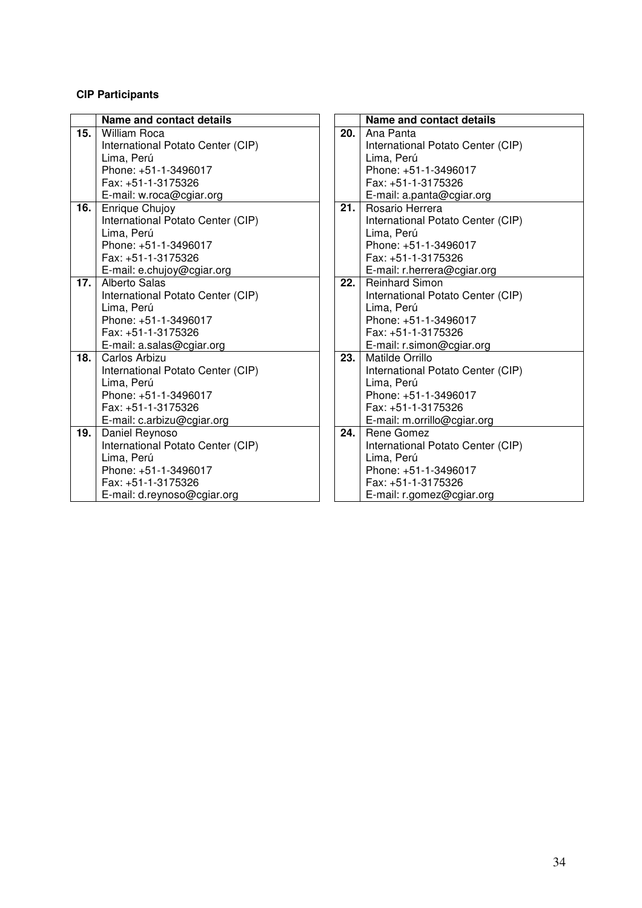**CIP Participants**

| | Name and contact details |
|---|---|
| **15.** | William Roca<br>International Potato Center (CIP)<br>Lima, Perú<br>Phone: +51-1-3496017<br>Fax: +51-1-3175326<br>E-mail: w.roca@cgiar.org |
| **16.** | Enrique Chujoy<br>International Potato Center (CIP)<br>Lima, Perú<br>Phone: +51-1-3496017<br>Fax: +51-1-3175326<br>E-mail: e.chujoy@cgiar.org |
| **17.** | Alberto Salas<br>International Potato Center (CIP)<br>Lima, Perú<br>Phone: +51-1-3496017<br>Fax: +51-1-3175326<br>E-mail: a.salas@cgiar.org |
| **18.** | Carlos Arbizu<br>International Potato Center (CIP)<br>Lima, Perú<br>Phone: +51-1-3496017<br>Fax: +51-1-3175326<br>E-mail: c.arbizu@cgiar.org |
| **19.** | Daniel Reynoso<br>International Potato Center (CIP)<br>Lima, Perú<br>Phone: +51-1-3496017<br>Fax: +51-1-3175326<br>E-mail: d.reynoso@cgiar.org |

| | Name and contact details |
|---|---|
| **20.** | Ana Panta<br>International Potato Center (CIP)<br>Lima, Perú<br>Phone: +51-1-3496017<br>Fax: +51-1-3175326<br>E-mail: a.panta@cgiar.org |
| **21.** | Rosario Herrera<br>International Potato Center (CIP)<br>Lima, Perú<br>Phone: +51-1-3496017<br>Fax: +51-1-3175326<br>E-mail: r.herrera@cgiar.org |
| **22.** | Reinhard Simon<br>International Potato Center (CIP)<br>Lima, Perú<br>Phone: +51-1-3496017<br>Fax: +51-1-3175326<br>E-mail: r.simon@cgiar.org |
| **23.** | Matilde Orrillo<br>International Potato Center (CIP)<br>Lima, Perú<br>Phone: +51-1-3496017<br>Fax: +51-1-3175326<br>E-mail: m.orrillo@cgiar.org |
| **24.** | Rene Gomez<br>International Potato Center (CIP)<br>Lima, Perú<br>Phone: +51-1-3496017<br>Fax: +51-1-3175326<br>E-mail: r.gomez@cgiar.org |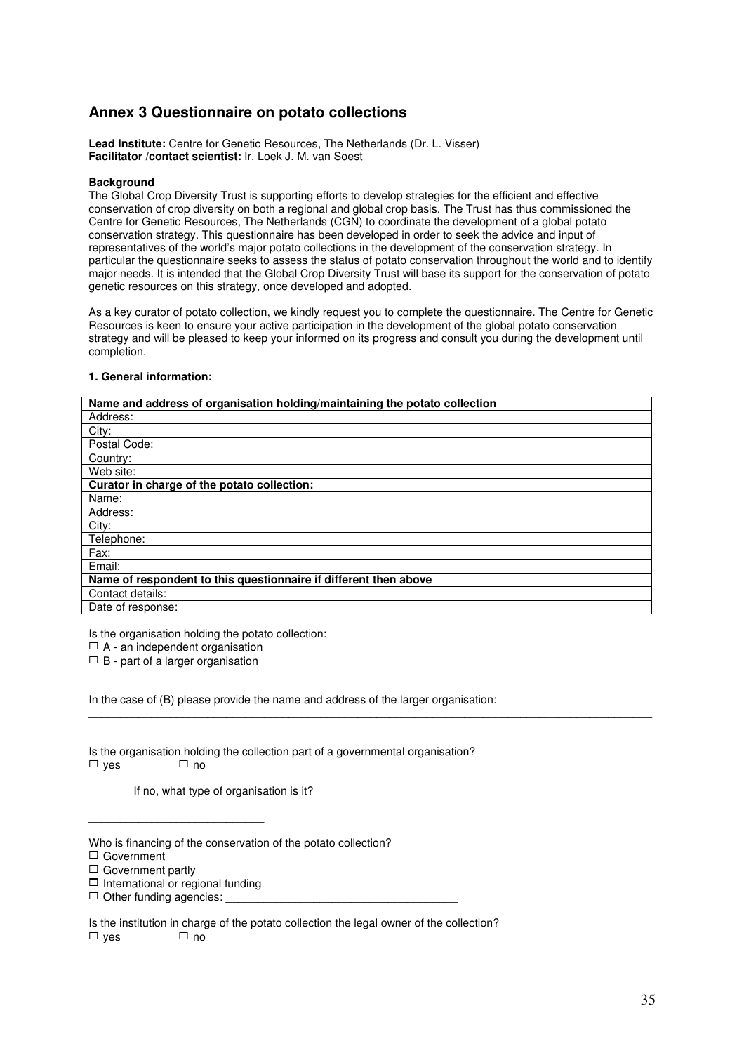## Annex 3 Questionnaire on potato collections

**Lead Institute:** Centre for Genetic Resources, The Netherlands (Dr. L. Visser)
**Facilitator /contact scientist:** Ir. Loek J. M. van Soest

**Background**
The Global Crop Diversity Trust is supporting efforts to develop strategies for the efficient and effective conservation of crop diversity on both a regional and global crop basis. The Trust has thus commissioned the Centre for Genetic Resources, The Netherlands (CGN) to coordinate the development of a global potato conservation strategy. This questionnaire has been developed in order to seek the advice and input of representatives of the world's major potato collections in the development of the conservation strategy. In particular the questionnaire seeks to assess the status of potato conservation throughout the world and to identify major needs. It is intended that the Global Crop Diversity Trust will base its support for the conservation of potato genetic resources on this strategy, once developed and adopted.

As a key curator of potato collection, we kindly request you to complete the questionnaire. The Centre for Genetic Resources is keen to ensure your active participation in the development of the global potato conservation strategy and will be pleased to keep your informed on its progress and consult you during the development until completion.

**1. General information:**

| **Name and address of organisation holding/maintaining the potato collection** | |
|---|---|
| Address: | |
| City: | |
| Postal Code: | |
| Country: | |
| Web site: | |
| **Curator in charge of the potato collection:** | |
| Name: | |
| Address: | |
| City: | |
| Telephone: | |
| Fax: | |
| Email: | |
| **Name of respondent to this questionnaire if different then above** | |
| Contact details: | |
| Date of response: | |

Is the organisation holding the potato collection:

☐ A - an independent organisation
☐ B - part of a larger organisation

In the case of (B) please provide the name and address of the larger organisation:

______________________________________________________________________________________________________________________

Is the organisation holding the collection part of a governmental organisation?
☐ yes ☐ no

If no, what type of organisation is it?

______________________________________________________________________________________________________________________

Who is financing of the conservation of the potato collection?

☐ Government
☐ Government partly
☐ International or regional funding
☐ Other funding agencies: ______________________________________

Is the institution in charge of the potato collection the legal owner of the collection?
☐ yes ☐ no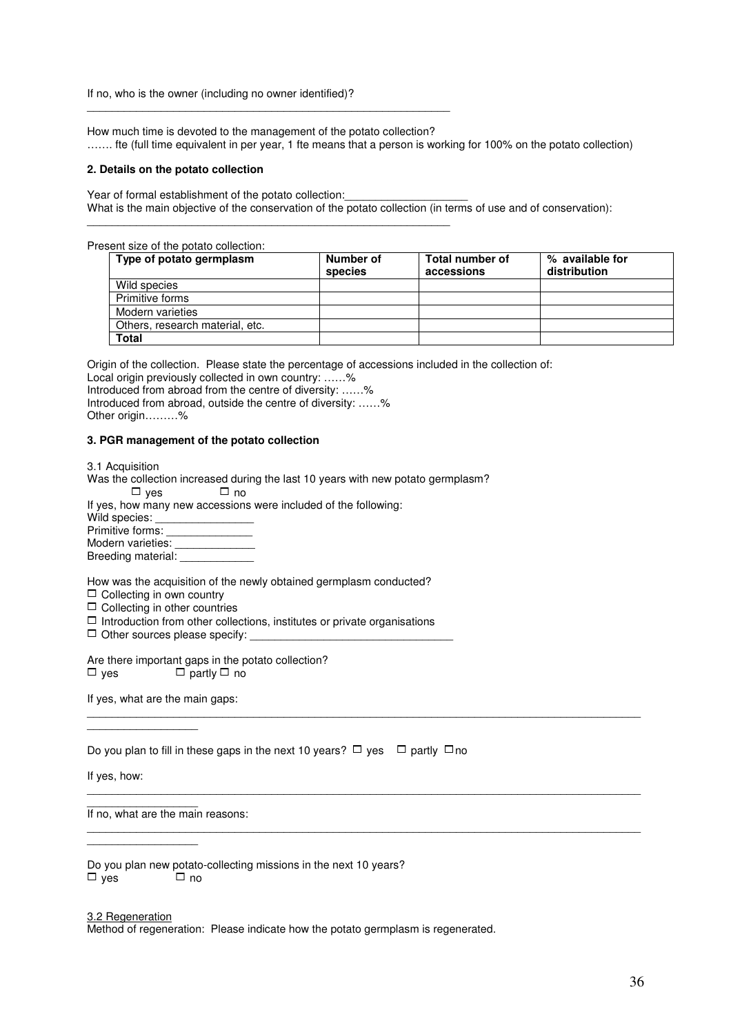If no, who is the owner (including no owner identified)?

___________________________________________________________

How much time is devoted to the management of the potato collection?

……. fte (full time equivalent in per year, 1 fte means that a person is working for 100% on the potato collection)

**2. Details on the potato collection**

Year of formal establishment of the potato collection:____________________

What is the main objective of the conservation of the potato collection (in terms of use and of conservation):

___________________________________________________________

Present size of the potato collection:

| Type of potato germplasm | Number of species | Total number of accessions | % available for distribution |
|---|---|---|---|
| Wild species | | | |
| Primitive forms | | | |
| Modern varieties | | | |
| Others, research material, etc. | | | |
| **Total** | | | |

Origin of the collection. Please state the percentage of accessions included in the collection of:
Local origin previously collected in own country: ……%
Introduced from abroad from the centre of diversity: ……%
Introduced from abroad, outside the centre of diversity: ……%
Other origin………%

**3. PGR management of the potato collection**

3.1 Acquisition

Was the collection increased during the last 10 years with new potato germplasm?

☐ yes ☐ no

If yes, how many new accessions were included of the following:
Wild species: ________________
Primitive forms: ______________
Modern varieties: _____________
Breeding material: ____________

How was the acquisition of the newly obtained germplasm conducted?

☐ Collecting in own country
☐ Collecting in other countries
☐ Introduction from other collections, institutes or private organisations
☐ Other sources please specify: ________________________________

Are there important gaps in the potato collection?

☐ yes ☐ partly ☐ no

If yes, what are the main gaps:

___________________________________________________________________________________________

Do you plan to fill in these gaps in the next 10 years? ☐ yes ☐ partly ☐no

If yes, how:

___________________________________________________________________________________________

If no, what are the main reasons:

___________________________________________________________________________________________

Do you plan new potato-collecting missions in the next 10 years?

☐ yes ☐ no

3.2 Regeneration

Method of regeneration: Please indicate how the potato germplasm is regenerated.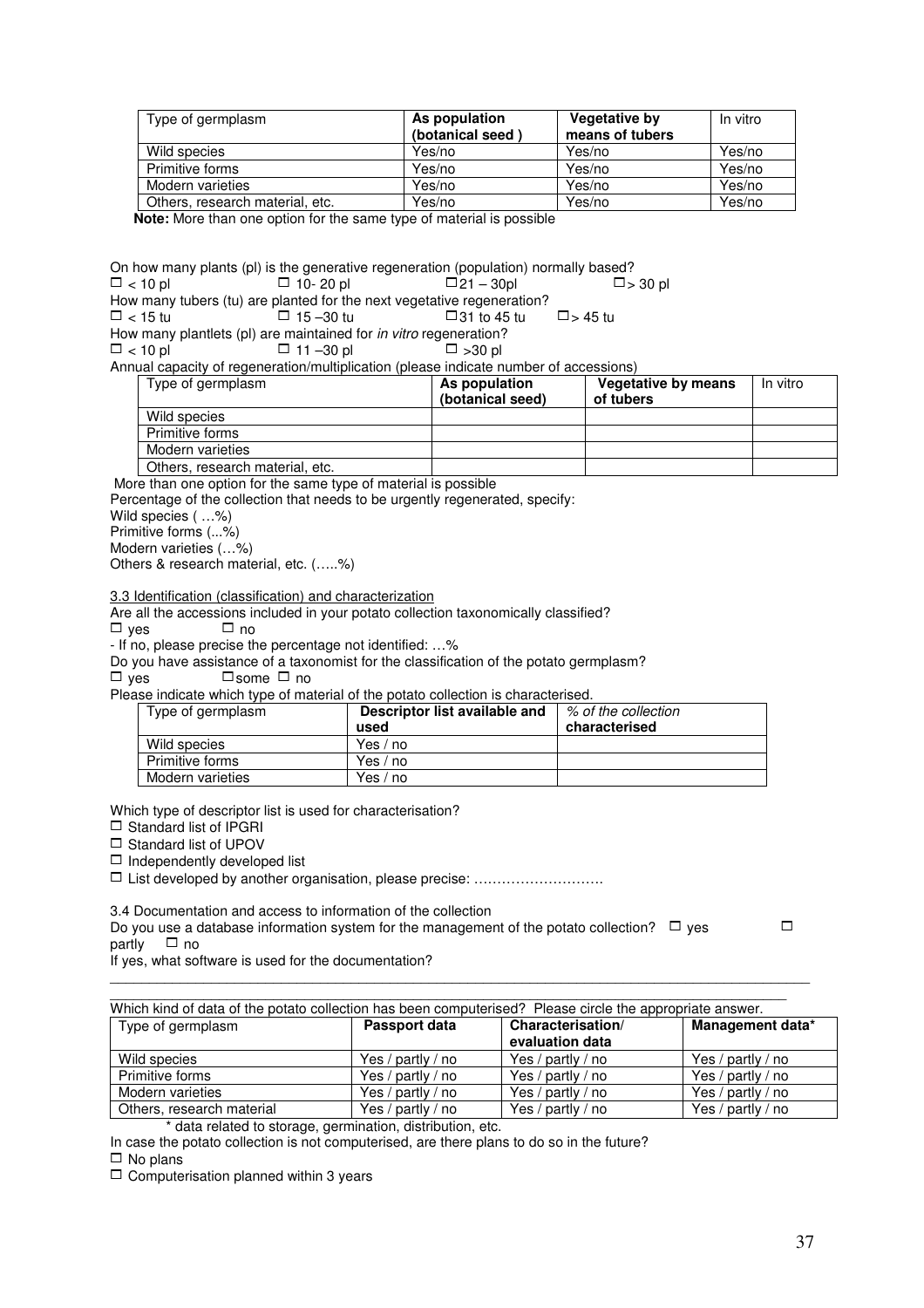| Type of germplasm | **As population (botanical seed )** | **Vegetative by means of tubers** | In vitro |
|---|---|---|---|
| Wild species | Yes/no | Yes/no | Yes/no |
| Primitive forms | Yes/no | Yes/no | Yes/no |
| Modern varieties | Yes/no | Yes/no | Yes/no |
| Others, research material, etc. | Yes/no | Yes/no | Yes/no |

**Note:** More than one option for the same type of material is possible

On how many plants (pl) is the generative regeneration (population) normally based?
□ < 10 pl □ 10- 20 pl □21 – 30pl □> 30 pl
How many tubers (tu) are planted for the next vegetative regeneration?
□ < 15 tu □ 15 –30 tu □31 to 45 tu □> 45 tu
How many plantlets (pl) are maintained for *in vitro* regeneration?
□ < 10 pl □ 11 –30 pl □ >30 pl
Annual capacity of regeneration/multiplication (please indicate number of accessions)

| Type of germplasm | **As population (botanical seed)** | **Vegetative by means of tubers** | In vitro |
|---|---|---|---|
| Wild species | | | |
| Primitive forms | | | |
| Modern varieties | | | |
| Others, research material, etc. | | | |

More than one option for the same type of material is possible
Percentage of the collection that needs to be urgently regenerated, specify:
Wild species ( …%)
Primitive forms (...%)
Modern varieties (…%)
Others & research material, etc. (…..%)

3.3 Identification (classification) and characterization

Are all the accessions included in your potato collection taxonomically classified?
□ yes □ no
- If no, please precise the percentage not identified: …%
Do you have assistance of a taxonomist for the classification of the potato germplasm?
□ yes □some □ no
Please indicate which type of material of the potato collection is characterised.

| Type of germplasm | **Descriptor list available and used** | *% of the collection* **characterised** |
|---|---|---|
| Wild species | Yes / no | |
| Primitive forms | Yes / no | |
| Modern varieties | Yes / no | |

Which type of descriptor list is used for characterisation?
□ Standard list of IPGRI
□ Standard list of UPOV
□ Independently developed list
□ List developed by another organisation, please precise: ……………………….

3.4 Documentation and access to information of the collection

Do you use a database information system for the management of the potato collection? □ yes □ partly □ no
If yes, what software is used for the documentation?

___

Which kind of data of the potato collection has been computerised? Please circle the appropriate answer.

| Type of germplasm | **Passport data** | **Characterisation/ evaluation data** | **Management data*** |
|---|---|---|---|
| Wild species | Yes / partly / no | Yes / partly / no | Yes / partly / no |
| Primitive forms | Yes / partly / no | Yes / partly / no | Yes / partly / no |
| Modern varieties | Yes / partly / no | Yes / partly / no | Yes / partly / no |
| Others, research material | Yes / partly / no | Yes / partly / no | Yes / partly / no |

\* data related to storage, germination, distribution, etc.

In case the potato collection is not computerised, are there plans to do so in the future?
□ No plans
□ Computerisation planned within 3 years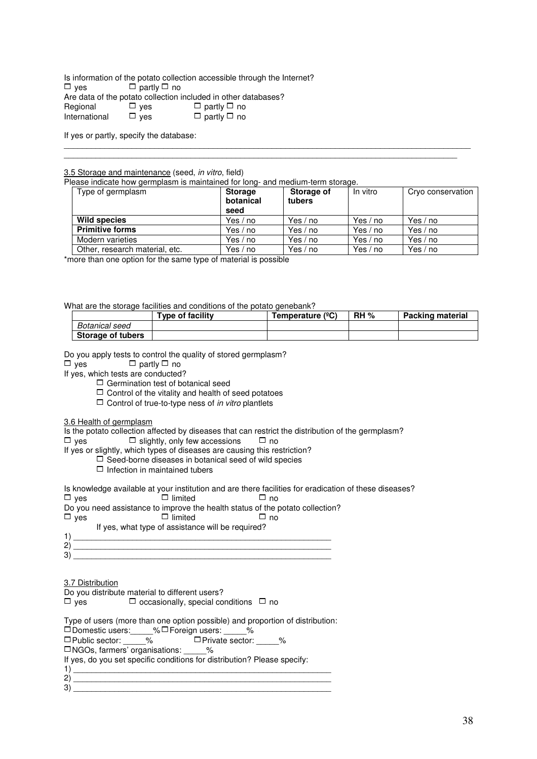Is information of the potato collection accessible through the Internet?

☐ yes ☐ partly ☐ no

Are data of the potato collection included in other databases?

Regional ☐ yes ☐ partly ☐ no

International ☐ yes ☐ partly ☐ no

If yes or partly, specify the database:

______________________________________________________________________________________

______________________________________________________________________________________

3.5 Storage and maintenance (seed, *in vitro*, field)

Please indicate how germplasm is maintained for long- and medium-term storage.

| Type of germplasm | **Storage botanical seed** | **Storage of tubers** | In vitro | Cryo conservation |
|---|---|---|---|---|
| **Wild species** | Yes / no | Yes / no | Yes / no | Yes / no |
| **Primitive forms** | Yes / no | Yes / no | Yes / no | Yes / no |
| Modern varieties | Yes / no | Yes / no | Yes / no | Yes / no |
| Other, research material, etc. | Yes / no | Yes / no | Yes / no | Yes / no |

*more than one option for the same type of material is possible

What are the storage facilities and conditions of the potato genebank?

| | **Type of facility** | **Temperature (ºC)** | **RH %** | **Packing material** |
|---|---|---|---|---|
| *Botanical seed* | | | | |
| **Storage of tubers** | | | | |

Do you apply tests to control the quality of stored germplasm?

☐ yes ☐ partly ☐ no

If yes, which tests are conducted?

- ☐ Germination test of botanical seed
- ☐ Control of the vitality and health of seed potatoes
- ☐ Control of true-to-type ness of *in vitro* plantlets

3.6 Health of germplasm

Is the potato collection affected by diseases that can restrict the distribution of the germplasm?

☐ yes ☐ slightly, only few accessions ☐ no

If yes or slightly, which types of diseases are causing this restriction?

- ☐ Seed-borne diseases in botanical seed of wild species
- ☐ Infection in maintained tubers

Is knowledge available at your institution and are there facilities for eradication of these diseases?

☐ yes ☐ limited ☐ no

Do you need assistance to improve the health status of the potato collection?

☐ yes ☐ limited ☐ no

If yes, what type of assistance will be required?

1) ____________________________________________________________

2) ____________________________________________________________

3) ____________________________________________________________

3.7 Distribution

Do you distribute material to different users?

☐ yes ☐ occasionally, special conditions ☐ no

Type of users (more than one option possible) and proportion of distribution:

☐ Domestic users:_____% ☐ Foreign users: _____%

☐ Public sector: _____% ☐ Private sector: _____%

☐ NGOs, farmers' organisations: _____%

If yes, do you set specific conditions for distribution? Please specify:

1) ____________________________________________________________

2) ____________________________________________________________

3) ____________________________________________________________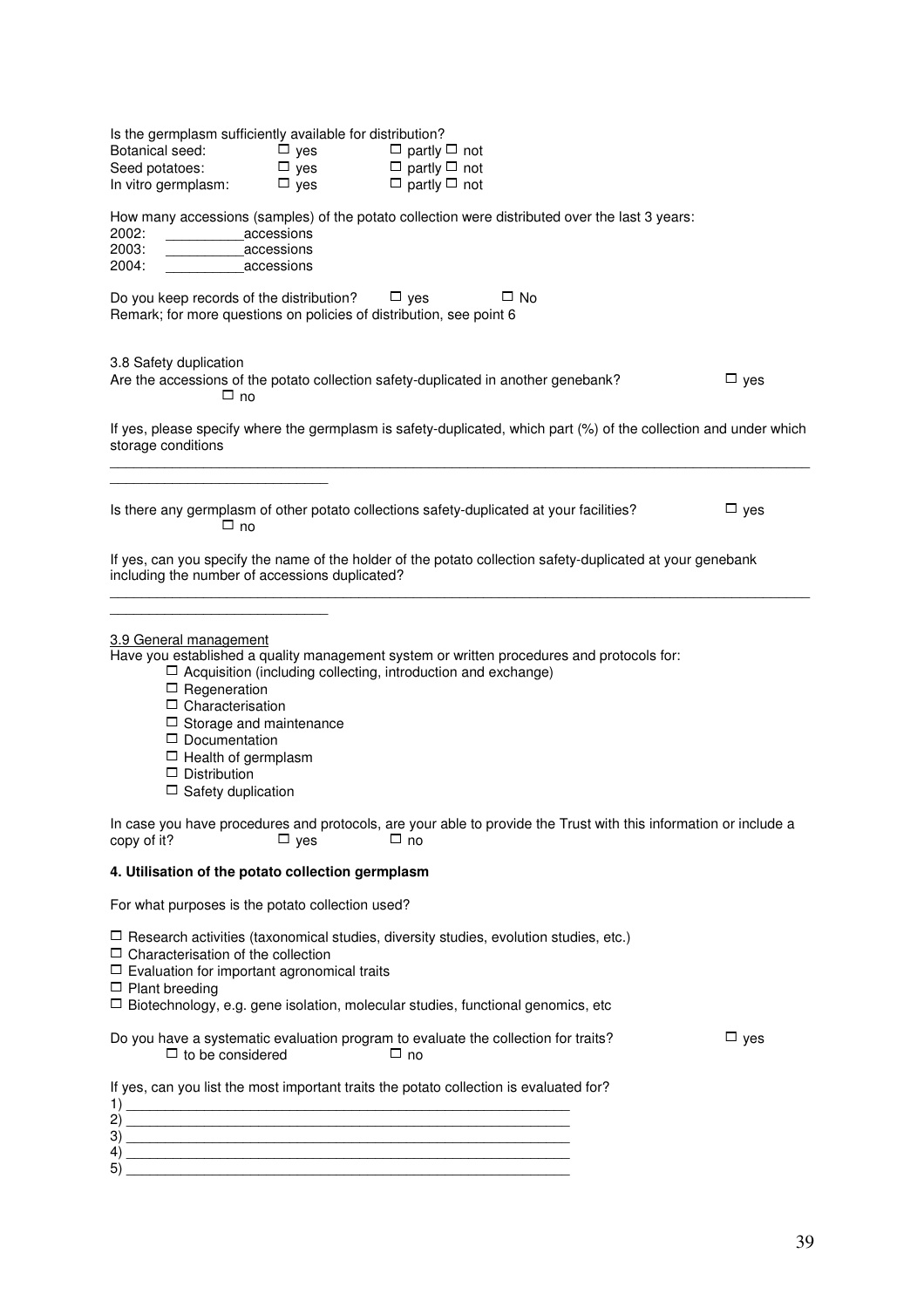Is the germplasm sufficiently available for distribution?

| | | |
|---|---|---|
| Botanical seed: | ☐ yes | ☐ partly ☐ not |
| Seed potatoes: | ☐ yes | ☐ partly ☐ not |
| In vitro germplasm: | ☐ yes | ☐ partly ☐ not |

How many accessions (samples) of the potato collection were distributed over the last 3 years:

2002: __________accessions
2003: __________accessions
2004: __________accessions

Do you keep records of the distribution? ☐ yes ☐ No
Remark; for more questions on policies of distribution, see point 6

3.8 Safety duplication

Are the accessions of the potato collection safety-duplicated in another genebank? ☐ yes ☐ no

If yes, please specify where the germplasm is safety-duplicated, which part (%) of the collection and under which storage conditions

_____________________________________________________________________________________________
____________________________

Is there any germplasm of other potato collections safety-duplicated at your facilities? ☐ yes ☐ no

If yes, can you specify the name of the holder of the potato collection safety-duplicated at your genebank including the number of accessions duplicated?

_____________________________________________________________________________________________
____________________________

3.9 General management

Have you established a quality management system or written procedures and protocols for:

- ☐ Acquisition (including collecting, introduction and exchange)
- ☐ Regeneration
- ☐ Characterisation
- ☐ Storage and maintenance
- ☐ Documentation
- ☐ Health of germplasm
- ☐ Distribution
- ☐ Safety duplication

In case you have procedures and protocols, are your able to provide the Trust with this information or include a copy of it? ☐ yes ☐ no

**4. Utilisation of the potato collection germplasm**

For what purposes is the potato collection used?

- ☐ Research activities (taxonomical studies, diversity studies, evolution studies, etc.)
- ☐ Characterisation of the collection
- ☐ Evaluation for important agronomical traits
- ☐ Plant breeding
- ☐ Biotechnology, e.g. gene isolation, molecular studies, functional genomics, etc

Do you have a systematic evaluation program to evaluate the collection for traits? ☐ yes ☐ to be considered ☐ no

If yes, can you list the most important traits the potato collection is evaluated for?

1) ____________________________________________________________
2) ____________________________________________________________
3) ____________________________________________________________
4) ____________________________________________________________
5) ____________________________________________________________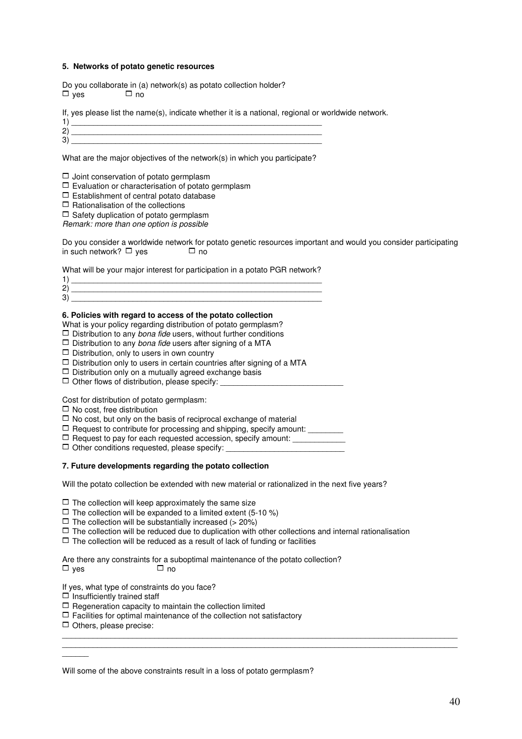**5. Networks of potato genetic resources**

Do you collaborate in (a) network(s) as potato collection holder?
☐ yes ☐ no

If, yes please list the name(s), indicate whether it is a national, regional or worldwide network.
1) ___________________________________________________________
2) ___________________________________________________________
3) ___________________________________________________________

What are the major objectives of the network(s) in which you participate?

☐ Joint conservation of potato germplasm
☐ Evaluation or characterisation of potato germplasm
☐ Establishment of central potato database
☐ Rationalisation of the collections
☐ Safety duplication of potato germplasm
*Remark: more than one option is possible*

Do you consider a worldwide network for potato genetic resources important and would you consider participating in such network? ☐ yes ☐ no

What will be your major interest for participation in a potato PGR network?
1) ___________________________________________________________
2) ___________________________________________________________
3) ___________________________________________________________

**6. Policies with regard to access of the potato collection**

What is your policy regarding distribution of potato germplasm?
☐ Distribution to any *bona fide* users, without further conditions
☐ Distribution to any *bona fide* users after signing of a MTA
☐ Distribution, only to users in own country
☐ Distribution only to users in certain countries after signing of a MTA
☐ Distribution only on a mutually agreed exchange basis
☐ Other flows of distribution, please specify: ____________________________

Cost for distribution of potato germplasm:
☐ No cost, free distribution
☐ No cost, but only on the basis of reciprocal exchange of material
☐ Request to contribute for processing and shipping, specify amount: ________
☐ Request to pay for each requested accession, specify amount: ____________
☐ Other conditions requested, please specify: ___________________________

**7. Future developments regarding the potato collection**

Will the potato collection be extended with new material or rationalized in the next five years?

☐ The collection will keep approximately the same size
☐ The collection will be expanded to a limited extent (5-10 %)
☐ The collection will be substantially increased (> 20%)
☐ The collection will be reduced due to duplication with other collections and internal rationalisation
☐ The collection will be reduced as a result of lack of funding or facilities

Are there any constraints for a suboptimal maintenance of the potato collection?
☐ yes ☐ no

If yes, what type of constraints do you face?
☐ Insufficiently trained staff
☐ Regeneration capacity to maintain the collection limited
☐ Facilities for optimal maintenance of the collection not satisfactory
☐ Others, please precise:
_____________________________________________________________________________________________
_____________________________________________________________________________________________
______

Will some of the above constraints result in a loss of potato germplasm?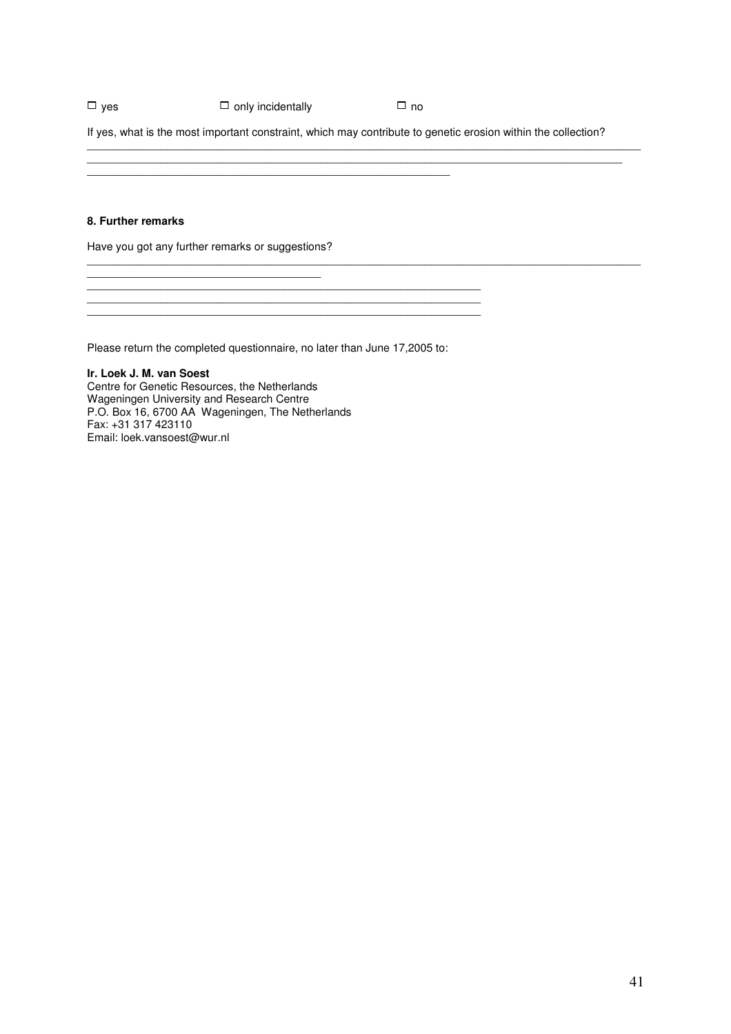☐ yes ☐ only incidentally ☐ no

If yes, what is the most important constraint, which may contribute to genetic erosion within the collection?

______________________________________________________________________________________________
______________________________________________________________________________________________
______________________________________________________________

**8. Further remarks**

Have you got any further remarks or suggestions?

______________________________________________________________________________________________
________________________________________
___________________________________________________________________
___________________________________________________________________
___________________________________________________________________

Please return the completed questionnaire, no later than June 17,2005 to:

**Ir. Loek J. M. van Soest**
Centre for Genetic Resources, the Netherlands
Wageningen University and Research Centre
P.O. Box 16, 6700 AA Wageningen, The Netherlands
Fax: +31 317 423110
Email: loek.vansoest@wur.nl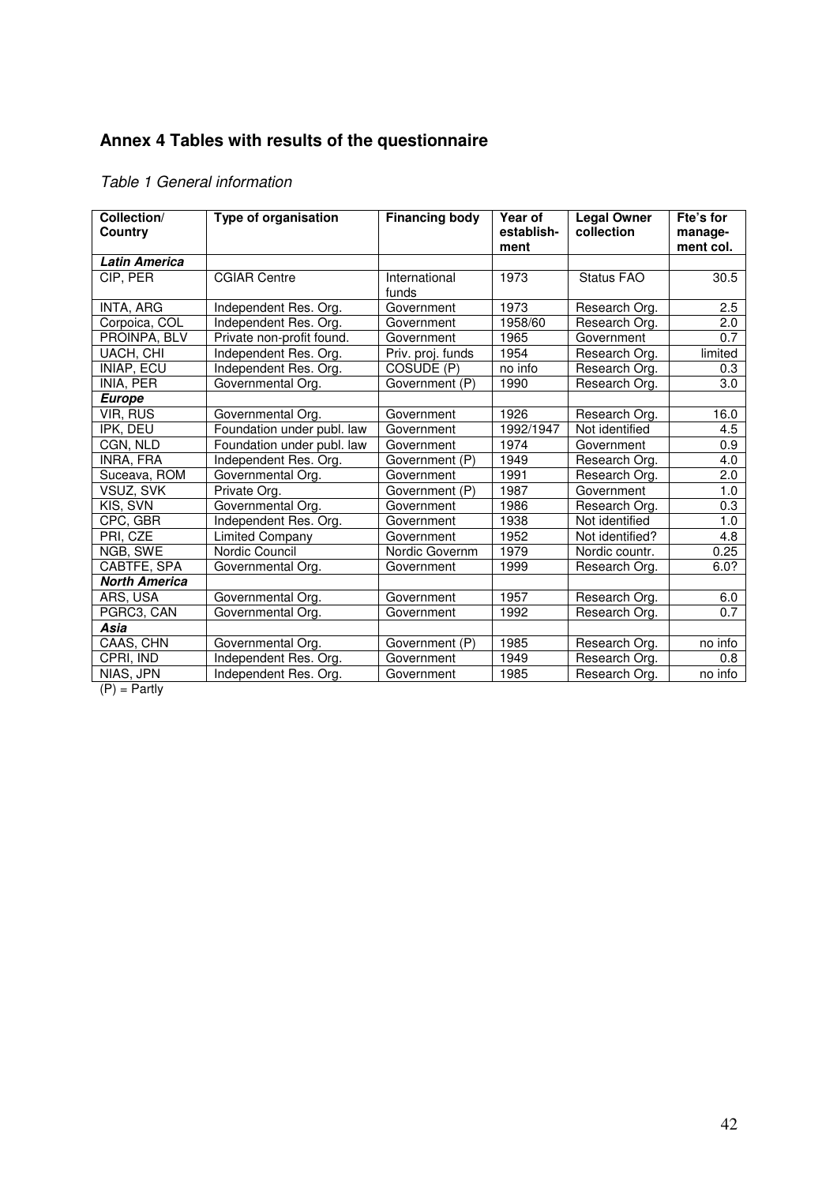# Annex 4 Tables with results of the questionnaire

*Table 1 General information*

| Collection/ Country | Type of organisation | Financing body | Year of establish-ment | Legal Owner collection | Fte's for manage-ment col. |
|---|---|---|---|---|---|
| ***Latin America*** | | | | | |
| CIP, PER | CGIAR Centre | International funds | 1973 | Status FAO | 30.5 |
| INTA, ARG | Independent Res. Org. | Government | 1973 | Research Org. | 2.5 |
| Corpoica, COL | Independent Res. Org. | Government | 1958/60 | Research Org. | 2.0 |
| PROINPA, BLV | Private non-profit found. | Government | 1965 | Government | 0.7 |
| UACH, CHI | Independent Res. Org. | Priv. proj. funds | 1954 | Research Org. | limited |
| INIAP, ECU | Independent Res. Org. | COSUDE (P) | no info | Research Org. | 0.3 |
| INIA, PER | Governmental Org. | Government (P) | 1990 | Research Org. | 3.0 |
| ***Europe*** | | | | | |
| VIR, RUS | Governmental Org. | Government | 1926 | Research Org. | 16.0 |
| IPK, DEU | Foundation under publ. law | Government | 1992/1947 | Not identified | 4.5 |
| CGN, NLD | Foundation under publ. law | Government | 1974 | Government | 0.9 |
| INRA, FRA | Independent Res. Org. | Government (P) | 1949 | Research Org. | 4.0 |
| Suceava, ROM | Governmental Org. | Government | 1991 | Research Org. | 2.0 |
| VSUZ, SVK | Private Org. | Government (P) | 1987 | Government | 1.0 |
| KIS, SVN | Governmental Org. | Government | 1986 | Research Org. | 0.3 |
| CPC, GBR | Independent Res. Org. | Government | 1938 | Not identified | 1.0 |
| PRI, CZE | Limited Company | Government | 1952 | Not identified? | 4.8 |
| NGB, SWE | Nordic Council | Nordic Governm | 1979 | Nordic countr. | 0.25 |
| CABTFE, SPA | Governmental Org. | Government | 1999 | Research Org. | 6.0? |
| ***North America*** | | | | | |
| ARS, USA | Governmental Org. | Government | 1957 | Research Org. | 6.0 |
| PGRC3, CAN | Governmental Org. | Government | 1992 | Research Org. | 0.7 |
| ***Asia*** | | | | | |
| CAAS, CHN | Governmental Org. | Government (P) | 1985 | Research Org. | no info |
| CPRI, IND | Independent Res. Org. | Government | 1949 | Research Org. | 0.8 |
| NIAS, JPN | Independent Res. Org. | Government | 1985 | Research Org. | no info |

(P) = Partly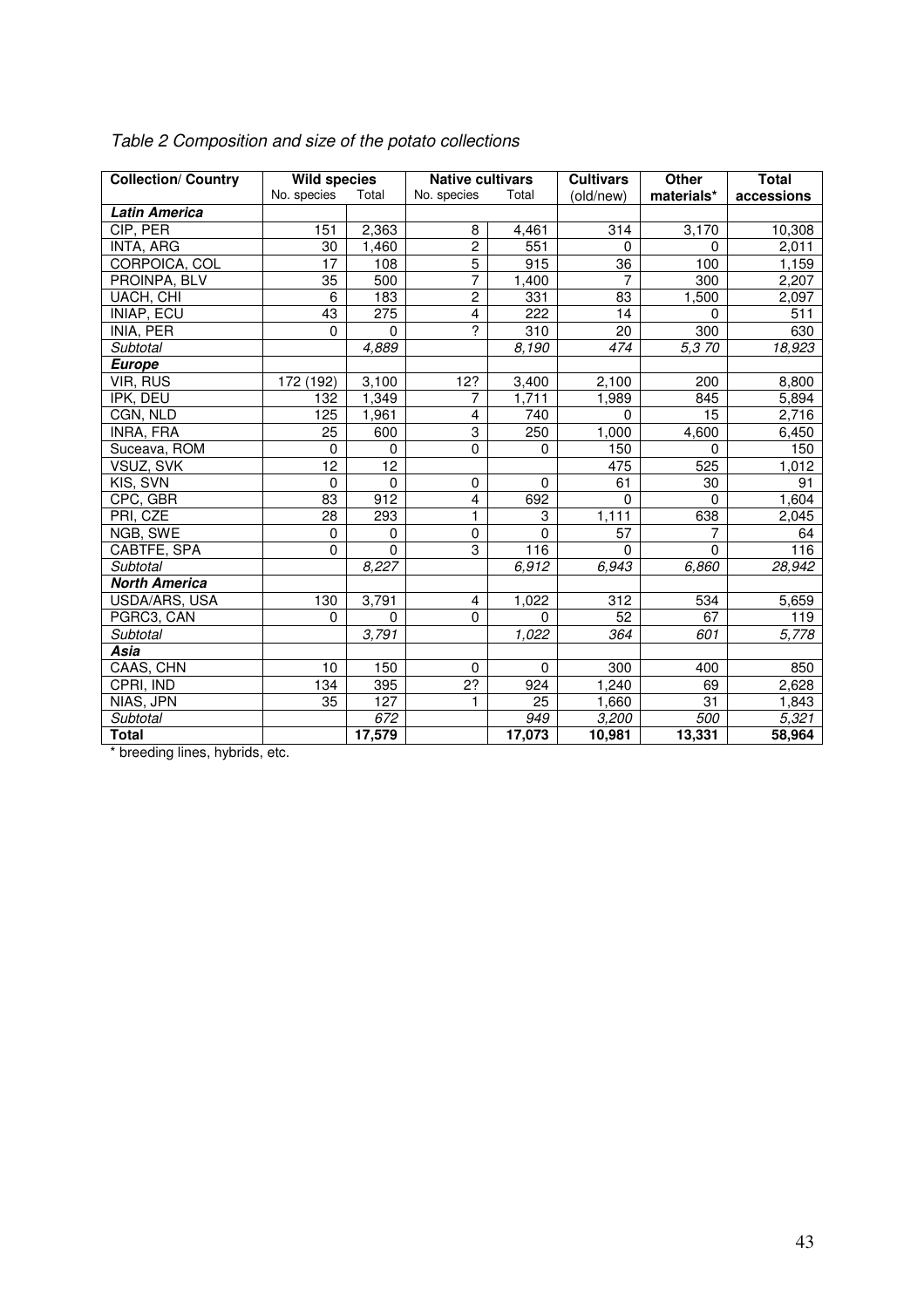*Table 2 Composition and size of the potato collections*

| Collection/ Country | Wild species | | Native cultivars | | Cultivars | Other | Total |
|---|---|---|---|---|---|---|---|
| | No. species | Total | No. species | Total | (old/new) | materials* | accessions |
| ***Latin America*** | | | | | | | |
| CIP, PER | 151 | 2,363 | 8 | 4,461 | 314 | 3,170 | 10,308 |
| INTA, ARG | 30 | 1,460 | 2 | 551 | 0 | 0 | 2,011 |
| CORPOICA, COL | 17 | 108 | 5 | 915 | 36 | 100 | 1,159 |
| PROINPA, BLV | 35 | 500 | 7 | 1,400 | 7 | 300 | 2,207 |
| UACH, CHI | 6 | 183 | 2 | 331 | 83 | 1,500 | 2,097 |
| INIAP, ECU | 43 | 275 | 4 | 222 | 14 | 0 | 511 |
| INIA, PER | 0 | 0 | ? | 310 | 20 | 300 | 630 |
| *Subtotal* | | *4,889* | | *8,190* | *474* | *5,3 70* | *18,923* |
| ***Europe*** | | | | | | | |
| VIR, RUS | 172 (192) | 3,100 | 12? | 3,400 | 2,100 | 200 | 8,800 |
| IPK, DEU | 132 | 1,349 | 7 | 1,711 | 1,989 | 845 | 5,894 |
| CGN, NLD | 125 | 1,961 | 4 | 740 | 0 | 15 | 2,716 |
| INRA, FRA | 25 | 600 | 3 | 250 | 1,000 | 4,600 | 6,450 |
| Suceava, ROM | 0 | 0 | 0 | 0 | 150 | 0 | 150 |
| VSUZ, SVK | 12 | 12 | | | 475 | 525 | 1,012 |
| KIS, SVN | 0 | 0 | 0 | 0 | 61 | 30 | 91 |
| CPC, GBR | 83 | 912 | 4 | 692 | 0 | 0 | 1,604 |
| PRI, CZE | 28 | 293 | 1 | 3 | 1,111 | 638 | 2,045 |
| NGB, SWE | 0 | 0 | 0 | 0 | 57 | 7 | 64 |
| CABTFE, SPA | 0 | 0 | 3 | 116 | 0 | 0 | 116 |
| *Subtotal* | | *8,227* | | *6,912* | *6,943* | *6,860* | *28,942* |
| ***North America*** | | | | | | | |
| USDA/ARS, USA | 130 | 3,791 | 4 | 1,022 | 312 | 534 | 5,659 |
| PGRC3, CAN | 0 | 0 | 0 | 0 | 52 | 67 | 119 |
| *Subtotal* | | *3,791* | | *1,022* | *364* | *601* | *5,778* |
| ***Asia*** | | | | | | | |
| CAAS, CHN | 10 | 150 | 0 | 0 | 300 | 400 | 850 |
| CPRI, IND | 134 | 395 | 2? | 924 | 1,240 | 69 | 2,628 |
| NIAS, JPN | 35 | 127 | 1 | 25 | 1,660 | 31 | 1,843 |
| *Subtotal* | | *672* | | *949* | *3,200* | *500* | *5,321* |
| **Total** | | **17,579** | | **17,073** | **10,981** | **13,331** | **58,964** |

* breeding lines, hybrids, etc.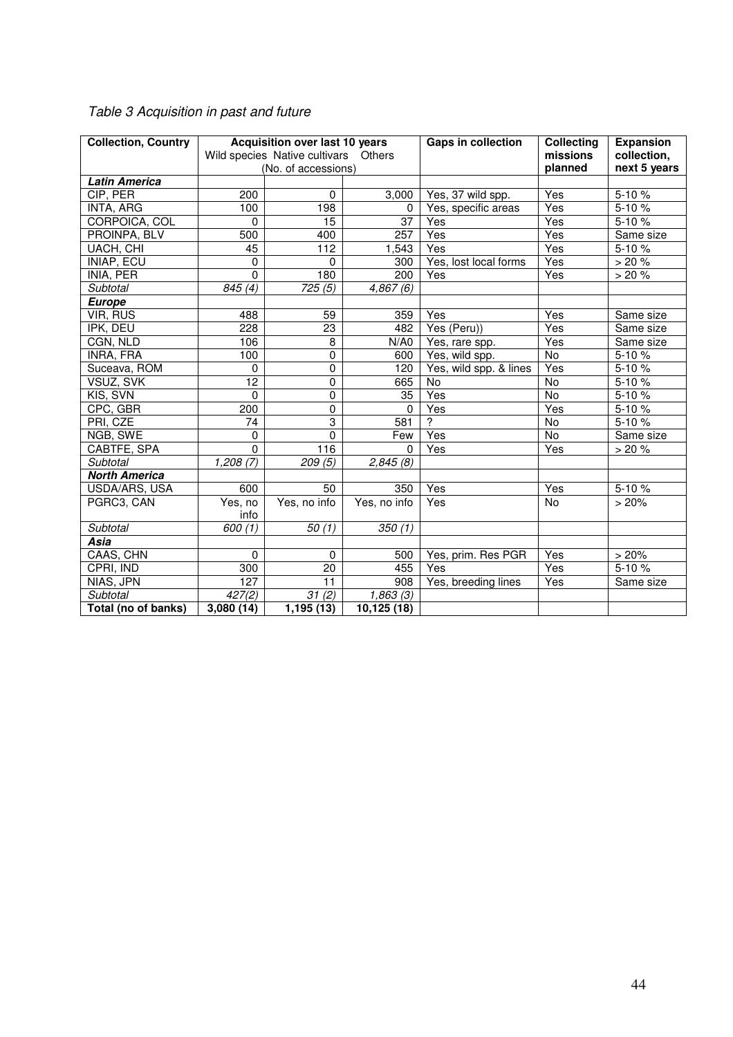*Table 3 Acquisition in past and future*

| Collection, Country | Acquisition over last 10 years (No. of accessions) | | | Gaps in collection | Collecting missions planned | Expansion collection, next 5 years |
|---|---|---|---|---|---|---|
| | Wild species | Native cultivars | Others | | | |
| ***Latin America*** | | | | | | |
| CIP, PER | 200 | 0 | 3,000 | Yes, 37 wild spp. | Yes | 5-10 % |
| INTA, ARG | 100 | 198 | 0 | Yes, specific areas | Yes | 5-10 % |
| CORPOICA, COL | 0 | 15 | 37 | Yes | Yes | 5-10 % |
| PROINPA, BLV | 500 | 400 | 257 | Yes | Yes | Same size |
| UACH, CHI | 45 | 112 | 1,543 | Yes | Yes | 5-10 % |
| INIAP, ECU | 0 | 0 | 300 | Yes, lost local forms | Yes | > 20 % |
| INIA, PER | 0 | 180 | 200 | Yes | Yes | > 20 % |
| *Subtotal* | *845 (4)* | *725 (5)* | *4,867 (6)* | | | |
| ***Europe*** | | | | | | |
| VIR, RUS | 488 | 59 | 359 | Yes | Yes | Same size |
| IPK, DEU | 228 | 23 | 482 | Yes (Peru)) | Yes | Same size |
| CGN, NLD | 106 | 8 | N/A0 | Yes, rare spp. | Yes | Same size |
| INRA, FRA | 100 | 0 | 600 | Yes, wild spp. | No | 5-10 % |
| Suceava, ROM | 0 | 0 | 120 | Yes, wild spp. & lines | Yes | 5-10 % |
| VSUZ, SVK | 12 | 0 | 665 | No | No | 5-10 % |
| KIS, SVN | 0 | 0 | 35 | Yes | No | 5-10 % |
| CPC, GBR | 200 | 0 | 0 | Yes | Yes | 5-10 % |
| PRI, CZE | 74 | 3 | 581 | ? | No | 5-10 % |
| NGB, SWE | 0 | 0 | Few | Yes | No | Same size |
| CABTFE, SPA | 0 | 116 | 0 | Yes | Yes | > 20 % |
| *Subtotal* | *1,208 (7)* | *209 (5)* | *2,845 (8)* | | | |
| ***North America*** | | | | | | |
| USDA/ARS, USA | 600 | 50 | 350 | Yes | Yes | 5-10 % |
| PGRC3, CAN | Yes, no info | Yes, no info | Yes, no info | Yes | No | > 20% |
| *Subtotal* | *600 (1)* | *50 (1)* | *350 (1)* | | | |
| ***Asia*** | | | | | | |
| CAAS, CHN | 0 | 0 | 500 | Yes, prim. Res PGR | Yes | > 20% |
| CPRI, IND | 300 | 20 | 455 | Yes | Yes | 5-10 % |
| NIAS, JPN | 127 | 11 | 908 | Yes, breeding lines | Yes | Same size |
| *Subtotal* | *427(2)* | *31 (2)* | *1,863 (3)* | | | |
| **Total (no of banks)** | **3,080 (14)** | **1,195 (13)** | **10,125 (18)** | | | |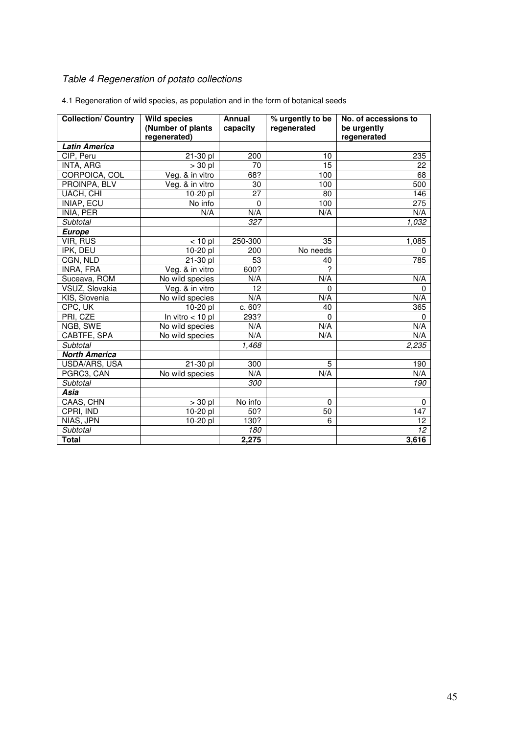*Table 4 Regeneration of potato collections*

4.1 Regeneration of wild species, as population and in the form of botanical seeds

| Collection/ Country | Wild species (Number of plants regenerated) | Annual capacity | % urgently to be regenerated | No. of accessions to be urgently regenerated |
|---|---|---|---|---|
| ***Latin America*** | | | | |
| CIP, Peru | 21-30 pl | 200 | 10 | 235 |
| INTA, ARG | > 30 pl | 70 | 15 | 22 |
| CORPOICA, COL | Veg. & in vitro | 68? | 100 | 68 |
| PROINPA, BLV | Veg. & in vitro | 30 | 100 | 500 |
| UACH, CHI | 10-20 pl | 27 | 80 | 146 |
| INIAP, ECU | No info | 0 | 100 | 275 |
| INIA, PER | N/A | N/A | N/A | N/A |
| *Subtotal* | | *327* | | *1,032* |
| ***Europe*** | | | | |
| VIR, RUS | < 10 pl | 250-300 | 35 | 1,085 |
| IPK, DEU | 10-20 pl | 200 | No needs | 0 |
| CGN, NLD | 21-30 pl | 53 | 40 | 785 |
| INRA, FRA | Veg. & in vitro | 600? | ? | |
| Suceava, ROM | No wild species | N/A | N/A | N/A |
| VSUZ, Slovakia | Veg. & in vitro | 12 | 0 | 0 |
| KIS, Slovenia | No wild species | N/A | N/A | N/A |
| CPC, UK | 10-20 pl | c. 60? | 40 | 365 |
| PRI, CZE | In vitro < 10 pl | 293? | 0 | 0 |
| NGB, SWE | No wild species | N/A | N/A | N/A |
| CABTFE, SPA | No wild species | N/A | N/A | N/A |
| *Subtotal* | | *1,468* | | *2,235* |
| ***North America*** | | | | |
| USDA/ARS, USA | 21-30 pl | 300 | 5 | 190 |
| PGRC3, CAN | No wild species | N/A | N/A | N/A |
| *Subtotal* | | *300* | | *190* |
| ***Asia*** | | | | |
| CAAS, CHN | > 30 pl | No info | 0 | 0 |
| CPRI, IND | 10-20 pl | 50? | 50 | 147 |
| NIAS, JPN | 10-20 pl | 130? | 6 | 12 |
| *Subtotal* | | *180* | | *12* |
| **Total** | | **2,275** | | **3,616** |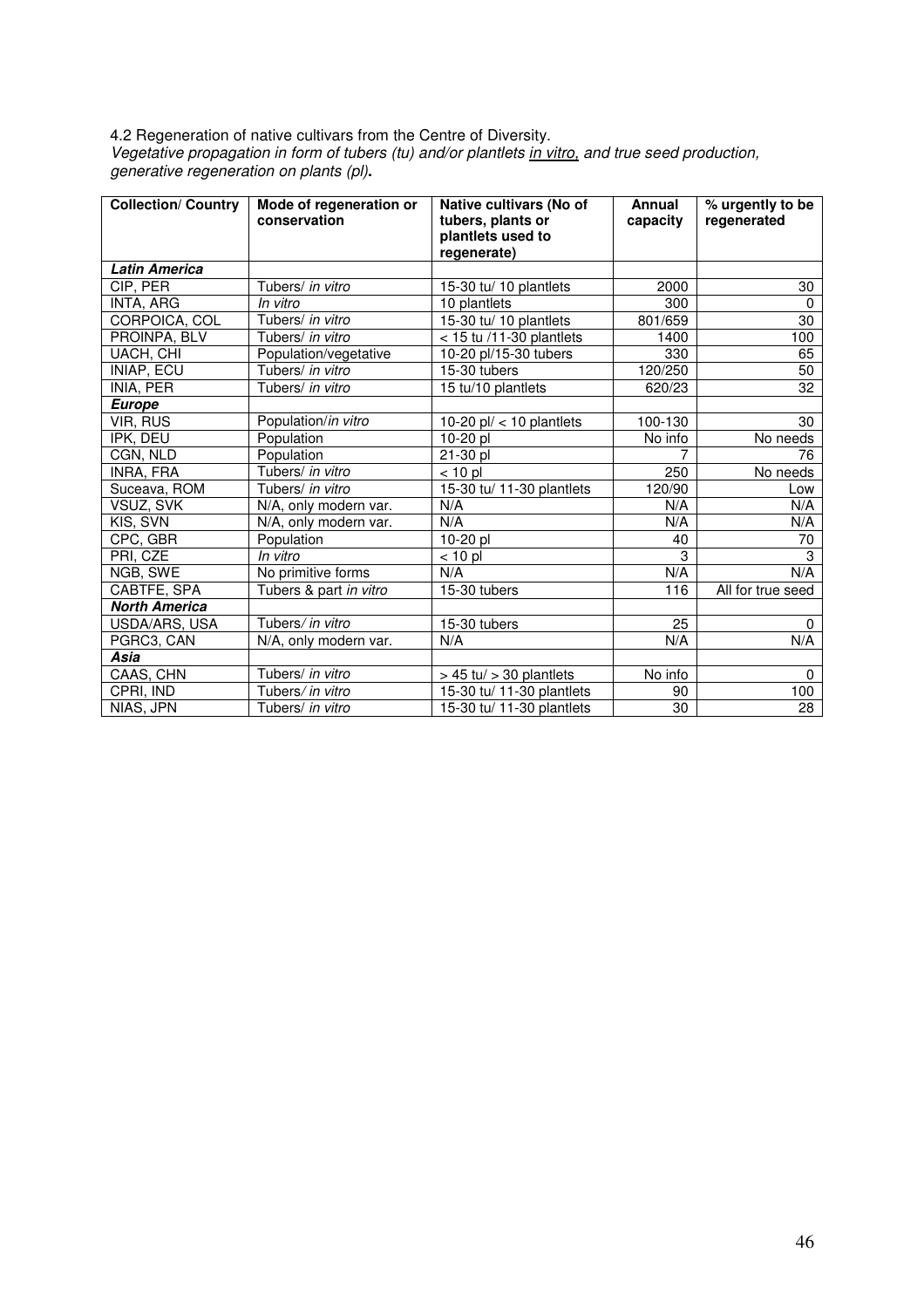4.2 Regeneration of native cultivars from the Centre of Diversity.

*Vegetative propagation in form of tubers (tu) and/or plantlets in vitro, and true seed production, generative regeneration on plants (pl)***.**

| **Collection/ Country** | **Mode of regeneration or conservation** | **Native cultivars (No of tubers, plants or plantlets used to regenerate)** | **Annual capacity** | **% urgently to be regenerated** |
|---|---|---|---|---|
| ***Latin America*** | | | | |
| CIP, PER | Tubers/ *in vitro* | 15-30 tu/ 10 plantlets | 2000 | 30 |
| INTA, ARG | *In vitro* | 10 plantlets | 300 | 0 |
| CORPOICA, COL | Tubers/ *in vitro* | 15-30 tu/ 10 plantlets | 801/659 | 30 |
| PROINPA, BLV | Tubers/ *in vitro* | < 15 tu /11-30 plantlets | 1400 | 100 |
| UACH, CHI | Population/vegetative | 10-20 pl/15-30 tubers | 330 | 65 |
| INIAP, ECU | Tubers/ *in vitro* | 15-30 tubers | 120/250 | 50 |
| INIA, PER | Tubers/ *in vitro* | 15 tu/10 plantlets | 620/23 | 32 |
| ***Europe*** | | | | |
| VIR, RUS | Population/*in vitro* | 10-20 pl/ < 10 plantlets | 100-130 | 30 |
| IPK, DEU | Population | 10-20 pl | No info | No needs |
| CGN, NLD | Population | 21-30 pl | 7 | 76 |
| INRA, FRA | Tubers/ *in vitro* | < 10 pl | 250 | No needs |
| Suceava, ROM | Tubers/ *in vitro* | 15-30 tu/ 11-30 plantlets | 120/90 | Low |
| VSUZ, SVK | N/A, only modern var. | N/A | N/A | N/A |
| KIS, SVN | N/A, only modern var. | N/A | N/A | N/A |
| CPC, GBR | Population | 10-20 pl | 40 | 70 |
| PRI, CZE | *In vitro* | < 10 pl | 3 | 3 |
| NGB, SWE | No primitive forms | N/A | N/A | N/A |
| CABTFE, SPA | Tubers & part *in vitro* | 15-30 tubers | 116 | All for true seed |
| ***North America*** | | | | |
| USDA/ARS, USA | Tubers/ *in vitro* | 15-30 tubers | 25 | 0 |
| PGRC3, CAN | N/A, only modern var. | N/A | N/A | N/A |
| ***Asia*** | | | | |
| CAAS, CHN | Tubers/ *in vitro* | > 45 tu/ > 30 plantlets | No info | 0 |
| CPRI, IND | Tubers/ *in vitro* | 15-30 tu/ 11-30 plantlets | 90 | 100 |
| NIAS, JPN | Tubers/ *in vitro* | 15-30 tu/ 11-30 plantlets | 30 | 28 |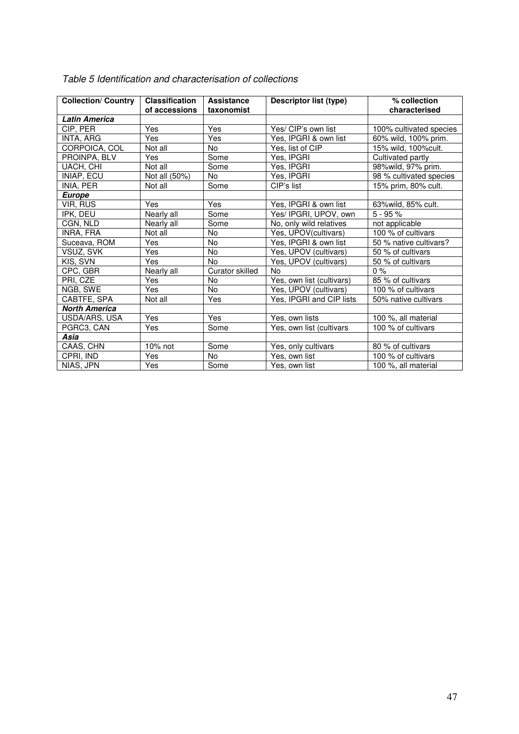*Table 5 Identification and characterisation of collections*

| Collection/ Country | Classification of accessions | Assistance taxonomist | Descriptor list (type) | % collection characterised |
|---|---|---|---|---|
| ***Latin America*** | | | | |
| CIP, PER | Yes | Yes | Yes/ CIP's own list | 100% cultivated species |
| INTA, ARG | Yes | Yes | Yes, IPGRI & own list | 60% wild, 100% prim. |
| CORPOICA, COL | Not all | No | Yes, list of CIP | 15% wild, 100%cult. |
| PROINPA, BLV | Yes | Some | Yes, IPGRI | Cultivated partly |
| UACH, CHI | Not all | Some | Yes, IPGRI | 98%wild, 97% prim. |
| INIAP, ECU | Not all (50%) | No | Yes, IPGRI | 98 % cultivated species |
| INIA, PER | Not all | Some | CIP's list | 15% prim, 80% cult. |
| ***Europe*** | | | | |
| VIR, RUS | Yes | Yes | Yes, IPGRI & own list | 63%wild, 85% cult. |
| IPK, DEU | Nearly all | Some | Yes/ IPGRI, UPOV, own | 5 - 95 % |
| CGN, NLD | Nearly all | Some | No, only wild relatives | not applicable |
| INRA, FRA | Not all | No | Yes, UPOV(cultivars) | 100 % of cultivars |
| Suceava, ROM | Yes | No | Yes, IPGRI & own list | 50 % native cultivars? |
| VSUZ, SVK | Yes | No | Yes, UPOV (cultivars) | 50 % of cultivars |
| KIS, SVN | Yes | No | Yes, UPOV (cultivars) | 50 % of cultivars |
| CPC, GBR | Nearly all | Curator skilled | No | 0 % |
| PRI, CZE | Yes | No | Yes, own list (cultivars) | 85 % of cultivars |
| NGB, SWE | Yes | No | Yes, UPOV (cultivars) | 100 % of cultivars |
| CABTFE, SPA | Not all | Yes | Yes, IPGRI and CIP lists | 50% native cultivars |
| ***North America*** | | | | |
| USDA/ARS, USA | Yes | Yes | Yes, own lists | 100 %, all material |
| PGRC3, CAN | Yes | Some | Yes, own list (cultivars | 100 % of cultivars |
| ***Asia*** | | | | |
| CAAS, CHN | 10% not | Some | Yes, only cultivars | 80 % of cultivars |
| CPRI, IND | Yes | No | Yes, own list | 100 % of cultivars |
| NIAS, JPN | Yes | Some | Yes, own list | 100 %, all material |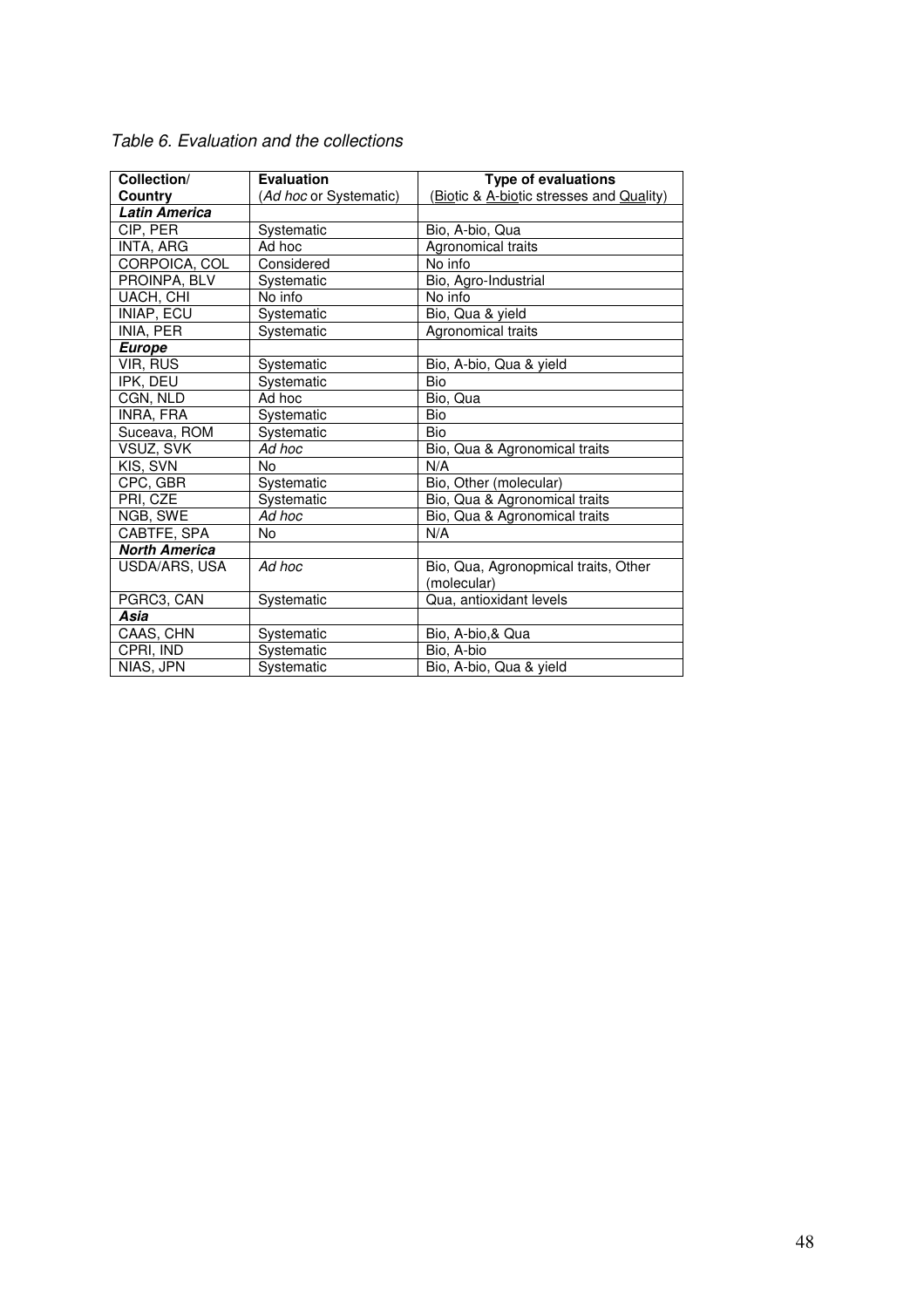*Table 6. Evaluation and the collections*

| Collection/ Country | Evaluation (*Ad hoc* or Systematic) | Type of evaluations (Biotic & A-biotic stresses and Quality) |
|---|---|---|
| ***Latin America*** | | |
| CIP, PER | Systematic | Bio, A-bio, Qua |
| INTA, ARG | Ad hoc | Agronomical traits |
| CORPOICA, COL | Considered | No info |
| PROINPA, BLV | Systematic | Bio, Agro-Industrial |
| UACH, CHI | No info | No info |
| INIAP, ECU | Systematic | Bio, Qua & yield |
| INIA, PER | Systematic | Agronomical traits |
| ***Europe*** | | |
| VIR, RUS | Systematic | Bio, A-bio, Qua & yield |
| IPK, DEU | Systematic | Bio |
| CGN, NLD | Ad hoc | Bio, Qua |
| INRA, FRA | Systematic | Bio |
| Suceava, ROM | Systematic | Bio |
| VSUZ, SVK | *Ad hoc* | Bio, Qua & Agronomical traits |
| KIS, SVN | No | N/A |
| CPC, GBR | Systematic | Bio, Other (molecular) |
| PRI, CZE | Systematic | Bio, Qua & Agronomical traits |
| NGB, SWE | *Ad hoc* | Bio, Qua & Agronomical traits |
| CABTFE, SPA | No | N/A |
| ***North America*** | | |
| USDA/ARS, USA | *Ad hoc* | Bio, Qua, Agronopmical traits, Other (molecular) |
| PGRC3, CAN | Systematic | Qua, antioxidant levels |
| ***Asia*** | | |
| CAAS, CHN | Systematic | Bio, A-bio,& Qua |
| CPRI, IND | Systematic | Bio, A-bio |
| NIAS, JPN | Systematic | Bio, A-bio, Qua & yield |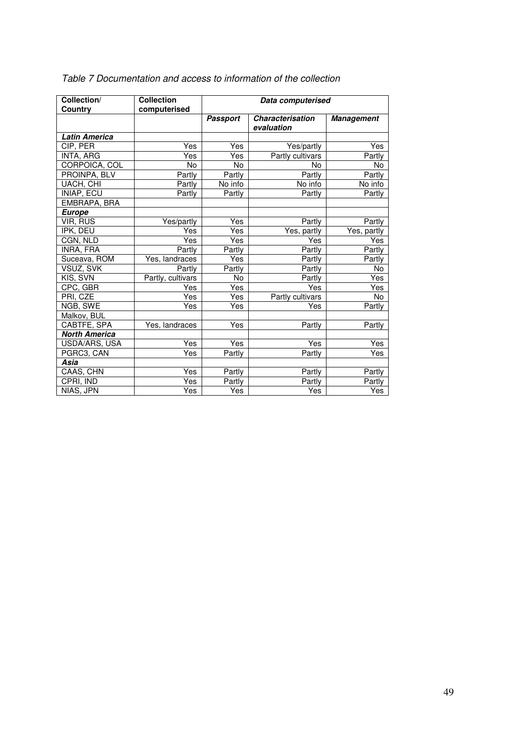*Table 7 Documentation and access to information of the collection*

| Collection/ Country | Collection computerised | Data computerised | | |
|---|---|---|---|---|
| | | ***Passport*** | ***Characterisation evaluation*** | ***Management*** |
| ***Latin America*** | | | | |
| CIP, PER | Yes | Yes | Yes/partly | Yes |
| INTA, ARG | Yes | Yes | Partly cultivars | Partly |
| CORPOICA, COL | No | No | No | No |
| PROINPA, BLV | Partly | Partly | Partly | Partly |
| UACH, CHI | Partly | No info | No info | No info |
| INIAP, ECU | Partly | Partly | Partly | Partly |
| EMBRAPA, BRA | | | | |
| ***Europe*** | | | | |
| VIR, RUS | Yes/partly | Yes | Partly | Partly |
| IPK, DEU | Yes | Yes | Yes, partly | Yes, partly |
| CGN, NLD | Yes | Yes | Yes | Yes |
| INRA, FRA | Partly | Partly | Partly | Partly |
| Suceava, ROM | Yes, landraces | Yes | Partly | Partly |
| VSUZ, SVK | Partly | Partly | Partly | No |
| KIS, SVN | Partly, cultivars | No | Partly | Yes |
| CPC, GBR | Yes | Yes | Yes | Yes |
| PRI, CZE | Yes | Yes | Partly cultivars | No |
| NGB, SWE | Yes | Yes | Yes | Partly |
| Malkov, BUL | | | | |
| CABTFE, SPA | Yes, landraces | Yes | Partly | Partly |
| ***North America*** | | | | |
| USDA/ARS, USA | Yes | Yes | Yes | Yes |
| PGRC3, CAN | Yes | Partly | Partly | Yes |
| ***Asia*** | | | | |
| CAAS, CHN | Yes | Partly | Partly | Partly |
| CPRI, IND | Yes | Partly | Partly | Partly |
| NIAS, JPN | Yes | Yes | Yes | Yes |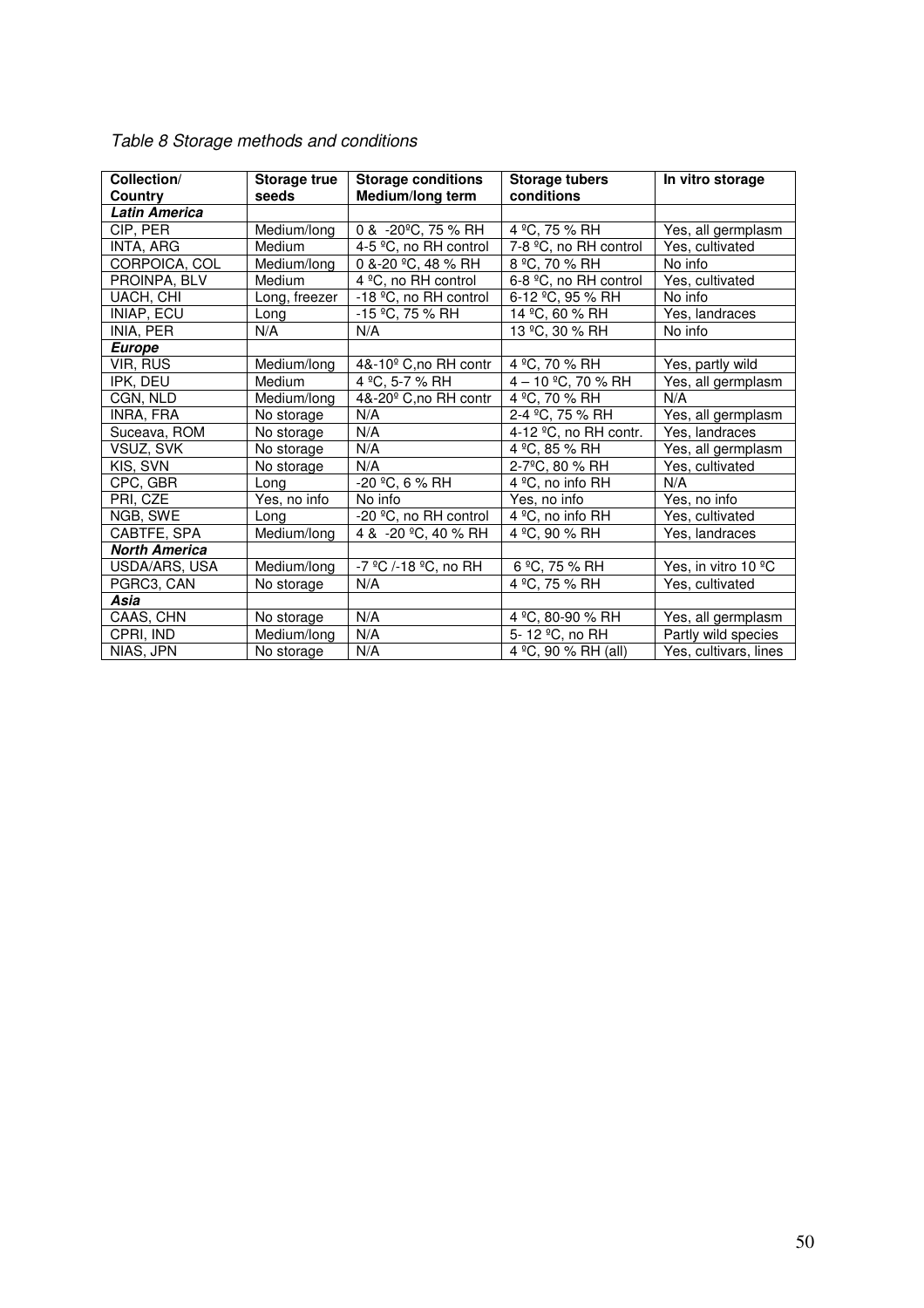*Table 8 Storage methods and conditions*

| Collection/ Country | Storage true seeds | Storage conditions Medium/long term | Storage tubers conditions | In vitro storage |
|---|---|---|---|---|
| ***Latin America*** | | | | |
| CIP, PER | Medium/long | 0 & -20ºC, 75 % RH | 4 ºC, 75 % RH | Yes, all germplasm |
| INTA, ARG | Medium | 4-5 ºC, no RH control | 7-8 ºC, no RH control | Yes, cultivated |
| CORPOICA, COL | Medium/long | 0 &-20 ºC, 48 % RH | 8 ºC, 70 % RH | No info |
| PROINPA, BLV | Medium | 4 ºC, no RH control | 6-8 ºC, no RH control | Yes, cultivated |
| UACH, CHI | Long, freezer | -18 ºC, no RH control | 6-12 ºC, 95 % RH | No info |
| INIAP, ECU | Long | -15 ºC, 75 % RH | 14 ºC, 60 % RH | Yes, landraces |
| INIA, PER | N/A | N/A | 13 ºC, 30 % RH | No info |
| ***Europe*** | | | | |
| VIR, RUS | Medium/long | 4&-10º C,no RH contr | 4 ºC, 70 % RH | Yes, partly wild |
| IPK, DEU | Medium | 4 ºC, 5-7 % RH | 4 – 10 ºC, 70 % RH | Yes, all germplasm |
| CGN, NLD | Medium/long | 4&-20º C,no RH contr | 4 ºC, 70 % RH | N/A |
| INRA, FRA | No storage | N/A | 2-4 ºC, 75 % RH | Yes, all germplasm |
| Suceava, ROM | No storage | N/A | 4-12 ºC, no RH contr. | Yes, landraces |
| VSUZ, SVK | No storage | N/A | 4 ºC, 85 % RH | Yes, all germplasm |
| KIS, SVN | No storage | N/A | 2-7ºC, 80 % RH | Yes, cultivated |
| CPC, GBR | Long | -20 ºC, 6 % RH | 4 ºC, no info RH | N/A |
| PRI, CZE | Yes, no info | No info | Yes, no info | Yes, no info |
| NGB, SWE | Long | -20 ºC, no RH control | 4 ºC, no info RH | Yes, cultivated |
| CABTFE, SPA | Medium/long | 4 & -20 ºC, 40 % RH | 4 ºC, 90 % RH | Yes, landraces |
| ***North America*** | | | | |
| USDA/ARS, USA | Medium/long | -7 ºC /-18 ºC, no RH | 6 ºC, 75 % RH | Yes, in vitro 10 ºC |
| PGRC3, CAN | No storage | N/A | 4 ºC, 75 % RH | Yes, cultivated |
| ***Asia*** | | | | |
| CAAS, CHN | No storage | N/A | 4 ºC, 80-90 % RH | Yes, all germplasm |
| CPRI, IND | Medium/long | N/A | 5- 12 ºC, no RH | Partly wild species |
| NIAS, JPN | No storage | N/A | 4 ºC, 90 % RH (all) | Yes, cultivars, lines |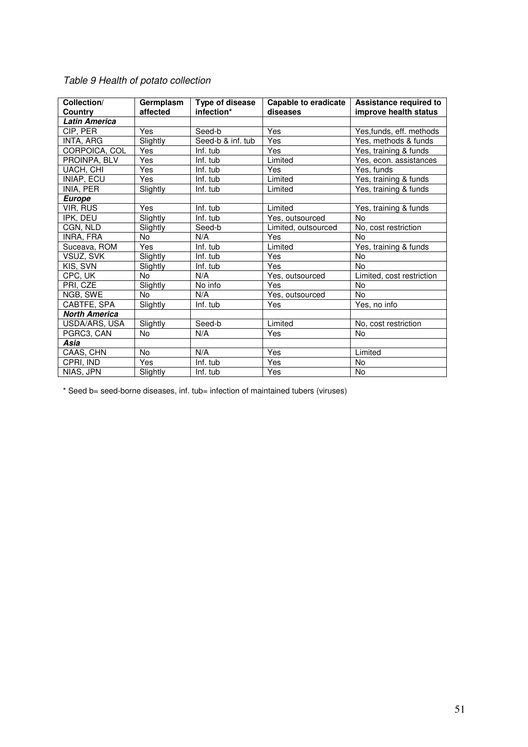*Table 9 Health of potato collection*

| Collection/ Country | Germplasm affected | Type of disease infection* | Capable to eradicate diseases | Assistance required to improve health status |
|---|---|---|---|---|
| ***Latin America*** | | | | |
| CIP, PER | Yes | Seed-b | Yes | Yes,funds, eff. methods |
| INTA, ARG | Slightly | Seed-b & inf. tub | Yes | Yes, methods & funds |
| CORPOICA, COL | Yes | Inf. tub | Yes | Yes, training & funds |
| PROINPA, BLV | Yes | Inf. tub | Limited | Yes, econ. assistances |
| UACH, CHI | Yes | Inf. tub | Yes | Yes, funds |
| INIAP, ECU | Yes | Inf. tub | Limited | Yes, training & funds |
| INIA, PER | Slightly | Inf. tub | Limited | Yes, training & funds |
| ***Europe*** | | | | |
| VIR, RUS | Yes | Inf. tub | Limited | Yes, training & funds |
| IPK, DEU | Slightly | Inf. tub | Yes, outsourced | No |
| CGN, NLD | Slightly | Seed-b | Limited, outsourced | No, cost restriction |
| INRA, FRA | No | N/A | Yes | No |
| Suceava, ROM | Yes | Inf. tub | Limited | Yes, training & funds |
| VSUZ, SVK | Slightly | Inf. tub | Yes | No |
| KIS, SVN | Slightly | Inf. tub | Yes | No |
| CPC, UK | No | N/A | Yes, outsourced | Limited, cost restriction |
| PRI, CZE | Slightly | No info | Yes | No |
| NGB, SWE | No | N/A | Yes, outsourced | No |
| CABTFE, SPA | Slightly | Inf. tub | Yes | Yes, no info |
| ***North America*** | | | | |
| USDA/ARS, USA | Slightly | Seed-b | Limited | No, cost restriction |
| PGRC3, CAN | No | N/A | Yes | No |
| ***Asia*** | | | | |
| CAAS, CHN | No | N/A | Yes | Limited |
| CPRI, IND | Yes | Inf. tub | Yes | No |
| NIAS, JPN | Slightly | Inf. tub | Yes | No |

* Seed b= seed-borne diseases, inf. tub= infection of maintained tubers (viruses)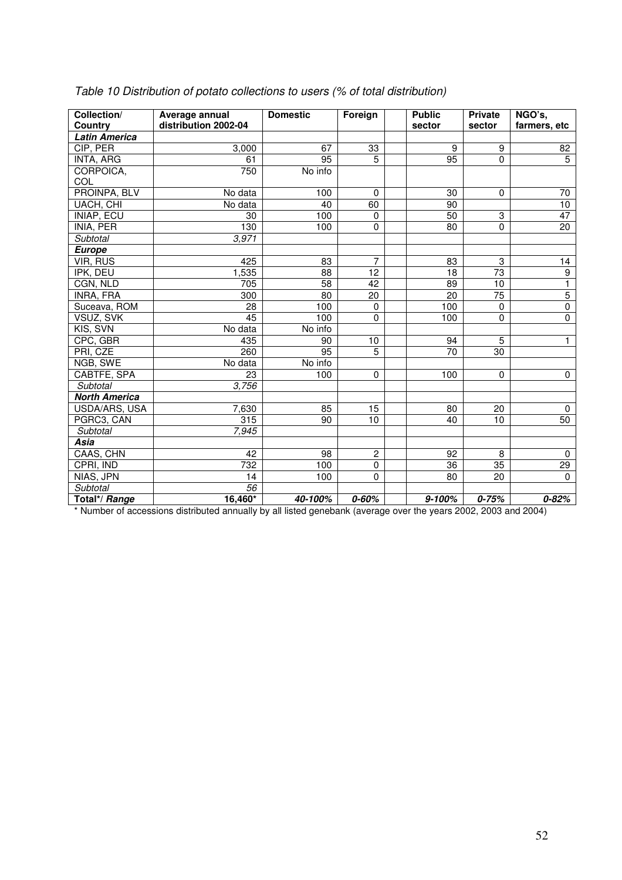*Table 10 Distribution of potato collections to users (% of total distribution)*

| Collection/ Country | Average annual distribution 2002-04 | Domestic | Foreign | Public sector | Private sector | NGO's, farmers, etc |
|---|---|---|---|---|---|---|
| ***Latin America*** | | | | | | |
| CIP, PER | 3,000 | 67 | 33 | 9 | 9 | 82 |
| INTA, ARG | 61 | 95 | 5 | 95 | 0 | 5 |
| CORPOICA, COL | 750 | No info | | | | |
| PROINPA, BLV | No data | 100 | 0 | 30 | 0 | 70 |
| UACH, CHI | No data | 40 | 60 | 90 | | 10 |
| INIAP, ECU | 30 | 100 | 0 | 50 | 3 | 47 |
| INIA, PER | 130 | 100 | 0 | 80 | 0 | 20 |
| *Subtotal* | *3,971* | | | | | |
| ***Europe*** | | | | | | |
| VIR, RUS | 425 | 83 | 7 | 83 | 3 | 14 |
| IPK, DEU | 1,535 | 88 | 12 | 18 | 73 | 9 |
| CGN, NLD | 705 | 58 | 42 | 89 | 10 | 1 |
| INRA, FRA | 300 | 80 | 20 | 20 | 75 | 5 |
| Suceava, ROM | 28 | 100 | 0 | 100 | 0 | 0 |
| VSUZ, SVK | 45 | 100 | 0 | 100 | 0 | 0 |
| KIS, SVN | No data | No info | | | | |
| CPC, GBR | 435 | 90 | 10 | 94 | 5 | 1 |
| PRI, CZE | 260 | 95 | 5 | 70 | 30 | |
| NGB, SWE | No data | No info | | | | |
| CABTFE, SPA | 23 | 100 | 0 | 100 | 0 | 0 |
| *Subtotal* | *3,756* | | | | | |
| ***North America*** | | | | | | |
| USDA/ARS, USA | 7,630 | 85 | 15 | 80 | 20 | 0 |
| PGRC3, CAN | 315 | 90 | 10 | 40 | 10 | 50 |
| *Subtotal* | *7,945* | | | | | |
| ***Asia*** | | | | | | |
| CAAS, CHN | 42 | 98 | 2 | 92 | 8 | 0 |
| CPRI, IND | 732 | 100 | 0 | 36 | 35 | 29 |
| NIAS, JPN | 14 | 100 | 0 | 80 | 20 | 0 |
| *Subtotal* | *56* | | | | | |
| **Total*/ *Range*** | **16,460*** | ***40-100%*** | ***0-60%*** | ***9-100%*** | ***0-75%*** | ***0-82%*** |

* Number of accessions distributed annually by all listed genebank (average over the years 2002, 2003 and 2004)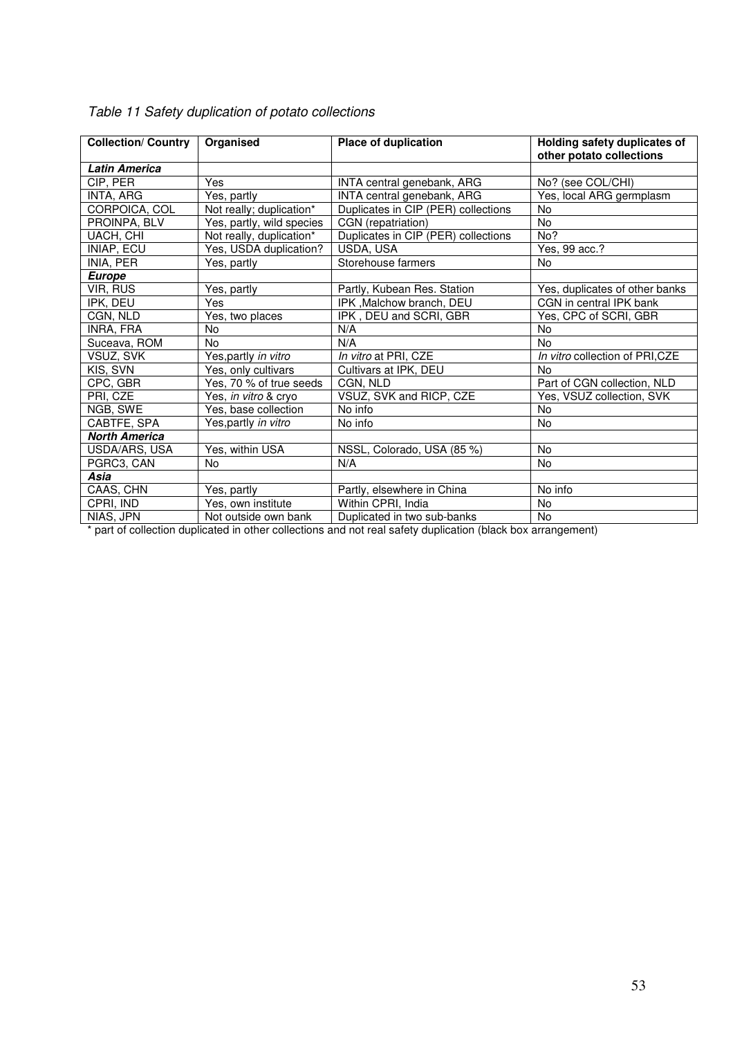*Table 11 Safety duplication of potato collections*

| Collection/ Country | Organised | Place of duplication | Holding safety duplicates of other potato collections |
|---|---|---|---|
| ***Latin America*** | | | |
| CIP, PER | Yes | INTA central genebank, ARG | No? (see COL/CHI) |
| INTA, ARG | Yes, partly | INTA central genebank, ARG | Yes, local ARG germplasm |
| CORPOICA, COL | Not really; duplication* | Duplicates in CIP (PER) collections | No |
| PROINPA, BLV | Yes, partly, wild species | CGN (repatriation) | No |
| UACH, CHI | Not really, duplication* | Duplicates in CIP (PER) collections | No? |
| INIAP, ECU | Yes, USDA duplication? | USDA, USA | Yes, 99 acc.? |
| INIA, PER | Yes, partly | Storehouse farmers | No |
| ***Europe*** | | | |
| VIR, RUS | Yes, partly | Partly, Kubean Res. Station | Yes, duplicates of other banks |
| IPK, DEU | Yes | IPK ,Malchow branch, DEU | CGN in central IPK bank |
| CGN, NLD | Yes, two places | IPK , DEU and SCRI, GBR | Yes, CPC of SCRI, GBR |
| INRA, FRA | No | N/A | No |
| Suceava, ROM | No | N/A | No |
| VSUZ, SVK | Yes,partly *in vitro* | *In vitro* at PRI, CZE | *In vitro* collection of PRI,CZE |
| KIS, SVN | Yes, only cultivars | Cultivars at IPK, DEU | No |
| CPC, GBR | Yes, 70 % of true seeds | CGN, NLD | Part of CGN collection, NLD |
| PRI, CZE | Yes, *in vitro* & cryo | VSUZ, SVK and RICP, CZE | Yes, VSUZ collection, SVK |
| NGB, SWE | Yes, base collection | No info | No |
| CABTFE, SPA | Yes,partly *in vitro* | No info | No |
| ***North America*** | | | |
| USDA/ARS, USA | Yes, within USA | NSSL, Colorado, USA (85 %) | No |
| PGRC3, CAN | No | N/A | No |
| ***Asia*** | | | |
| CAAS, CHN | Yes, partly | Partly, elsewhere in China | No info |
| CPRI, IND | Yes, own institute | Within CPRI, India | No |
| NIAS, JPN | Not outside own bank | Duplicated in two sub-banks | No |

* part of collection duplicated in other collections and not real safety duplication (black box arrangement)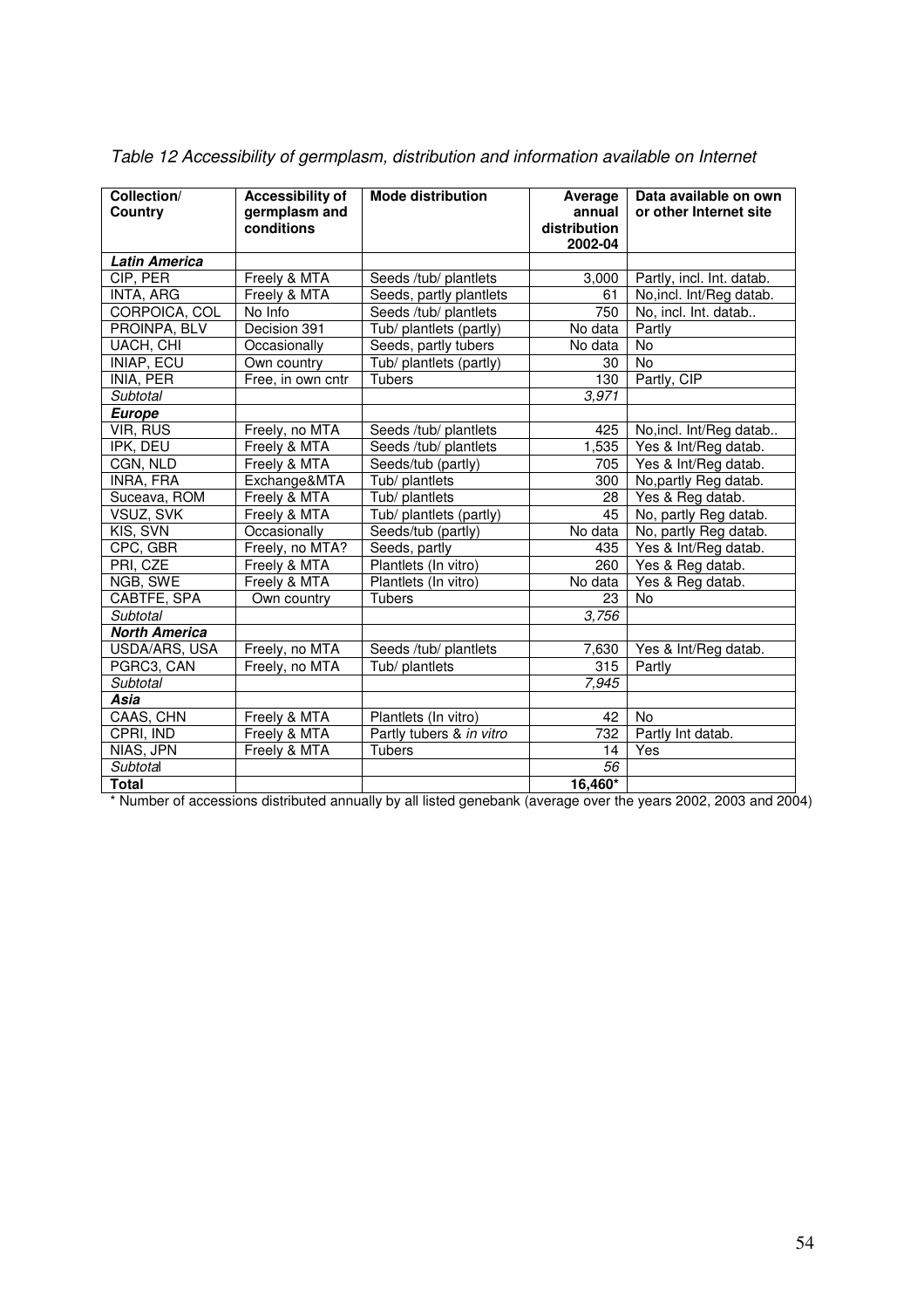*Table 12 Accessibility of germplasm, distribution and information available on Internet*

| Collection/ Country | Accessibility of germplasm and conditions | Mode distribution | Average annual distribution 2002-04 | Data available on own or other Internet site |
|---|---|---|---|---|
| ***Latin America*** | | | | |
| CIP, PER | Freely & MTA | Seeds /tub/ plantlets | 3,000 | Partly, incl. Int. datab. |
| INTA, ARG | Freely & MTA | Seeds, partly plantlets | 61 | No,incl. Int/Reg datab. |
| CORPOICA, COL | No Info | Seeds /tub/ plantlets | 750 | No, incl. Int. datab.. |
| PROINPA, BLV | Decision 391 | Tub/ plantlets (partly) | No data | Partly |
| UACH, CHI | Occasionally | Seeds, partly tubers | No data | No |
| INIAP, ECU | Own country | Tub/ plantlets (partly) | 30 | No |
| INIA, PER | Free, in own cntr | Tubers | 130 | Partly, CIP |
| *Subtotal* | | | *3,971* | |
| ***Europe*** | | | | |
| VIR, RUS | Freely, no MTA | Seeds /tub/ plantlets | 425 | No,incl. Int/Reg datab.. |
| IPK, DEU | Freely & MTA | Seeds /tub/ plantlets | 1,535 | Yes & Int/Reg datab. |
| CGN, NLD | Freely & MTA | Seeds/tub (partly) | 705 | Yes & Int/Reg datab. |
| INRA, FRA | Exchange&MTA | Tub/ plantlets | 300 | No,partly Reg datab. |
| Suceava, ROM | Freely & MTA | Tub/ plantlets | 28 | Yes & Reg datab. |
| VSUZ, SVK | Freely & MTA | Tub/ plantlets (partly) | 45 | No, partly Reg datab. |
| KIS, SVN | Occasionally | Seeds/tub (partly) | No data | No, partly Reg datab. |
| CPC, GBR | Freely, no MTA? | Seeds, partly | 435 | Yes & Int/Reg datab. |
| PRI, CZE | Freely & MTA | Plantlets (In vitro) | 260 | Yes & Reg datab. |
| NGB, SWE | Freely & MTA | Plantlets (In vitro) | No data | Yes & Reg datab. |
| CABTFE, SPA | Own country | Tubers | 23 | No |
| *Subtotal* | | | *3,756* | |
| ***North America*** | | | | |
| USDA/ARS, USA | Freely, no MTA | Seeds /tub/ plantlets | 7,630 | Yes & Int/Reg datab. |
| PGRC3, CAN | Freely, no MTA | Tub/ plantlets | 315 | Partly |
| *Subtotal* | | | *7,945* | |
| ***Asia*** | | | | |
| CAAS, CHN | Freely & MTA | Plantlets (In vitro) | 42 | No |
| CPRI, IND | Freely & MTA | Partly tubers & *in vitro* | 732 | Partly Int datab. |
| NIAS, JPN | Freely & MTA | Tubers | 14 | Yes |
| *Subtotal* | | | *56* | |
| **Total** | | | **16,460*** | |

* Number of accessions distributed annually by all listed genebank (average over the years 2002, 2003 and 2004)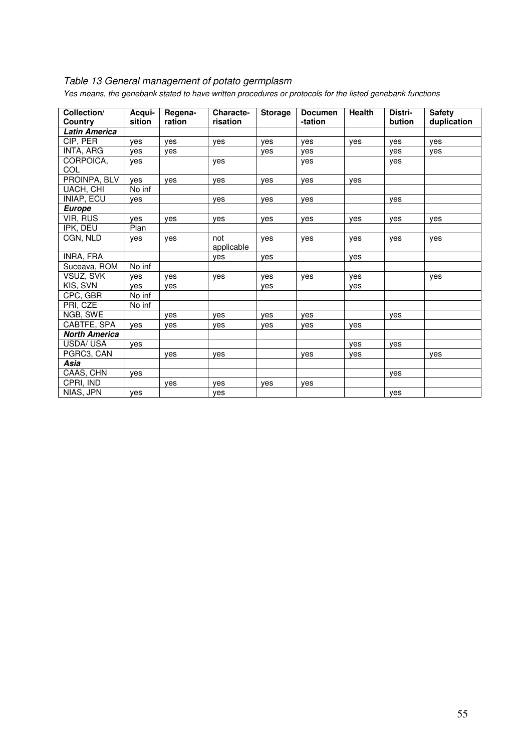*Table 13 General management of potato germplasm*

*Yes means, the genebank stated to have written procedures or protocols for the listed genebank functions*

| Collection/ Country | Acqui-sition | Regena-ration | Characte-risation | Storage | Documen -tation | Health | Distri-bution | Safety duplication |
|---|---|---|---|---|---|---|---|---|
| ***Latin America*** | | | | | | | | |
| CIP, PER | yes | yes | yes | yes | yes | yes | yes | yes |
| INTA, ARG | yes | yes | | yes | yes | | yes | yes |
| CORPOICA, COL | yes | | yes | | yes | | yes | |
| PROINPA, BLV | yes | yes | yes | yes | yes | yes | | |
| UACH, CHI | No inf | | | | | | | |
| INIAP, ECU | yes | | yes | yes | yes | | yes | |
| ***Europe*** | | | | | | | | |
| VIR, RUS | yes | yes | yes | yes | yes | yes | yes | yes |
| IPK, DEU | Plan | | | | | | | |
| CGN, NLD | yes | yes | not applicable | yes | yes | yes | yes | yes |
| INRA, FRA | | | yes | yes | | yes | | |
| Suceava, ROM | No inf | | | | | | | |
| VSUZ, SVK | yes | yes | yes | yes | yes | yes | | yes |
| KIS, SVN | yes | yes | | yes | | yes | | |
| CPC, GBR | No inf | | | | | | | |
| PRI, CZE | No inf | | | | | | | |
| NGB, SWE | | yes | yes | yes | yes | | yes | |
| CABTFE, SPA | yes | yes | yes | yes | yes | yes | | |
| ***North America*** | | | | | | | | |
| USDA/ USA | yes | | | | | yes | yes | |
| PGRC3, CAN | | yes | yes | | yes | yes | | yes |
| ***Asia*** | | | | | | | | |
| CAAS, CHN | yes | | | | | | yes | |
| CPRI, IND | | yes | yes | yes | yes | | | |
| NIAS, JPN | yes | | yes | | | | yes | |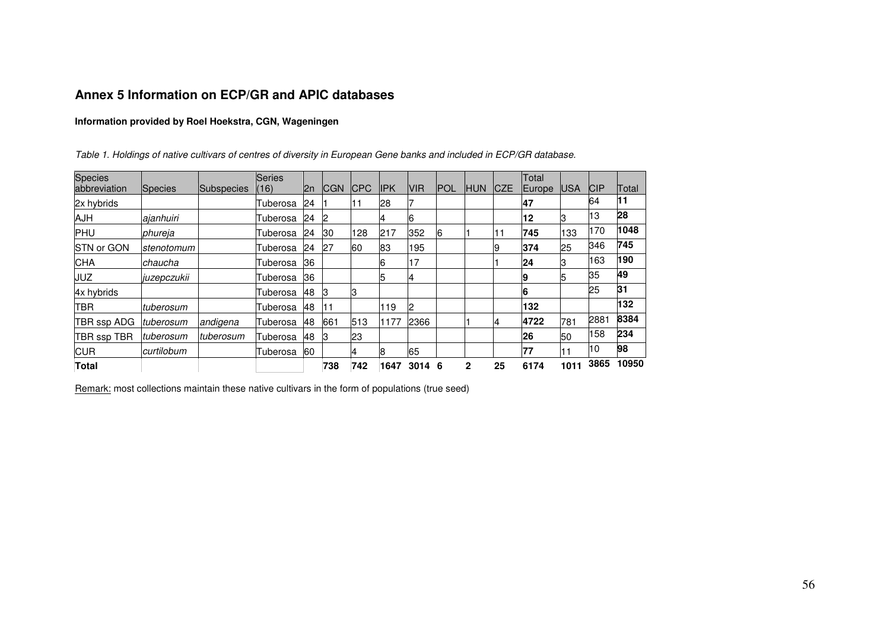## Annex 5 Information on ECP/GR and APIC databases

**Information provided by Roel Hoekstra, CGN, Wageningen**

*Table 1. Holdings of native cultivars of centres of diversity in European Gene banks and included in ECP/GR database.*

| Species abbreviation | Species | Subspecies | Series (16) | 2n | CGN | CPC | IPK | VIR | POL | HUN | CZE | Total Europe | USA | CIP | Total |
|---|---|---|---|---|---|---|---|---|---|---|---|---|---|---|---|
| 2x hybrids | | | Tuberosa | 24 | 1 | 11 | 28 | 7 | | | | **47** | | 64 | **11** |
| AJH | *ajanhuiri* | | Tuberosa | 24 | 2 | | 4 | 6 | | | | **12** | 3 | 13 | **28** |
| PHU | *phureja* | | Tuberosa | 24 | 30 | 128 | 217 | 352 | 6 | 1 | 11 | **745** | 133 | 170 | **1048** |
| STN or GON | *stenotomum* | | Tuberosa | 24 | 27 | 60 | 83 | 195 | | | 9 | **374** | 25 | 346 | **745** |
| CHA | *chaucha* | | Tuberosa | 36 | | | 6 | 17 | | | 1 | **24** | 3 | 163 | **190** |
| JUZ | *juzepczukii* | | Tuberosa | 36 | | | 5 | 4 | | | | **9** | 5 | 35 | **49** |
| 4x hybrids | | | Tuberosa | 48 | 3 | 3 | | | | | | **6** | | 25 | **31** |
| TBR | *tuberosum* | | Tuberosa | 48 | 11 | | 119 | 2 | | | | **132** | | | **132** |
| TBR ssp ADG | *tuberosum* | *andigena* | Tuberosa | 48 | 661 | 513 | 1177 | 2366 | | 1 | 4 | **4722** | 781 | 2881 | **8384** |
| TBR ssp TBR | *tuberosum* | *tuberosum* | Tuberosa | 48 | 3 | 23 | | | | | | **26** | 50 | 158 | **234** |
| CUR | *curtilobum* | | Tuberosa | 60 | | 4 | 8 | 65 | | | | **77** | 11 | 10 | **98** |
| **Total** | | | | | **738** | **742** | **1647** | **3014** | **6** | **2** | **25** | **6174** | **1011** | **3865** | **10950** |

Remark: most collections maintain these native cultivars in the form of populations (true seed)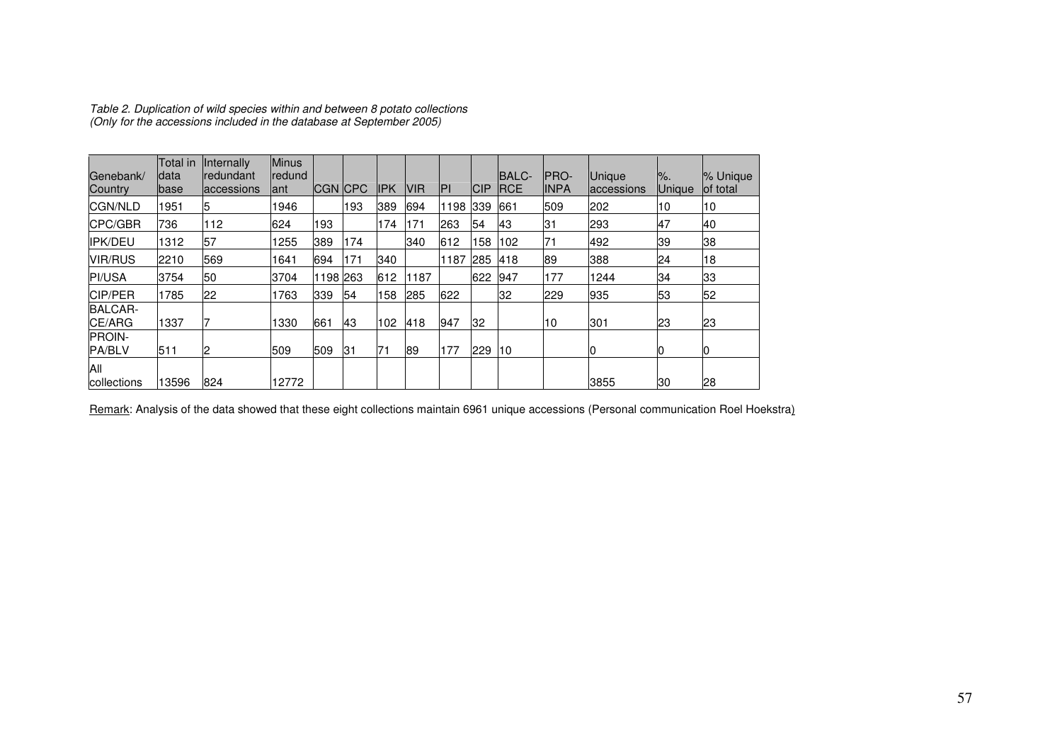*Table 2. Duplication of wild species within and between 8 potato collections*
*(Only for the accessions included in the database at September 2005)*

| Genebank/ Country | Total in data base | Internally redundant accessions | Minus redundant | CGN | CPC | IPK | VIR | PI | CIP | BALC-RCE | PRO-INPA | Unique accessions | %. Unique | % Unique of total |
|---|---|---|---|---|---|---|---|---|---|---|---|---|---|---|
| CGN/NLD | 1951 | 5 | 1946 | | 193 | 389 | 694 | 1198 | 339 | 661 | 509 | 202 | 10 | 10 |
| CPC/GBR | 736 | 112 | 624 | 193 | | 174 | 171 | 263 | 54 | 43 | 31 | 293 | 47 | 40 |
| IPK/DEU | 1312 | 57 | 1255 | 389 | 174 | | 340 | 612 | 158 | 102 | 71 | 492 | 39 | 38 |
| VIR/RUS | 2210 | 569 | 1641 | 694 | 171 | 340 | | 1187 | 285 | 418 | 89 | 388 | 24 | 18 |
| PI/USA | 3754 | 50 | 3704 | 1198 | 263 | 612 | 1187 | | 622 | 947 | 177 | 1244 | 34 | 33 |
| CIP/PER | 1785 | 22 | 1763 | 339 | 54 | 158 | 285 | 622 | | 32 | 229 | 935 | 53 | 52 |
| BALCAR-CE/ARG | 1337 | 7 | 1330 | 661 | 43 | 102 | 418 | 947 | 32 | | 10 | 301 | 23 | 23 |
| PROIN-PA/BLV | 511 | 2 | 509 | 509 | 31 | 71 | 89 | 177 | 229 | 10 | | 0 | 0 | 0 |
| All collections | 13596 | 824 | 12772 | | | | | | | | | 3855 | 30 | 28 |

Remark: Analysis of the data showed that these eight collections maintain 6961 unique accessions (Personal communication Roel Hoekstra)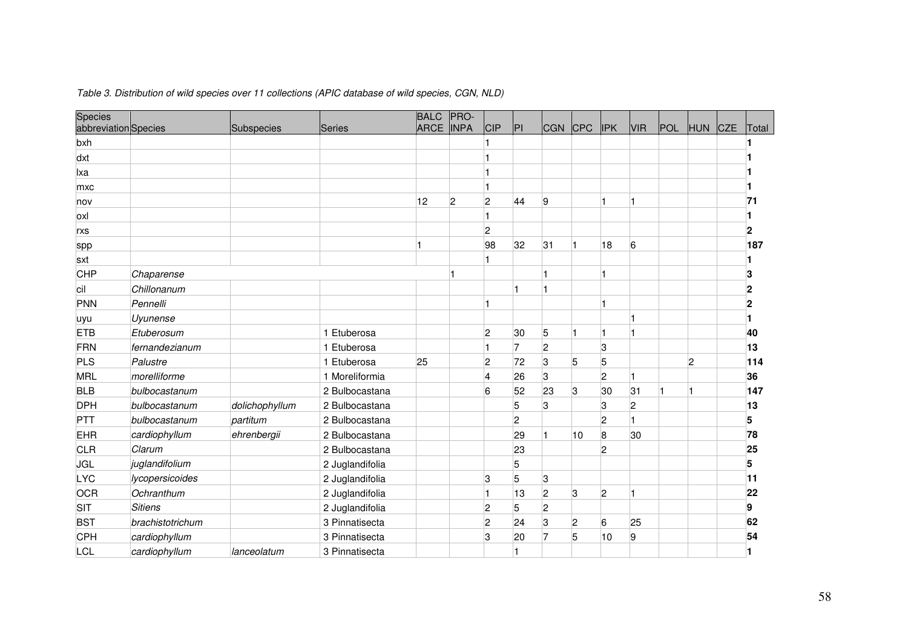*Table 3. Distribution of wild species over 11 collections (APIC database of wild species, CGN, NLD)*

| Species abbreviation | Species | Subspecies | Series | BALCARCE | PRO-INPA | CIP | PI | CGN | CPC | IPK | VIR | POL | HUN | CZE | Total |
|---|---|---|---|---|---|---|---|---|---|---|---|---|---|---|---|
| bxh | | | | | | 1 | | | | | | | | | **1** |
| dxt | | | | | | 1 | | | | | | | | | **1** |
| lxa | | | | | | 1 | | | | | | | | | **1** |
| mxc | | | | | | 1 | | | | | | | | | **1** |
| nov | | | | 12 | 2 | 2 | 44 | 9 | | 1 | 1 | | | | **71** |
| oxl | | | | | | 1 | | | | | | | | | **1** |
| rxs | | | | | | 2 | | | | | | | | | **2** |
| spp | | | | 1 | | 98 | 32 | 31 | 1 | 18 | 6 | | | | **187** |
| sxt | | | | | | 1 | | | | | | | | | **1** |
| CHP | *Chaparense* | | | | 1 | | | 1 | | 1 | | | | | **3** |
| cil | *Chillonanum* | | | | | | 1 | 1 | | | | | | | **2** |
| PNN | *Pennelli* | | | | | 1 | | | | 1 | | | | | **2** |
| uyu | *Uyunense* | | | | | | | | | | 1 | | | | **1** |
| ETB | *Etuberosum* | | 1 Etuberosa | | | 2 | 30 | 5 | 1 | 1 | 1 | | | | **40** |
| FRN | *fernandezianum* | | 1 Etuberosa | | | 1 | 7 | 2 | | 3 | | | | | **13** |
| PLS | *Palustre* | | 1 Etuberosa | 25 | | 2 | 72 | 3 | 5 | 5 | | | 2 | | **114** |
| MRL | *morelliforme* | | 1 Moreliformia | | | 4 | 26 | 3 | | 2 | 1 | | | | **36** |
| BLB | *bulbocastanum* | | 2 Bulbocastana | | | 6 | 52 | 23 | 3 | 30 | 31 | 1 | 1 | | **147** |
| DPH | *bulbocastanum* | *dolichophyllum* | 2 Bulbocastana | | | | 5 | 3 | | 3 | 2 | | | | **13** |
| PTT | *bulbocastanum* | *partitum* | 2 Bulbocastana | | | | 2 | | | 2 | 1 | | | | **5** |
| EHR | *cardiophyllum* | *ehrenbergii* | 2 Bulbocastana | | | | 29 | 1 | 10 | 8 | 30 | | | | **78** |
| CLR | *Clarum* | | 2 Bulbocastana | | | | 23 | | | 2 | | | | | **25** |
| JGL | *juglandifolium* | | 2 Juglandifolia | | | | 5 | | | | | | | | **5** |
| LYC | *lycopersicoides* | | 2 Juglandifolia | | | 3 | 5 | 3 | | | | | | | **11** |
| OCR | *Ochranthum* | | 2 Juglandifolia | | | 1 | 13 | 2 | 3 | 2 | 1 | | | | **22** |
| SIT | *Sitiens* | | 2 Juglandifolia | | | 2 | 5 | 2 | | | | | | | **9** |
| BST | *brachistotrichum* | | 3 Pinnatisecta | | | 2 | 24 | 3 | 2 | 6 | 25 | | | | **62** |
| CPH | *cardiophyllum* | | 3 Pinnatisecta | | | 3 | 20 | 7 | 5 | 10 | 9 | | | | **54** |
| LCL | *cardiophyllum* | *lanceolatum* | 3 Pinnatisecta | | | | 1 | | | | | | | | **1** |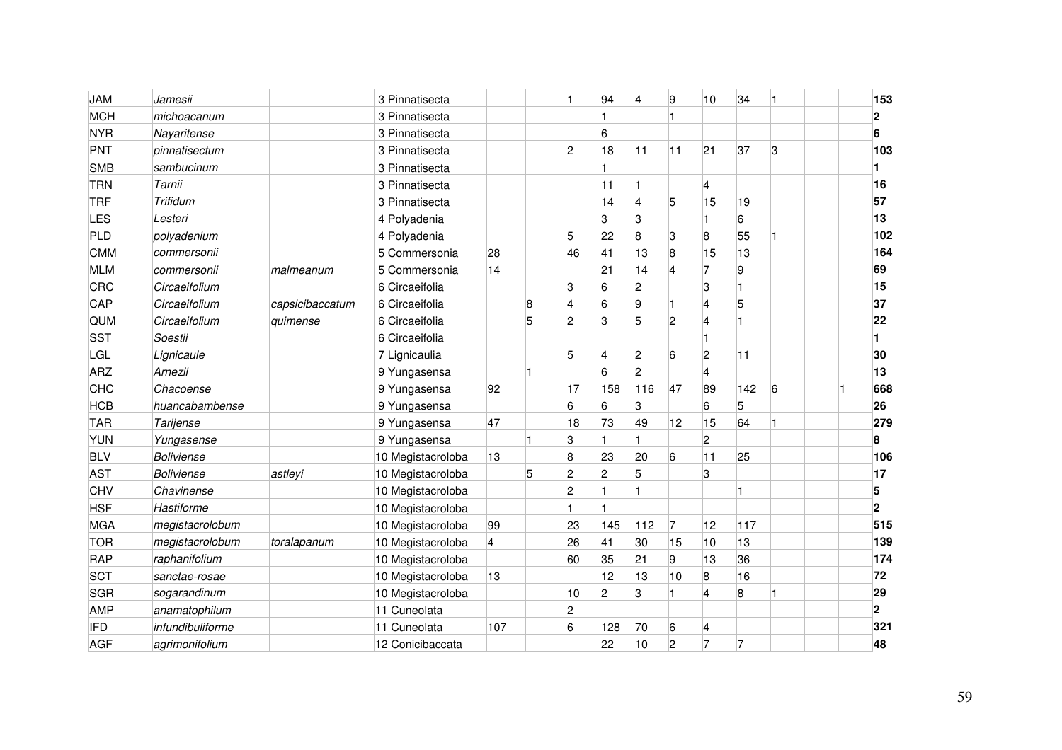| | | | | | | | | | | | | | | | |
|---|---|---|---|---|---|---|---|---|---|---|---|---|---|---|---|
| JAM | *Jamesii* | | 3 Pinnatisecta | | | 1 | 94 | 4 | 9 | 10 | 34 | 1 | | | **153** |
| MCH | *michoacanum* | | 3 Pinnatisecta | | | | 1 | | 1 | | | | | | **2** |
| NYR | *Nayaritense* | | 3 Pinnatisecta | | | | 6 | | | | | | | | **6** |
| PNT | *pinnatisectum* | | 3 Pinnatisecta | | | 2 | 18 | 11 | 11 | 21 | 37 | 3 | | | **103** |
| SMB | *sambucinum* | | 3 Pinnatisecta | | | | 1 | | | | | | | | **1** |
| TRN | *Tarnii* | | 3 Pinnatisecta | | | | 11 | 1 | | 4 | | | | | **16** |
| TRF | *Trifidum* | | 3 Pinnatisecta | | | | 14 | 4 | 5 | 15 | 19 | | | | **57** |
| LES | *Lesteri* | | 4 Polyadenia | | | | 3 | 3 | | 1 | 6 | | | | **13** |
| PLD | *polyadenium* | | 4 Polyadenia | | | 5 | 22 | 8 | 3 | 8 | 55 | 1 | | | **102** |
| CMM | *commersonii* | | 5 Commersonia | 28 | | 46 | 41 | 13 | 8 | 15 | 13 | | | | **164** |
| MLM | *commersonii* | *malmeanum* | 5 Commersonia | 14 | | | 21 | 14 | 4 | 7 | 9 | | | | **69** |
| CRC | *Circaeifolium* | | 6 Circaeifolia | | | 3 | 6 | 2 | | 3 | 1 | | | | **15** |
| CAP | *Circaeifolium* | *capsicibaccatum* | 6 Circaeifolia | | 8 | 4 | 6 | 9 | 1 | 4 | 5 | | | | **37** |
| QUM | *Circaeifolium* | *quimense* | 6 Circaeifolia | | 5 | 2 | 3 | 5 | 2 | 4 | 1 | | | | **22** |
| SST | *Soestii* | | 6 Circaeifolia | | | | | | | 1 | | | | | **1** |
| LGL | *Lignicaule* | | 7 Lignicaulia | | | 5 | 4 | 2 | 6 | 2 | 11 | | | | **30** |
| ARZ | *Arnezii* | | 9 Yungasensa | | 1 | | 6 | 2 | | 4 | | | | | **13** |
| CHC | *Chacoense* | | 9 Yungasensa | 92 | | 17 | 158 | 116 | 47 | 89 | 142 | 6 | | 1 | **668** |
| HCB | *huancabambense* | | 9 Yungasensa | | | 6 | 6 | 3 | | 6 | 5 | | | | **26** |
| TAR | *Tarijense* | | 9 Yungasensa | 47 | | 18 | 73 | 49 | 12 | 15 | 64 | 1 | | | **279** |
| YUN | *Yungasense* | | 9 Yungasensa | | 1 | 3 | 1 | 1 | | 2 | | | | | **8** |
| BLV | *Boliviense* | | 10 Megistacroloba | 13 | | 8 | 23 | 20 | 6 | 11 | 25 | | | | **106** |
| AST | *Boliviense* | *astleyi* | 10 Megistacroloba | | 5 | 2 | 2 | 5 | | 3 | | | | | **17** |
| CHV | *Chavinense* | | 10 Megistacroloba | | | 2 | 1 | 1 | | | 1 | | | | **5** |
| HSF | *Hastiforme* | | 10 Megistacroloba | | | 1 | 1 | | | | | | | | **2** |
| MGA | *megistacrolobum* | | 10 Megistacroloba | 99 | | 23 | 145 | 112 | 7 | 12 | 117 | | | | **515** |
| TOR | *megistacrolobum* | *toralapanum* | 10 Megistacroloba | 4 | | 26 | 41 | 30 | 15 | 10 | 13 | | | | **139** |
| RAP | *raphanifolium* | | 10 Megistacroloba | | | 60 | 35 | 21 | 9 | 13 | 36 | | | | **174** |
| SCT | *sanctae-rosae* | | 10 Megistacroloba | 13 | | | 12 | 13 | 10 | 8 | 16 | | | | **72** |
| SGR | *sogarandinum* | | 10 Megistacroloba | | | 10 | 2 | 3 | 1 | 4 | 8 | 1 | | | **29** |
| AMP | *anamatophilum* | | 11 Cuneolata | | | 2 | | | | | | | | | **2** |
| IFD | *infundibuliforme* | | 11 Cuneolata | 107 | | 6 | 128 | 70 | 6 | 4 | | | | | **321** |
| AGF | *agrimonifolium* | | 12 Conicibaccata | | | | 22 | 10 | 2 | 7 | 7 | | | | **48** |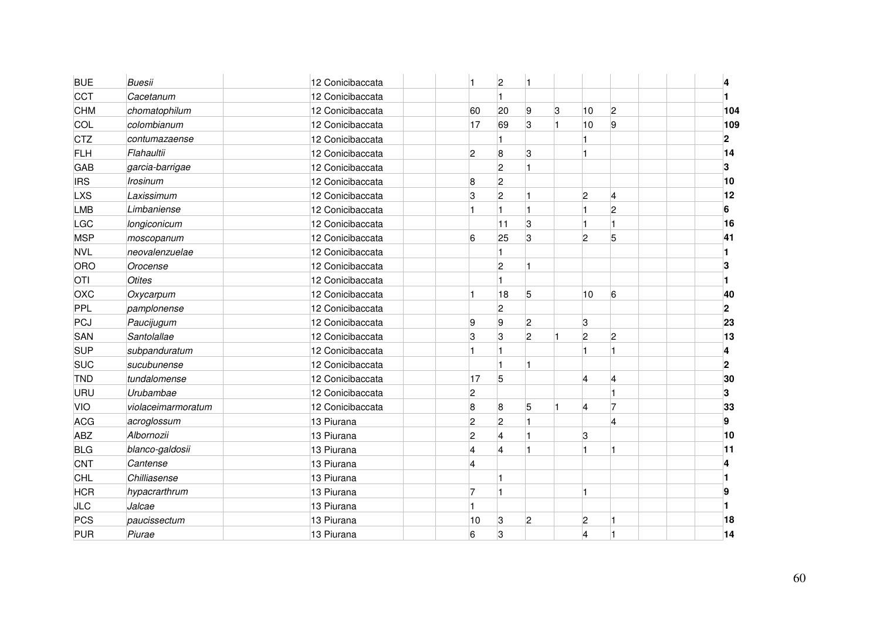| | | | | | | | | | | | | | |
|---|---|---|---|---|---|---|---|---|---|---|---|---|---|
| BUE | *Buesii* | | 12 Conicibaccata | | 1 | 2 | 1 | | | | | | **4** |
| CCT | *Cacetanum* | | 12 Conicibaccata | | | 1 | | | | | | | **1** |
| CHM | *chomatophilum* | | 12 Conicibaccata | | 60 | 20 | 9 | 3 | 10 | 2 | | | **104** |
| COL | *colombianum* | | 12 Conicibaccata | | 17 | 69 | 3 | 1 | 10 | 9 | | | **109** |
| CTZ | *contumazaense* | | 12 Conicibaccata | | | 1 | | | 1 | | | | **2** |
| FLH | *Flahaultii* | | 12 Conicibaccata | | 2 | 8 | 3 | | 1 | | | | **14** |
| GAB | *garcia-barrigae* | | 12 Conicibaccata | | | 2 | 1 | | | | | | **3** |
| IRS | *Irosinum* | | 12 Conicibaccata | | 8 | 2 | | | | | | | **10** |
| LXS | *Laxissimum* | | 12 Conicibaccata | | 3 | 2 | 1 | | 2 | 4 | | | **12** |
| LMB | *Limbaniense* | | 12 Conicibaccata | | 1 | 1 | 1 | | 1 | 2 | | | **6** |
| LGC | *longiconicum* | | 12 Conicibaccata | | | 11 | 3 | | 1 | 1 | | | **16** |
| MSP | *moscopanum* | | 12 Conicibaccata | | 6 | 25 | 3 | | 2 | 5 | | | **41** |
| NVL | *neovalenzuelae* | | 12 Conicibaccata | | | 1 | | | | | | | **1** |
| ORO | *Orocense* | | 12 Conicibaccata | | | 2 | 1 | | | | | | **3** |
| OTI | *Otites* | | 12 Conicibaccata | | | 1 | | | | | | | **1** |
| OXC | *Oxycarpum* | | 12 Conicibaccata | | 1 | 18 | 5 | | 10 | 6 | | | **40** |
| PPL | *pamplonense* | | 12 Conicibaccata | | | 2 | | | | | | | **2** |
| PCJ | *Paucijugum* | | 12 Conicibaccata | | 9 | 9 | 2 | | 3 | | | | **23** |
| SAN | *Santolallae* | | 12 Conicibaccata | | 3 | 3 | 2 | 1 | 2 | 2 | | | **13** |
| SUP | *subpanduratum* | | 12 Conicibaccata | | 1 | 1 | | | 1 | 1 | | | **4** |
| SUC | *sucubunense* | | 12 Conicibaccata | | | 1 | 1 | | | | | | **2** |
| TND | *tundalomense* | | 12 Conicibaccata | | 17 | 5 | | | 4 | 4 | | | **30** |
| URU | *Urubambae* | | 12 Conicibaccata | | 2 | | | | | 1 | | | **3** |
| VIO | *violaceimarmoratum* | | 12 Conicibaccata | | 8 | 8 | 5 | 1 | 4 | 7 | | | **33** |
| ACG | *acroglossum* | | 13 Piurana | | 2 | 2 | 1 | | | 4 | | | **9** |
| ABZ | *Albornozii* | | 13 Piurana | | 2 | 4 | 1 | | 3 | | | | **10** |
| BLG | *blanco-galdosii* | | 13 Piurana | | 4 | 4 | 1 | | 1 | 1 | | | **11** |
| CNT | *Cantense* | | 13 Piurana | | 4 | | | | | | | | **4** |
| CHL | *Chilliasense* | | 13 Piurana | | | 1 | | | | | | | **1** |
| HCR | *hypacrarthrum* | | 13 Piurana | | 7 | 1 | | | 1 | | | | **9** |
| JLC | *Jalcae* | | 13 Piurana | | 1 | | | | | | | | **1** |
| PCS | *paucissectum* | | 13 Piurana | | 10 | 3 | 2 | | 2 | 1 | | | **18** |
| PUR | *Piurae* | | 13 Piurana | | 6 | 3 | | | 4 | 1 | | | **14** |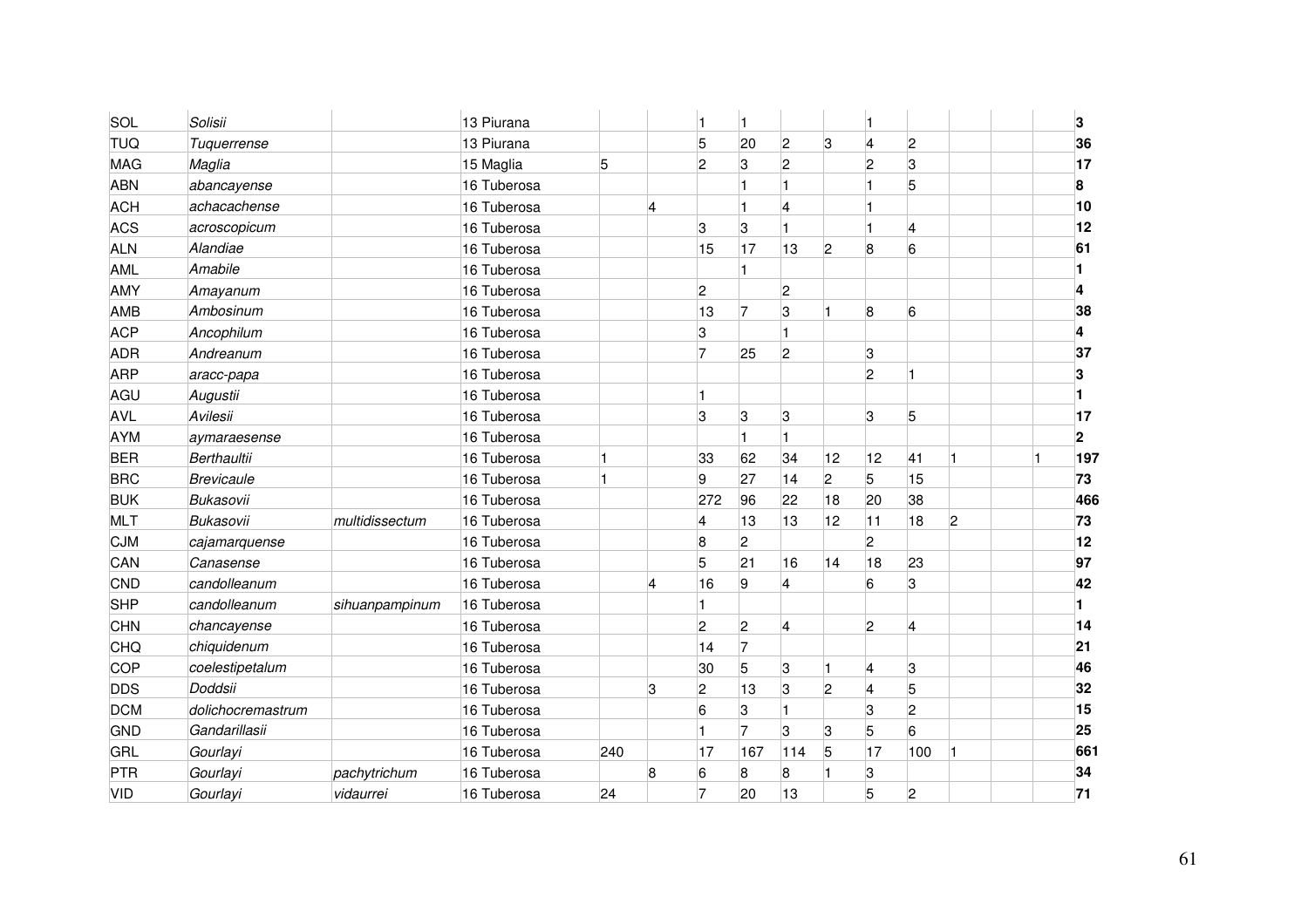| | | | | | | | | | | | | | | | |
|---|---|---|---|---|---|---|---|---|---|---|---|---|---|---|---|
| SOL | *Solisii* | | 13 Piurana | | | 1 | 1 | | | 1 | | | | | **3** |
| TUQ | *Tuquerrense* | | 13 Piurana | | | 5 | 20 | 2 | 3 | 4 | 2 | | | | **36** |
| MAG | *Maglia* | | 15 Maglia | 5 | | 2 | 3 | 2 | | 2 | 3 | | | | **17** |
| ABN | *abancayense* | | 16 Tuberosa | | | | 1 | 1 | | 1 | 5 | | | | **8** |
| ACH | *achacachense* | | 16 Tuberosa | | 4 | | 1 | 4 | | 1 | | | | | **10** |
| ACS | *acroscopicum* | | 16 Tuberosa | | | 3 | 3 | 1 | | 1 | 4 | | | | **12** |
| ALN | *Alandiae* | | 16 Tuberosa | | | 15 | 17 | 13 | 2 | 8 | 6 | | | | **61** |
| AML | *Amabile* | | 16 Tuberosa | | | | 1 | | | | | | | | **1** |
| AMY | *Amayanum* | | 16 Tuberosa | | | 2 | | 2 | | | | | | | **4** |
| AMB | *Ambosinum* | | 16 Tuberosa | | | 13 | 7 | 3 | 1 | 8 | 6 | | | | **38** |
| ACP | *Ancophilum* | | 16 Tuberosa | | | 3 | | 1 | | | | | | | **4** |
| ADR | *Andreanum* | | 16 Tuberosa | | | 7 | 25 | 2 | | 3 | | | | | **37** |
| ARP | *aracc-papa* | | 16 Tuberosa | | | | | | | 2 | 1 | | | | **3** |
| AGU | *Augustii* | | 16 Tuberosa | | | 1 | | | | | | | | | **1** |
| AVL | *Avilesii* | | 16 Tuberosa | | | 3 | 3 | 3 | | 3 | 5 | | | | **17** |
| AYM | *aymaraesense* | | 16 Tuberosa | | | | 1 | 1 | | | | | | | **2** |
| BER | *Berthaultii* | | 16 Tuberosa | 1 | | 33 | 62 | 34 | 12 | 12 | 41 | 1 | | 1 | **197** |
| BRC | *Brevicaule* | | 16 Tuberosa | 1 | | 9 | 27 | 14 | 2 | 5 | 15 | | | | **73** |
| BUK | *Bukasovii* | | 16 Tuberosa | | | 272 | 96 | 22 | 18 | 20 | 38 | | | | **466** |
| MLT | *Bukasovii* | *multidissectum* | 16 Tuberosa | | | 4 | 13 | 13 | 12 | 11 | 18 | 2 | | | **73** |
| CJM | *cajamarquense* | | 16 Tuberosa | | | 8 | 2 | | | 2 | | | | | **12** |
| CAN | *Canasense* | | 16 Tuberosa | | | 5 | 21 | 16 | 14 | 18 | 23 | | | | **97** |
| CND | *candolleanum* | | 16 Tuberosa | | 4 | 16 | 9 | 4 | | 6 | 3 | | | | **42** |
| SHP | *candolleanum* | *sihuanpampinum* | 16 Tuberosa | | | 1 | | | | | | | | | **1** |
| CHN | *chancayense* | | 16 Tuberosa | | | 2 | 2 | 4 | | 2 | 4 | | | | **14** |
| CHQ | *chiquidenum* | | 16 Tuberosa | | | 14 | 7 | | | | | | | | **21** |
| COP | *coelestipetalum* | | 16 Tuberosa | | | 30 | 5 | 3 | 1 | 4 | 3 | | | | **46** |
| DDS | *Doddsii* | | 16 Tuberosa | | 3 | 2 | 13 | 3 | 2 | 4 | 5 | | | | **32** |
| DCM | *dolichocremastrum* | | 16 Tuberosa | | | 6 | 3 | 1 | | 3 | 2 | | | | **15** |
| GND | *Gandarillasii* | | 16 Tuberosa | | | 1 | 7 | 3 | 3 | 5 | 6 | | | | **25** |
| GRL | *Gourlayi* | | 16 Tuberosa | 240 | | 17 | 167 | 114 | 5 | 17 | 100 | 1 | | | **661** |
| PTR | *Gourlayi* | *pachytrichum* | 16 Tuberosa | | 8 | 6 | 8 | 8 | 1 | 3 | | | | | **34** |
| VID | *Gourlayi* | *vidaurrei* | 16 Tuberosa | 24 | | 7 | 20 | 13 | | 5 | 2 | | | | **71** |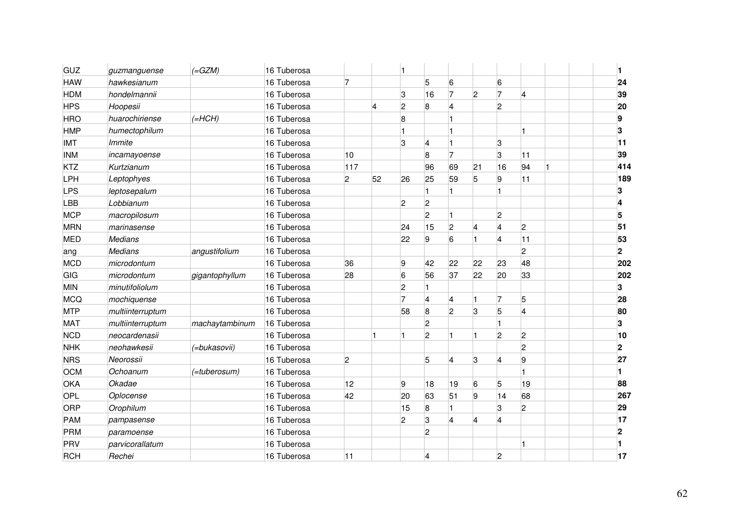| | | | | | | | | | | | | | | | |
|---|---|---|---|---|---|---|---|---|---|---|---|---|---|---|---|
| GUZ | *guzmanguense* | *(=GZM)* | 16 Tuberosa | | | 1 | | | | | | | | | **1** |
| HAW | *hawkesianum* | | 16 Tuberosa | 7 | | | 5 | 6 | | 6 | | | | | **24** |
| HDM | *hondelmannii* | | 16 Tuberosa | | | 3 | 16 | 7 | 2 | 7 | 4 | | | | **39** |
| HPS | *Hoopesii* | | 16 Tuberosa | | 4 | 2 | 8 | 4 | | 2 | | | | | **20** |
| HRO | *huarochiriense* | *(=HCH)* | 16 Tuberosa | | | 8 | | 1 | | | | | | | **9** |
| HMP | *humectophilum* | | 16 Tuberosa | | | 1 | | 1 | | | 1 | | | | **3** |
| IMT | *Immite* | | 16 Tuberosa | | | 3 | 4 | 1 | | 3 | | | | | **11** |
| INM | *incamayoense* | | 16 Tuberosa | 10 | | | 8 | 7 | | 3 | 11 | | | | **39** |
| KTZ | *Kurtzianum* | | 16 Tuberosa | 117 | | | 96 | 69 | 21 | 16 | 94 | 1 | | | **414** |
| LPH | *Leptophyes* | | 16 Tuberosa | 2 | 52 | 26 | 25 | 59 | 5 | 9 | 11 | | | | **189** |
| LPS | *leptosepalum* | | 16 Tuberosa | | | | 1 | 1 | | 1 | | | | | **3** |
| LBB | *Lobbianum* | | 16 Tuberosa | | | 2 | 2 | | | | | | | | **4** |
| MCP | *macropilosum* | | 16 Tuberosa | | | | 2 | 1 | | 2 | | | | | **5** |
| MRN | *marinasense* | | 16 Tuberosa | | | 24 | 15 | 2 | 4 | 4 | 2 | | | | **51** |
| MED | *Medians* | | 16 Tuberosa | | | 22 | 9 | 6 | 1 | 4 | 11 | | | | **53** |
| ang | *Medians* | *angustifolium* | 16 Tuberosa | | | | | | | | 2 | | | | **2** |
| MCD | *microdontum* | | 16 Tuberosa | 36 | | 9 | 42 | 22 | 22 | 23 | 48 | | | | **202** |
| GIG | *microdontum* | *gigantophyllum* | 16 Tuberosa | 28 | | 6 | 56 | 37 | 22 | 20 | 33 | | | | **202** |
| MIN | *minutifoliolum* | | 16 Tuberosa | | | 2 | 1 | | | | | | | | **3** |
| MCQ | *mochiquense* | | 16 Tuberosa | | | 7 | 4 | 4 | 1 | 7 | 5 | | | | **28** |
| MTP | *multiinterruptum* | | 16 Tuberosa | | | 58 | 8 | 2 | 3 | 5 | 4 | | | | **80** |
| MAT | *multiinterruptum* | *machaytambinum* | 16 Tuberosa | | | | 2 | | | 1 | | | | | **3** |
| NCD | *neocardenasii* | | 16 Tuberosa | | 1 | 1 | 2 | 1 | 1 | 2 | 2 | | | | **10** |
| NHK | *neohawkesii* | *(=bukasovii)* | 16 Tuberosa | | | | | | | | 2 | | | | **2** |
| NRS | *Neorossii* | | 16 Tuberosa | 2 | | | 5 | 4 | 3 | 4 | 9 | | | | **27** |
| OCM | *Ochoanum* | *(=tuberosum)* | 16 Tuberosa | | | | | | | | 1 | | | | **1** |
| OKA | *Okadae* | | 16 Tuberosa | 12 | | 9 | 18 | 19 | 6 | 5 | 19 | | | | **88** |
| OPL | *Oplocense* | | 16 Tuberosa | 42 | | 20 | 63 | 51 | 9 | 14 | 68 | | | | **267** |
| ORP | *Orophilum* | | 16 Tuberosa | | | 15 | 8 | 1 | | 3 | 2 | | | | **29** |
| PAM | *pampasense* | | 16 Tuberosa | | | 2 | 3 | 4 | 4 | 4 | | | | | **17** |
| PRM | *paramoense* | | 16 Tuberosa | | | | 2 | | | | | | | | **2** |
| PRV | *parvicorallatum* | | 16 Tuberosa | | | | | | | | 1 | | | | **1** |
| RCH | *Rechei* | | 16 Tuberosa | 11 | | | 4 | | | 2 | | | | | **17** |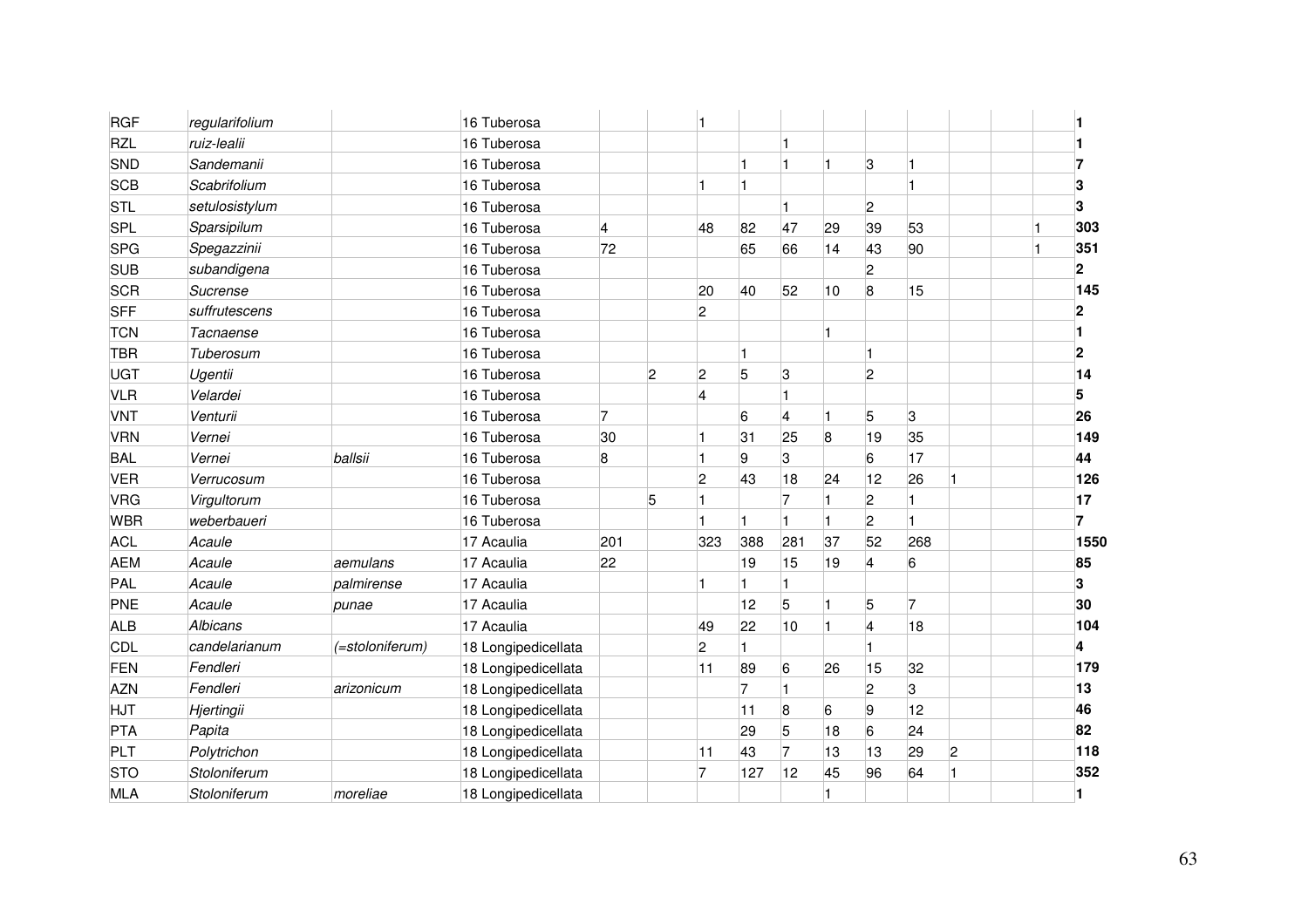| | | | | | | | | | | | | | | | |
|---|---|---|---|---|---|---|---|---|---|---|---|---|---|---|---|
| RGF | *regularifolium* | | 16 Tuberosa | | | 1 | | | | | | | | | **1** |
| RZL | *ruiz-lealii* | | 16 Tuberosa | | | | | 1 | | | | | | | **1** |
| SND | *Sandemanii* | | 16 Tuberosa | | | | 1 | 1 | 1 | 3 | 1 | | | | **7** |
| SCB | *Scabrifolium* | | 16 Tuberosa | | | 1 | 1 | | | | 1 | | | | **3** |
| STL | *setulosistylum* | | 16 Tuberosa | | | | | 1 | | 2 | | | | | **3** |
| SPL | *Sparsipilum* | | 16 Tuberosa | 4 | | 48 | 82 | 47 | 29 | 39 | 53 | | | 1 | **303** |
| SPG | *Spegazzinii* | | 16 Tuberosa | 72 | | | 65 | 66 | 14 | 43 | 90 | | | 1 | **351** |
| SUB | *subandigena* | | 16 Tuberosa | | | | | | | 2 | | | | | **2** |
| SCR | *Sucrense* | | 16 Tuberosa | | | 20 | 40 | 52 | 10 | 8 | 15 | | | | **145** |
| SFF | *suffrutescens* | | 16 Tuberosa | | | 2 | | | | | | | | | **2** |
| TCN | *Tacnaense* | | 16 Tuberosa | | | | | | 1 | | | | | | **1** |
| TBR | *Tuberosum* | | 16 Tuberosa | | | | 1 | | | 1 | | | | | **2** |
| UGT | *Ugentii* | | 16 Tuberosa | | 2 | 2 | 5 | 3 | | 2 | | | | | **14** |
| VLR | *Velardei* | | 16 Tuberosa | | | 4 | | 1 | | | | | | | **5** |
| VNT | *Venturii* | | 16 Tuberosa | 7 | | | 6 | 4 | 1 | 5 | 3 | | | | **26** |
| VRN | *Vernei* | | 16 Tuberosa | 30 | | 1 | 31 | 25 | 8 | 19 | 35 | | | | **149** |
| BAL | *Vernei* | *ballsii* | 16 Tuberosa | 8 | | 1 | 9 | 3 | | 6 | 17 | | | | **44** |
| VER | *Verrucosum* | | 16 Tuberosa | | | 2 | 43 | 18 | 24 | 12 | 26 | 1 | | | **126** |
| VRG | *Virgultorum* | | 16 Tuberosa | | 5 | 1 | | 7 | 1 | 2 | 1 | | | | **17** |
| WBR | *weberbaueri* | | 16 Tuberosa | | | 1 | 1 | 1 | 1 | 2 | 1 | | | | **7** |
| ACL | *Acaule* | | 17 Acaulia | 201 | | 323 | 388 | 281 | 37 | 52 | 268 | | | | **1550** |
| AEM | *Acaule* | *aemulans* | 17 Acaulia | 22 | | | 19 | 15 | 19 | 4 | 6 | | | | **85** |
| PAL | *Acaule* | *palmirense* | 17 Acaulia | | | 1 | 1 | 1 | | | | | | | **3** |
| PNE | *Acaule* | *punae* | 17 Acaulia | | | | 12 | 5 | 1 | 5 | 7 | | | | **30** |
| ALB | *Albicans* | | 17 Acaulia | | | 49 | 22 | 10 | 1 | 4 | 18 | | | | **104** |
| CDL | *candelarianum* | *(=stoloniferum)* | 18 Longipedicellata | | | 2 | 1 | | | 1 | | | | | **4** |
| FEN | *Fendleri* | | 18 Longipedicellata | | | 11 | 89 | 6 | 26 | 15 | 32 | | | | **179** |
| AZN | *Fendleri* | *arizonicum* | 18 Longipedicellata | | | | 7 | 1 | | 2 | 3 | | | | **13** |
| HJT | *Hjertingii* | | 18 Longipedicellata | | | | 11 | 8 | 6 | 9 | 12 | | | | **46** |
| PTA | *Papita* | | 18 Longipedicellata | | | | 29 | 5 | 18 | 6 | 24 | | | | **82** |
| PLT | *Polytrichon* | | 18 Longipedicellata | | | 11 | 43 | 7 | 13 | 13 | 29 | 2 | | | **118** |
| STO | *Stoloniferum* | | 18 Longipedicellata | | | 7 | 127 | 12 | 45 | 96 | 64 | 1 | | | **352** |
| MLA | *Stoloniferum* | *moreliae* | 18 Longipedicellata | | | | | | 1 | | | | | | **1** |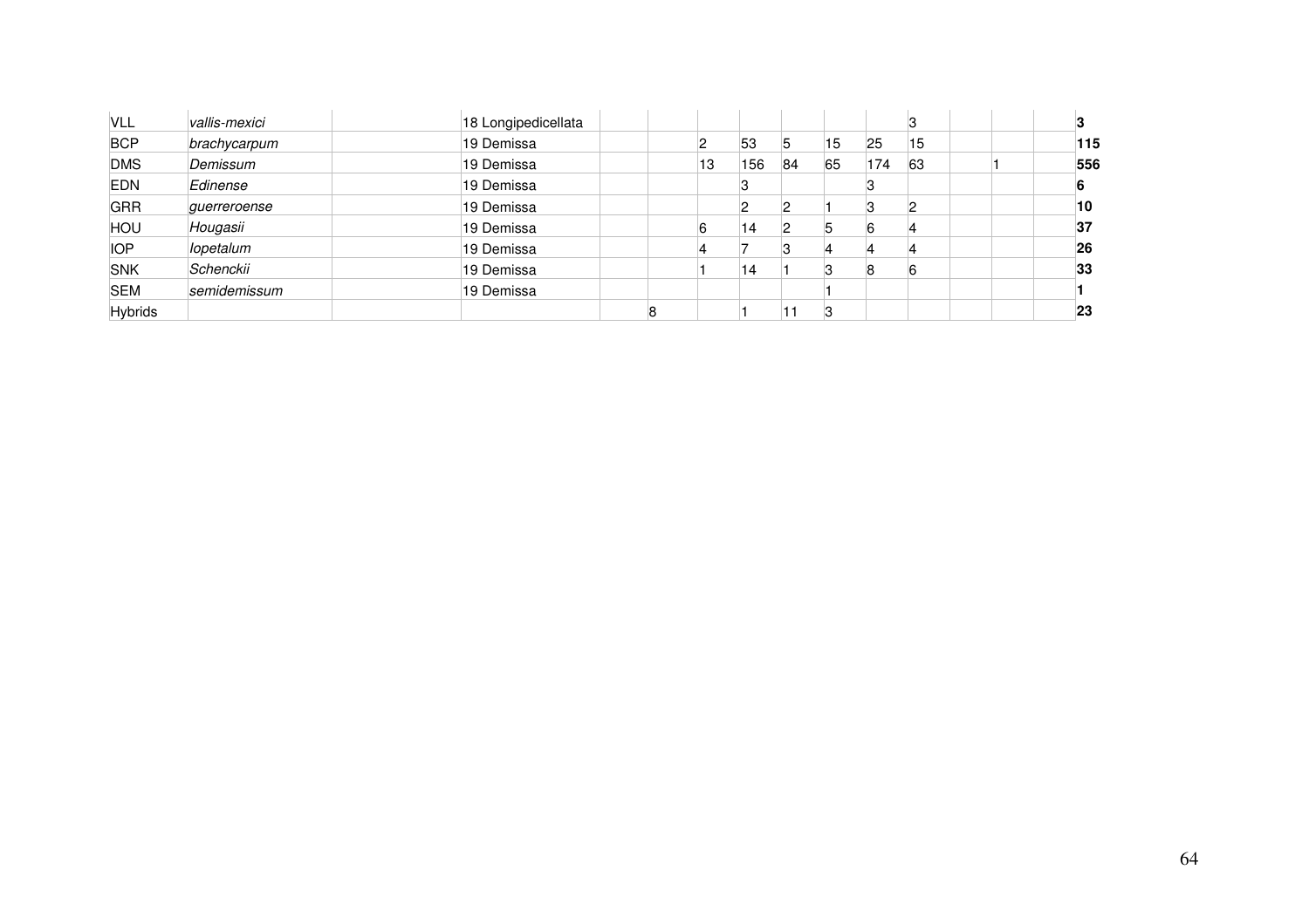| | | | | | | | | | | | | | | | |
|---|---|---|---|---|---|---|---|---|---|---|---|---|---|---|---|
| VLL | *vallis-mexici* | | 18 Longipedicellata | | | | | | | | 3 | | | | **3** |
| BCP | *brachycarpum* | | 19 Demissa | | | 2 | 53 | 5 | 15 | 25 | 15 | | | | **115** |
| DMS | *Demissum* | | 19 Demissa | | | 13 | 156 | 84 | 65 | 174 | 63 | | 1 | | **556** |
| EDN | *Edinense* | | 19 Demissa | | | | 3 | | | 3 | | | | | **6** |
| GRR | *guerreroense* | | 19 Demissa | | | | 2 | 2 | 1 | 3 | 2 | | | | **10** |
| HOU | *Hougasii* | | 19 Demissa | | | 6 | 14 | 2 | 5 | 6 | 4 | | | | **37** |
| IOP | *Iopetalum* | | 19 Demissa | | | 4 | 7 | 3 | 4 | 4 | 4 | | | | **26** |
| SNK | *Schenckii* | | 19 Demissa | | | 1 | 14 | 1 | 3 | 8 | 6 | | | | **33** |
| SEM | *semidemissum* | | 19 Demissa | | | | | | 1 | | | | | | **1** |
| Hybrids | | | | | 8 | | 1 | 11 | 3 | | | | | | **23** |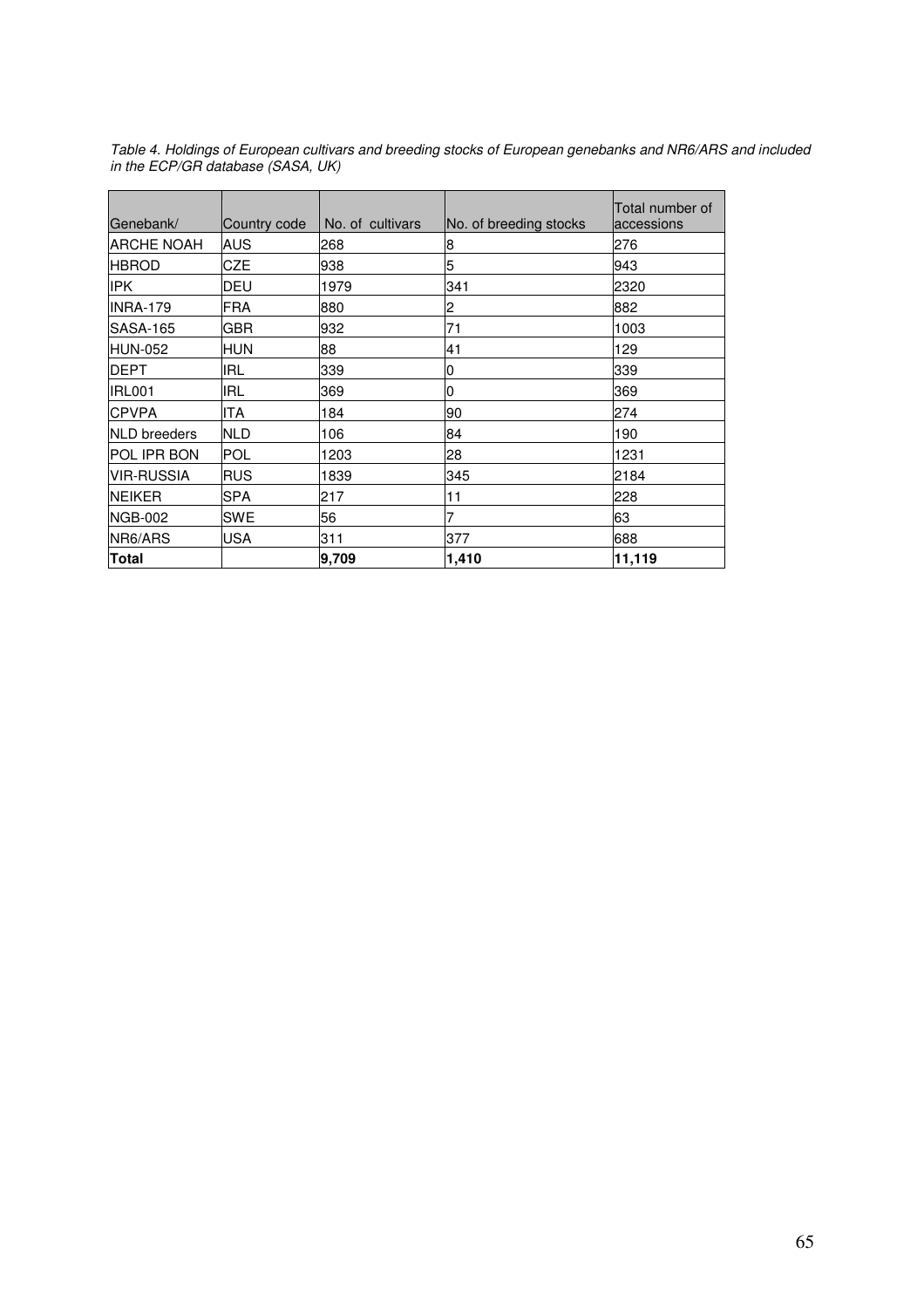*Table 4. Holdings of European cultivars and breeding stocks of European genebanks and NR6/ARS and included in the ECP/GR database (SASA, UK)*

| Genebank/ | Country code | No. of cultivars | No. of breeding stocks | Total number of accessions |
|---|---|---|---|---|
| ARCHE NOAH | AUS | 268 | 8 | 276 |
| HBROD | CZE | 938 | 5 | 943 |
| IPK | DEU | 1979 | 341 | 2320 |
| INRA-179 | FRA | 880 | 2 | 882 |
| SASA-165 | GBR | 932 | 71 | 1003 |
| HUN-052 | HUN | 88 | 41 | 129 |
| DEPT | IRL | 339 | 0 | 339 |
| IRL001 | IRL | 369 | 0 | 369 |
| CPVPA | ITA | 184 | 90 | 274 |
| NLD breeders | NLD | 106 | 84 | 190 |
| POL IPR BON | POL | 1203 | 28 | 1231 |
| VIR-RUSSIA | RUS | 1839 | 345 | 2184 |
| NEIKER | SPA | 217 | 11 | 228 |
| NGB-002 | SWE | 56 | 7 | 63 |
| NR6/ARS | USA | 311 | 377 | 688 |
| **Total** | | **9,709** | **1,410** | **11,119** |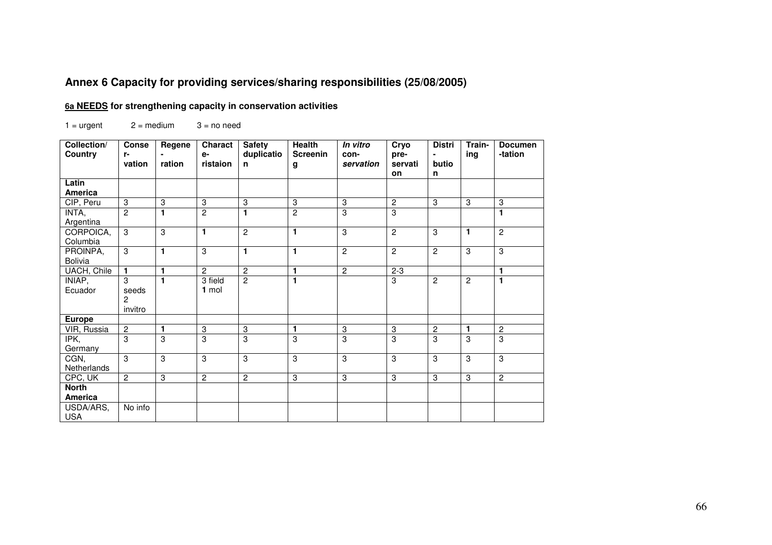## Annex 6 Capacity for providing services/sharing responsibilities (25/08/2005)

### 6a NEEDS for strengthening capacity in conservation activities

1 = urgent 2 = medium 3 = no need

| Collection/ Country | Conser-vation | Regene-ration | Characte-ristaion | Safety duplication | Health Screening | *In vitro* con-*servation* | Cryo pre-servation | Distri-bution | Train-ing | Documen-tation |
|---|---|---|---|---|---|---|---|---|---|---|
| **Latin America** | | | | | | | | | | |
| CIP, Peru | 3 | 3 | 3 | 3 | 3 | 3 | 2 | 3 | 3 | 3 |
| INTA, Argentina | 2 | **1** | 2 | **1** | 2 | 3 | 3 | | | **1** |
| CORPOICA, Columbia | 3 | 3 | **1** | 2 | **1** | 3 | 2 | 3 | **1** | 2 |
| PROINPA, Bolivia | 3 | **1** | 3 | **1** | **1** | 2 | 2 | 2 | 3 | 3 |
| UACH, Chile | **1** | **1** | 2 | 2 | **1** | 2 | 2-3 | | | **1** |
| INIAP, Ecuador | 3 seeds 2 invitro | **1** | 3 field **1** mol | 2 | **1** | | 3 | 2 | 2 | **1** |
| **Europe** | | | | | | | | | | |
| VIR, Russia | 2 | **1** | 3 | 3 | **1** | 3 | 3 | 2 | **1** | 2 |
| IPK, Germany | 3 | 3 | 3 | 3 | 3 | 3 | 3 | 3 | 3 | 3 |
| CGN, Netherlands | 3 | 3 | 3 | 3 | 3 | 3 | 3 | 3 | 3 | 3 |
| CPC, UK | 2 | 3 | 2 | 2 | 3 | 3 | 3 | 3 | 3 | 2 |
| **North America** | | | | | | | | | | |
| USDA/ARS, USA | No info | | | | | | | | | |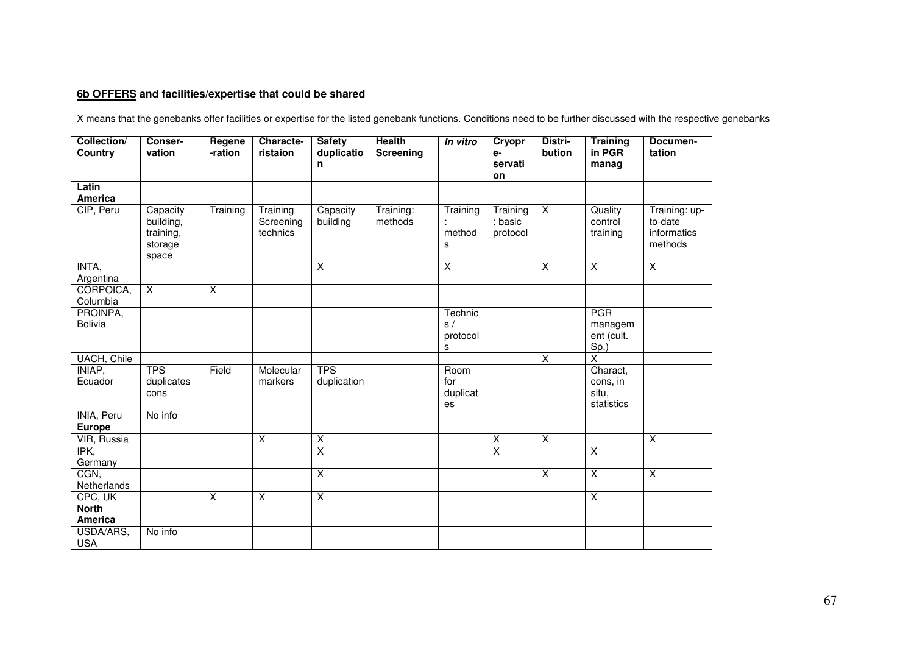**6b OFFERS and facilities/expertise that could be shared**

X means that the genebanks offer facilities or expertise for the listed genebank functions. Conditions need to be further discussed with the respective genebanks

| Collection/ Country | Conser-vation | Regene-ration | Characte-ristaion | Safety duplication | Health Screening | *In vitro* | Cryopre-servation | Distri-bution | Training in PGR manag | Documen-tation |
|---|---|---|---|---|---|---|---|---|---|---|
| **Latin America** | | | | | | | | | | |
| CIP, Peru | Capacity building, training, storage space | Training | Training Screening technics | Capacity building | Training: methods | Training: methods | Training: basic protocol | X | Quality control training | Training: up-to-date informatics methods |
| INTA, Argentina | | | | X | | X | | X | X | X |
| CORPOICA, Columbia | X | X | | | | | | | | |
| PROINPA, Bolivia | | | | | | Technics / protocols | | | PGR management (cult. Sp.) | |
| UACH, Chile | | | | | | | | X | X | |
| INIAP, Ecuador | TPS duplicates cons | Field | Molecular markers | TPS duplication | | Room for duplicates | | | Charact, cons, in situ, statistics | |
| INIA, Peru | No info | | | | | | | | | |
| **Europe** | | | | | | | | | | |
| VIR, Russia | | | X | X | | | X | X | | X |
| IPK, Germany | | | | X | | | X | | X | |
| CGN, Netherlands | | | | X | | | | X | X | X |
| CPC, UK | | X | X | X | | | | | X | |
| **North America** | | | | | | | | | | |
| USDA/ARS, USA | No info | | | | | | | | | |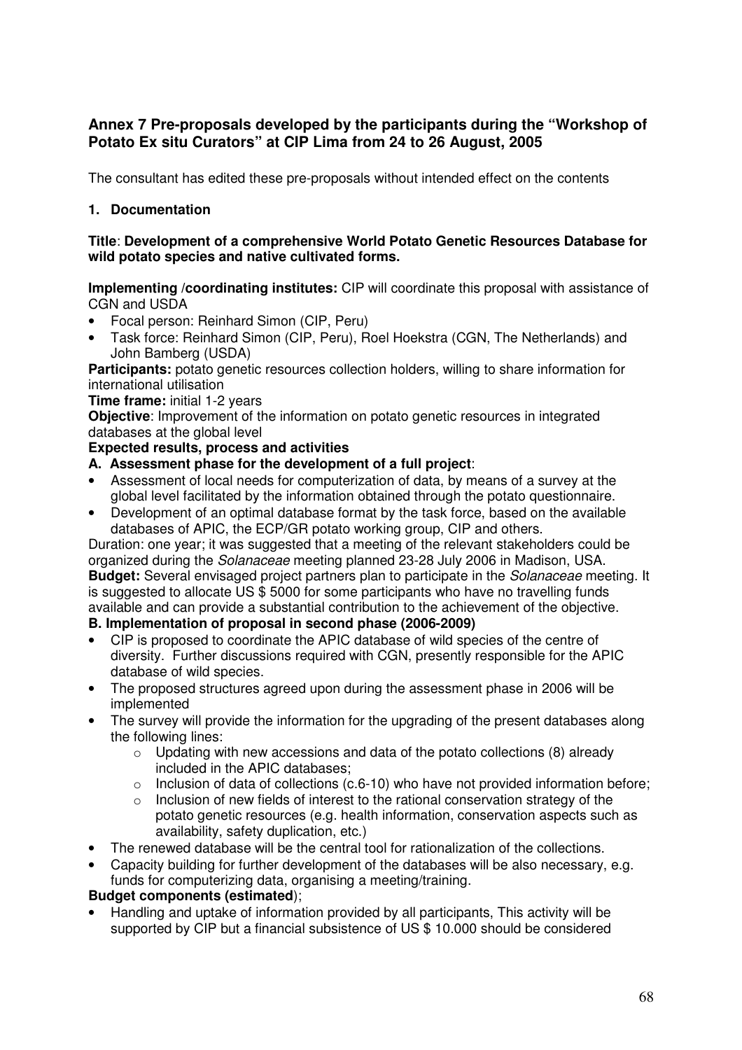## Annex 7 Pre-proposals developed by the participants during the "Workshop of Potato Ex situ Curators" at CIP Lima from 24 to 26 August, 2005

The consultant has edited these pre-proposals without intended effect on the contents

### 1. Documentation

**Title**: **Development of a comprehensive World Potato Genetic Resources Database for wild potato species and native cultivated forms.**

**Implementing /coordinating institutes:** CIP will coordinate this proposal with assistance of CGN and USDA

- Focal person: Reinhard Simon (CIP, Peru)
- Task force: Reinhard Simon (CIP, Peru), Roel Hoekstra (CGN, The Netherlands) and John Bamberg (USDA)

**Participants:** potato genetic resources collection holders, willing to share information for international utilisation

**Time frame:** initial 1-2 years

**Objective**: Improvement of the information on potato genetic resources in integrated databases at the global level

**Expected results, process and activities**

**A. Assessment phase for the development of a full project**:

- Assessment of local needs for computerization of data, by means of a survey at the global level facilitated by the information obtained through the potato questionnaire.
- Development of an optimal database format by the task force, based on the available databases of APIC, the ECP/GR potato working group, CIP and others.

Duration: one year; it was suggested that a meeting of the relevant stakeholders could be organized during the *Solanaceae* meeting planned 23-28 July 2006 in Madison, USA.

**Budget:** Several envisaged project partners plan to participate in the *Solanaceae* meeting. It is suggested to allocate US $ 5000 for some participants who have no travelling funds available and can provide a substantial contribution to the achievement of the objective.

**B. Implementation of proposal in second phase (2006-2009)**

- CIP is proposed to coordinate the APIC database of wild species of the centre of diversity. Further discussions required with CGN, presently responsible for the APIC database of wild species.
- The proposed structures agreed upon during the assessment phase in 2006 will be implemented
- The survey will provide the information for the upgrading of the present databases along the following lines:
    - Updating with new accessions and data of the potato collections (8) already included in the APIC databases;
    - Inclusion of data of collections (c.6-10) who have not provided information before;
    - Inclusion of new fields of interest to the rational conservation strategy of the potato genetic resources (e.g. health information, conservation aspects such as availability, safety duplication, etc.)
- The renewed database will be the central tool for rationalization of the collections.
- Capacity building for further development of the databases will be also necessary, e.g. funds for computerizing data, organising a meeting/training.

**Budget components (estimated**);

- Handling and uptake of information provided by all participants, This activity will be supported by CIP but a financial subsistence of US $ 10.000 should be considered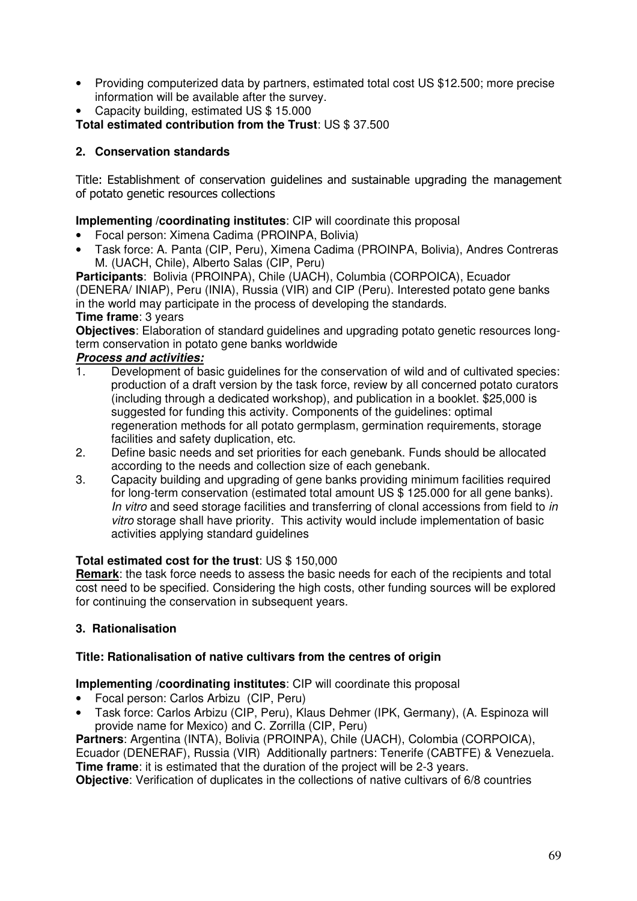- Providing computerized data by partners, estimated total cost US $12.500; more precise information will be available after the survey.
- Capacity building, estimated US $ 15.000

**Total estimated contribution from the Trust**: US $ 37.500

## 2. Conservation standards

Title: Establishment of conservation guidelines and sustainable upgrading the management of potato genetic resources collections

**Implementing /coordinating institutes**: CIP will coordinate this proposal

- Focal person: Ximena Cadima (PROINPA, Bolivia)
- Task force: A. Panta (CIP, Peru), Ximena Cadima (PROINPA, Bolivia), Andres Contreras M. (UACH, Chile), Alberto Salas (CIP, Peru)

**Participants**: Bolivia (PROINPA), Chile (UACH), Columbia (CORPOICA), Ecuador (DENERA/ INIAP), Peru (INIA), Russia (VIR) and CIP (Peru). Interested potato gene banks in the world may participate in the process of developing the standards.

**Time frame**: 3 years

**Objectives**: Elaboration of standard guidelines and upgrading potato genetic resources long-term conservation in potato gene banks worldwide

***Process and activities:***

1. Development of basic guidelines for the conservation of wild and of cultivated species: production of a draft version by the task force, review by all concerned potato curators (including through a dedicated workshop), and publication in a booklet. $25,000 is suggested for funding this activity. Components of the guidelines: optimal regeneration methods for all potato germplasm, germination requirements, storage facilities and safety duplication, etc.
2. Define basic needs and set priorities for each genebank. Funds should be allocated according to the needs and collection size of each genebank.
3. Capacity building and upgrading of gene banks providing minimum facilities required for long-term conservation (estimated total amount US $ 125.000 for all gene banks). *In vitro* and seed storage facilities and transferring of clonal accessions from field to *in vitro* storage shall have priority. This activity would include implementation of basic activities applying standard guidelines

**Total estimated cost for the trust**: US $ 150,000

**Remark**: the task force needs to assess the basic needs for each of the recipients and total cost need to be specified. Considering the high costs, other funding sources will be explored for continuing the conservation in subsequent years.

## 3. Rationalisation

**Title: Rationalisation of native cultivars from the centres of origin**

**Implementing /coordinating institutes**: CIP will coordinate this proposal

- Focal person: Carlos Arbizu (CIP, Peru)
- Task force: Carlos Arbizu (CIP, Peru), Klaus Dehmer (IPK, Germany), (A. Espinoza will provide name for Mexico) and C. Zorrilla (CIP, Peru)

**Partners**: Argentina (INTA), Bolivia (PROINPA), Chile (UACH), Colombia (CORPOICA), Ecuador (DENERAF), Russia (VIR) Additionally partners: Tenerife (CABTFE) & Venezuela.

**Time frame**: it is estimated that the duration of the project will be 2-3 years.

**Objective**: Verification of duplicates in the collections of native cultivars of 6/8 countries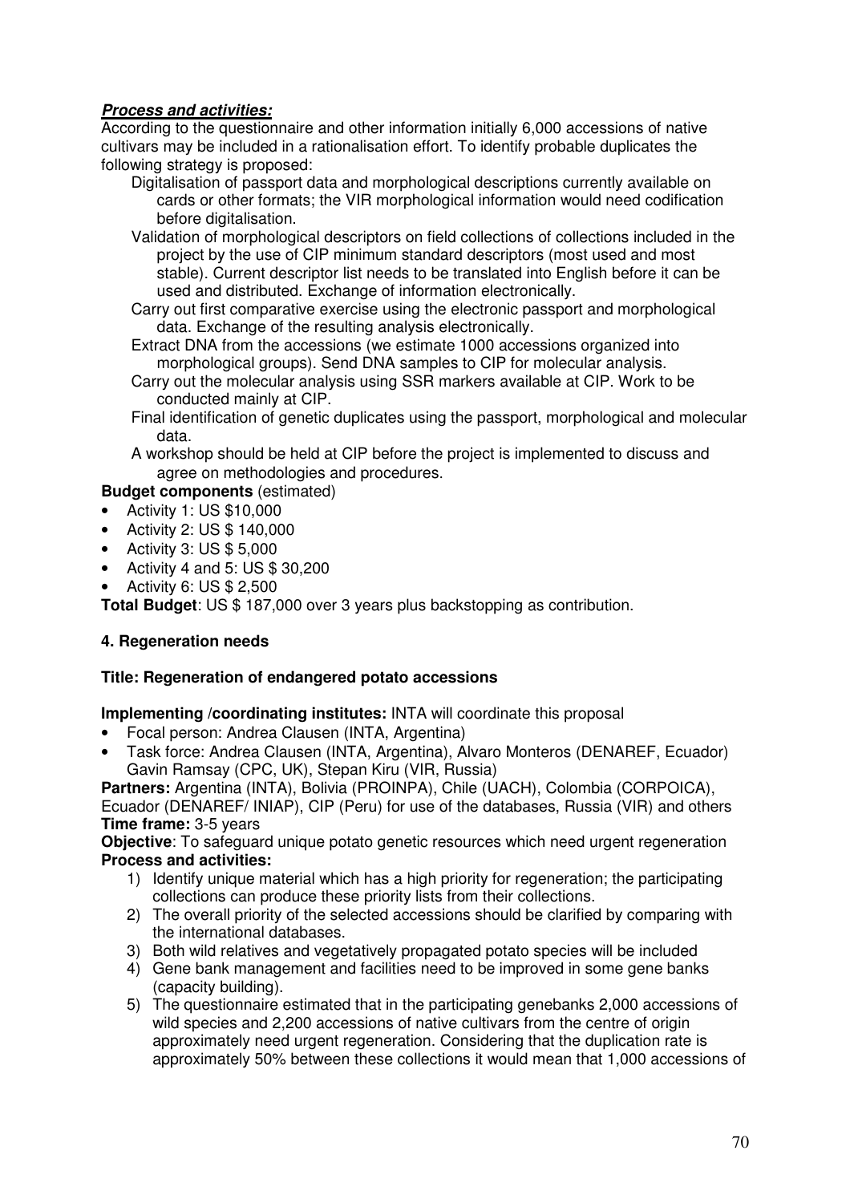***Process and activities:***
According to the questionnaire and other information initially 6,000 accessions of native cultivars may be included in a rationalisation effort. To identify probable duplicates the following strategy is proposed:

- Digitalisation of passport data and morphological descriptions currently available on cards or other formats; the VIR morphological information would need codification before digitalisation.
- Validation of morphological descriptors on field collections of collections included in the project by the use of CIP minimum standard descriptors (most used and most stable). Current descriptor list needs to be translated into English before it can be used and distributed. Exchange of information electronically.
- Carry out first comparative exercise using the electronic passport and morphological data. Exchange of the resulting analysis electronically.
- Extract DNA from the accessions (we estimate 1000 accessions organized into morphological groups). Send DNA samples to CIP for molecular analysis.
- Carry out the molecular analysis using SSR markers available at CIP. Work to be conducted mainly at CIP.
- Final identification of genetic duplicates using the passport, morphological and molecular data.
- A workshop should be held at CIP before the project is implemented to discuss and agree on methodologies and procedures.

**Budget components** (estimated)

- Activity 1: US $10,000
- Activity 2: US $ 140,000
- Activity 3: US $ 5,000
- Activity 4 and 5: US $ 30,200
- Activity 6: US $ 2,500

**Total Budget**: US $ 187,000 over 3 years plus backstopping as contribution.

### 4. Regeneration needs

**Title: Regeneration of endangered potato accessions**

**Implementing /coordinating institutes:** INTA will coordinate this proposal

- Focal person: Andrea Clausen (INTA, Argentina)
- Task force: Andrea Clausen (INTA, Argentina), Alvaro Monteros (DENAREF, Ecuador) Gavin Ramsay (CPC, UK), Stepan Kiru (VIR, Russia)

**Partners:** Argentina (INTA), Bolivia (PROINPA), Chile (UACH), Colombia (CORPOICA), Ecuador (DENAREF/ INIAP), CIP (Peru) for use of the databases, Russia (VIR) and others
**Time frame:** 3-5 years
**Objective**: To safeguard unique potato genetic resources which need urgent regeneration
**Process and activities:**

1) Identify unique material which has a high priority for regeneration; the participating collections can produce these priority lists from their collections.
2) The overall priority of the selected accessions should be clarified by comparing with the international databases.
3) Both wild relatives and vegetatively propagated potato species will be included
4) Gene bank management and facilities need to be improved in some gene banks (capacity building).
5) The questionnaire estimated that in the participating genebanks 2,000 accessions of wild species and 2,200 accessions of native cultivars from the centre of origin approximately need urgent regeneration. Considering that the duplication rate is approximately 50% between these collections it would mean that 1,000 accessions of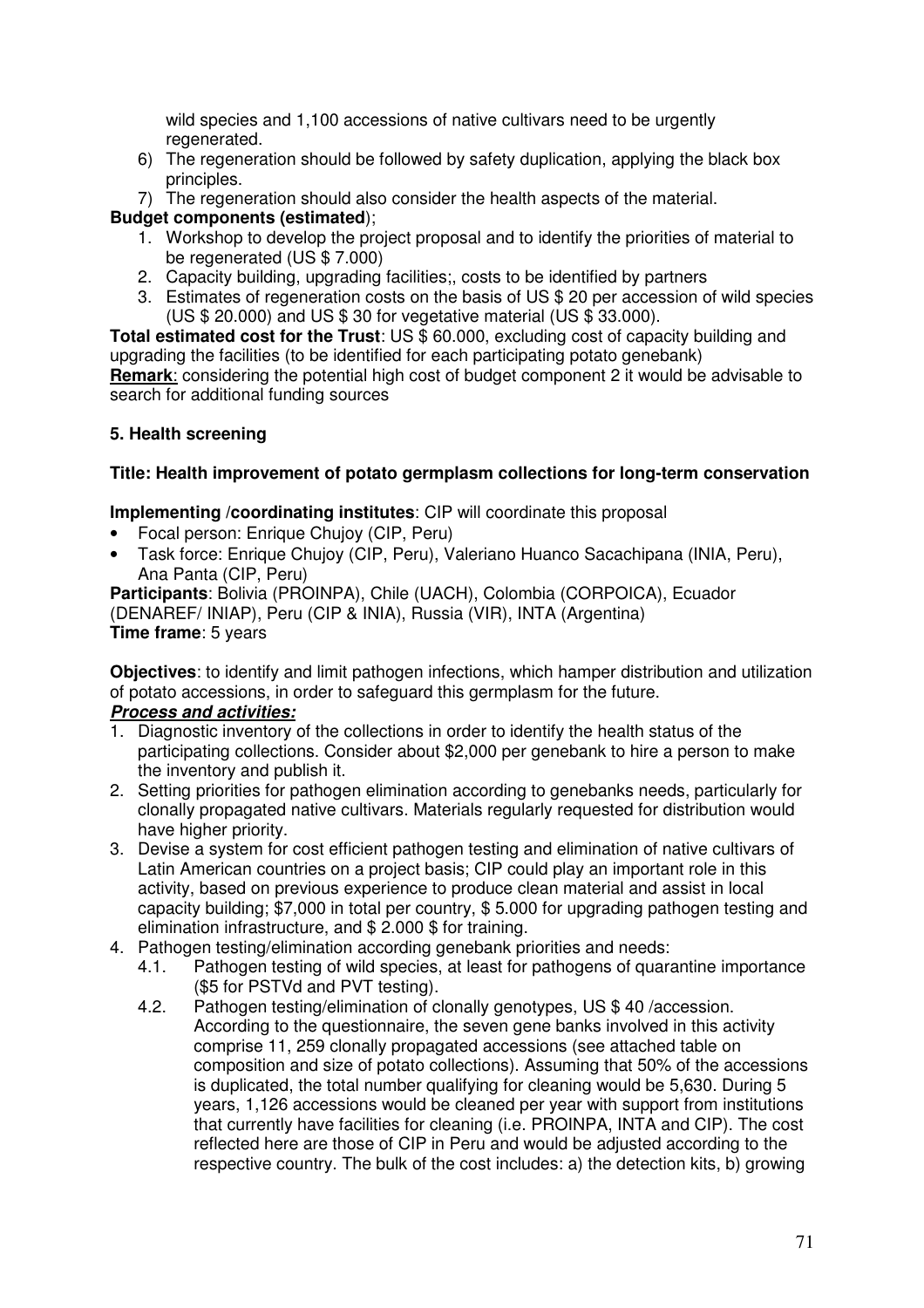wild species and 1,100 accessions of native cultivars need to be urgently regenerated.

6) The regeneration should be followed by safety duplication, applying the black box principles.
7) The regeneration should also consider the health aspects of the material.

**Budget components (estimated**);

1. Workshop to develop the project proposal and to identify the priorities of material to be regenerated (US $ 7.000)
2. Capacity building, upgrading facilities;, costs to be identified by partners
3. Estimates of regeneration costs on the basis of US $ 20 per accession of wild species (US $ 20.000) and US $ 30 for vegetative material (US $ 33.000).

**Total estimated cost for the Trust**: US $ 60.000, excluding cost of capacity building and upgrading the facilities (to be identified for each participating potato genebank)
**Remark**: considering the potential high cost of budget component 2 it would be advisable to search for additional funding sources

### 5. Health screening

**Title: Health improvement of potato germplasm collections for long-term conservation**

**Implementing /coordinating institutes**: CIP will coordinate this proposal

- Focal person: Enrique Chujoy (CIP, Peru)
- Task force: Enrique Chujoy (CIP, Peru), Valeriano Huanco Sacachipana (INIA, Peru), Ana Panta (CIP, Peru)

**Participants**: Bolivia (PROINPA), Chile (UACH), Colombia (CORPOICA), Ecuador (DENAREF/ INIAP), Peru (CIP & INIA), Russia (VIR), INTA (Argentina)
**Time frame**: 5 years

**Objectives**: to identify and limit pathogen infections, which hamper distribution and utilization of potato accessions, in order to safeguard this germplasm for the future.

***Process and activities:***

1. Diagnostic inventory of the collections in order to identify the health status of the participating collections. Consider about $2,000 per genebank to hire a person to make the inventory and publish it.
2. Setting priorities for pathogen elimination according to genebanks needs, particularly for clonally propagated native cultivars. Materials regularly requested for distribution would have higher priority.
3. Devise a system for cost efficient pathogen testing and elimination of native cultivars of Latin American countries on a project basis; CIP could play an important role in this activity, based on previous experience to produce clean material and assist in local capacity building; $7,000 in total per country, $ 5.000 for upgrading pathogen testing and elimination infrastructure, and $ 2.000 $ for training.
4. Pathogen testing/elimination according genebank priorities and needs:
   - 4.1. Pathogen testing of wild species, at least for pathogens of quarantine importance ($5 for PSTVd and PVT testing).
   - 4.2. Pathogen testing/elimination of clonally genotypes, US $ 40 /accession. According to the questionnaire, the seven gene banks involved in this activity comprise 11, 259 clonally propagated accessions (see attached table on composition and size of potato collections). Assuming that 50% of the accessions is duplicated, the total number qualifying for cleaning would be 5,630. During 5 years, 1,126 accessions would be cleaned per year with support from institutions that currently have facilities for cleaning (i.e. PROINPA, INTA and CIP). The cost reflected here are those of CIP in Peru and would be adjusted according to the respective country. The bulk of the cost includes: a) the detection kits, b) growing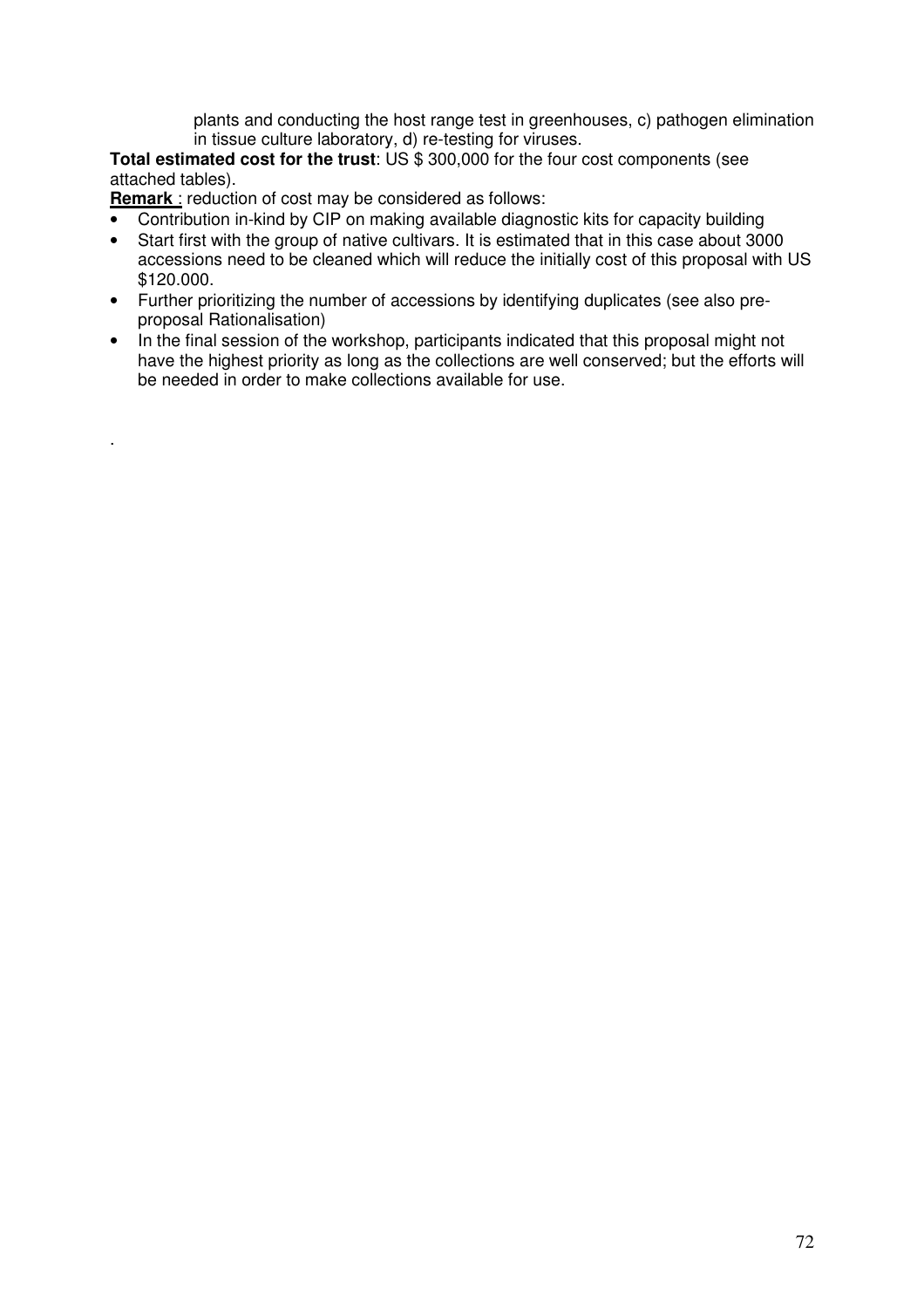plants and conducting the host range test in greenhouses, c) pathogen elimination in tissue culture laboratory, d) re-testing for viruses.

**Total estimated cost for the trust**: US $ 300,000 for the four cost components (see attached tables).

**Remark** : reduction of cost may be considered as follows:

- Contribution in-kind by CIP on making available diagnostic kits for capacity building
- Start first with the group of native cultivars. It is estimated that in this case about 3000 accessions need to be cleaned which will reduce the initially cost of this proposal with US $120.000.
- Further prioritizing the number of accessions by identifying duplicates (see also pre-proposal Rationalisation)
- In the final session of the workshop, participants indicated that this proposal might not have the highest priority as long as the collections are well conserved; but the efforts will be needed in order to make collections available for use.

.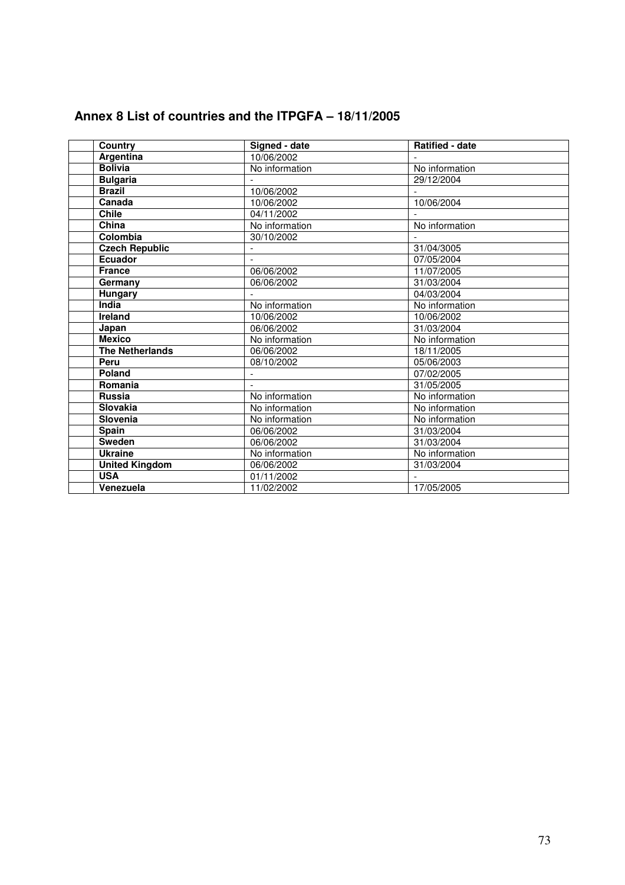## Annex 8 List of countries and the ITPGFA – 18/11/2005

| Country | Signed - date | Ratified - date |
|---|---|---|
| **Argentina** | 10/06/2002 | - |
| **Bolivia** | No information | No information |
| **Bulgaria** | - | 29/12/2004 |
| **Brazil** | 10/06/2002 | - |
| **Canada** | 10/06/2002 | 10/06/2004 |
| **Chile** | 04/11/2002 | - |
| **China** | No information | No information |
| **Colombia** | 30/10/2002 | - |
| **Czech Republic** | - | 31/04/3005 |
| **Ecuador** | - | 07/05/2004 |
| **France** | 06/06/2002 | 11/07/2005 |
| **Germany** | 06/06/2002 | 31/03/2004 |
| **Hungary** | - | 04/03/2004 |
| **India** | No information | No information |
| **Ireland** | 10/06/2002 | 10/06/2002 |
| **Japan** | 06/06/2002 | 31/03/2004 |
| **Mexico** | No information | No information |
| **The Netherlands** | 06/06/2002 | 18/11/2005 |
| **Peru** | 08/10/2002 | 05/06/2003 |
| **Poland** | - | 07/02/2005 |
| **Romania** | - | 31/05/2005 |
| **Russia** | No information | No information |
| **Slovakia** | No information | No information |
| **Slovenia** | No information | No information |
| **Spain** | 06/06/2002 | 31/03/2004 |
| **Sweden** | 06/06/2002 | 31/03/2004 |
| **Ukraine** | No information | No information |
| **United Kingdom** | 06/06/2002 | 31/03/2004 |
| **USA** | 01/11/2002 | - |
| **Venezuela** | 11/02/2002 | 17/05/2005 |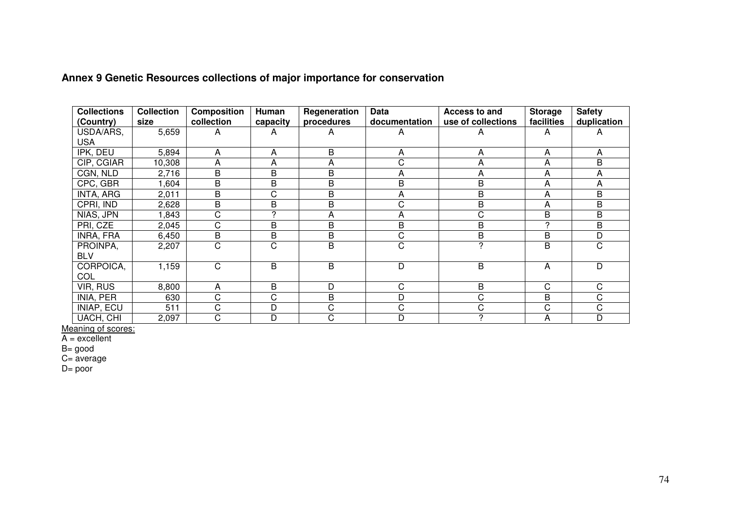## Annex 9 Genetic Resources collections of major importance for conservation

| Collections (Country) | Collection size | Composition collection | Human capacity | Regeneration procedures | Data documentation | Access to and use of collections | Storage facilities | Safety duplication |
|---|---|---|---|---|---|---|---|---|
| USDA/ARS, USA | 5,659 | A | A | A | A | A | A | A |
| IPK, DEU | 5,894 | A | A | B | A | A | A | A |
| CIP, CGIAR | 10,308 | A | A | A | C | A | A | B |
| CGN, NLD | 2,716 | B | B | B | A | A | A | A |
| CPC, GBR | 1,604 | B | B | B | B | B | A | A |
| INTA, ARG | 2,011 | B | C | B | A | B | A | B |
| CPRI, IND | 2,628 | B | B | B | C | B | A | B |
| NIAS, JPN | 1,843 | C | ? | A | A | C | B | B |
| PRI, CZE | 2,045 | C | B | B | B | B | ? | B |
| INRA, FRA | 6,450 | B | B | B | C | B | B | D |
| PROINPA, BLV | 2,207 | C | C | B | C | ? | B | C |
| CORPOICA, COL | 1,159 | C | B | B | D | B | A | D |
| VIR, RUS | 8,800 | A | B | D | C | B | C | C |
| INIA, PER | 630 | C | C | B | D | C | B | C |
| INIAP, ECU | 511 | C | D | C | C | C | C | C |
| UACH, CHI | 2,097 | C | D | C | D | ? | A | D |

Meaning of scores:
A = excellent
B= good
C= average
D= poor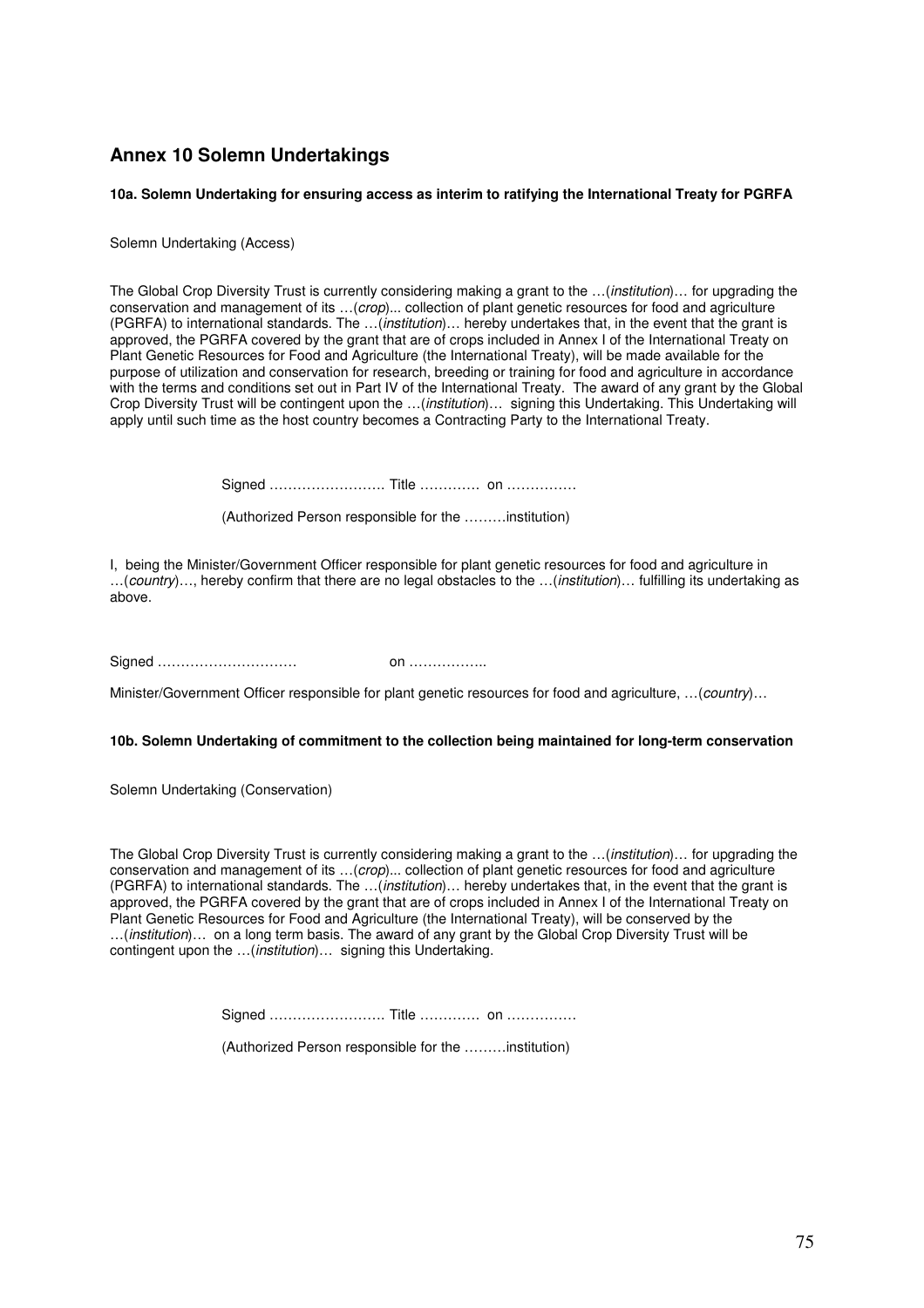## Annex 10 Solemn Undertakings

**10a. Solemn Undertaking for ensuring access as interim to ratifying the International Treaty for PGRFA**

Solemn Undertaking (Access)

The Global Crop Diversity Trust is currently considering making a grant to the …(*institution*)… for upgrading the conservation and management of its …(*crop*)... collection of plant genetic resources for food and agriculture (PGRFA) to international standards. The …(*institution*)… hereby undertakes that, in the event that the grant is approved, the PGRFA covered by the grant that are of crops included in Annex I of the International Treaty on Plant Genetic Resources for Food and Agriculture (the International Treaty), will be made available for the purpose of utilization and conservation for research, breeding or training for food and agriculture in accordance with the terms and conditions set out in Part IV of the International Treaty. The award of any grant by the Global Crop Diversity Trust will be contingent upon the …(*institution*)… signing this Undertaking. This Undertaking will apply until such time as the host country becomes a Contracting Party to the International Treaty.

Signed ……………………. Title ………… on ……………

(Authorized Person responsible for the ………institution)

I, being the Minister/Government Officer responsible for plant genetic resources for food and agriculture in …(*country*)…, hereby confirm that there are no legal obstacles to the …(*institution*)… fulfilling its undertaking as above.

Signed ………………………… on ……………..

Minister/Government Officer responsible for plant genetic resources for food and agriculture, …(*country*)…

**10b. Solemn Undertaking of commitment to the collection being maintained for long-term conservation**

Solemn Undertaking (Conservation)

The Global Crop Diversity Trust is currently considering making a grant to the …(*institution*)… for upgrading the conservation and management of its …(*crop*)... collection of plant genetic resources for food and agriculture (PGRFA) to international standards. The …(*institution*)… hereby undertakes that, in the event that the grant is approved, the PGRFA covered by the grant that are of crops included in Annex I of the International Treaty on Plant Genetic Resources for Food and Agriculture (the International Treaty), will be conserved by the …(*institution*)… on a long term basis. The award of any grant by the Global Crop Diversity Trust will be contingent upon the …(*institution*)… signing this Undertaking.

Signed ……………………. Title ………… on ……………

(Authorized Person responsible for the ………institution)